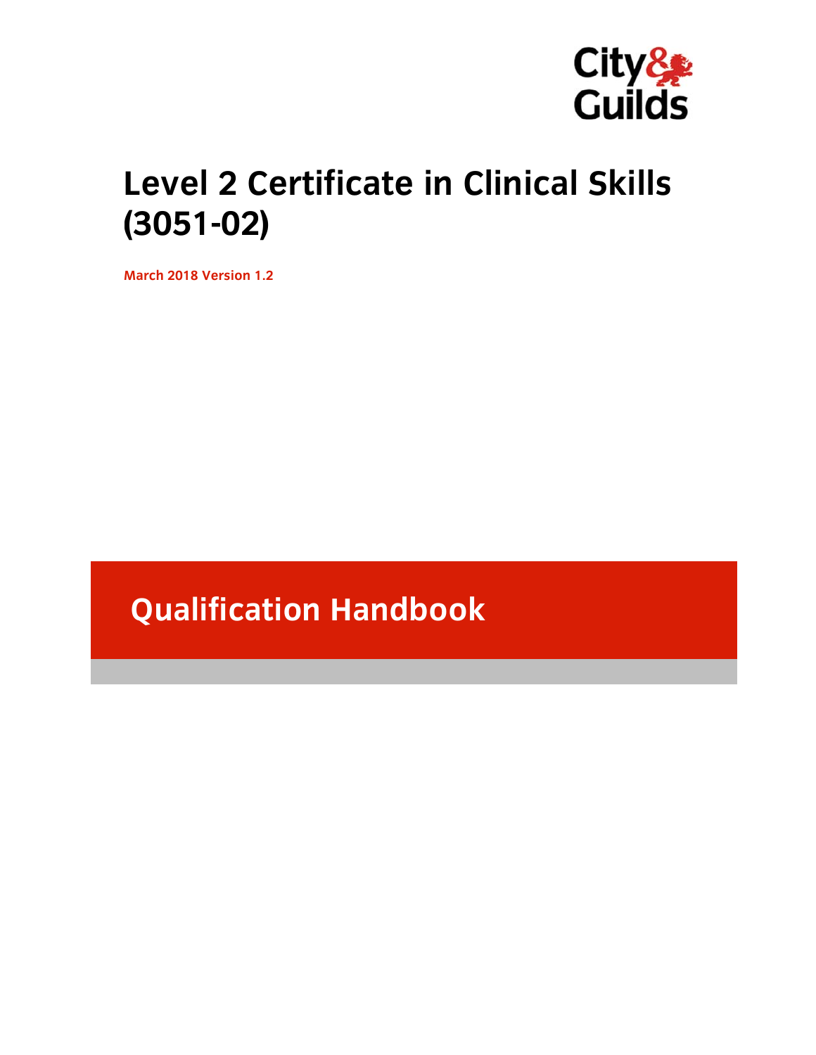City & Guilds

# Level 2 Certificate in Clinical Skills (3051-02)

**March 2018 Version 1.2**

## Qualification Handbook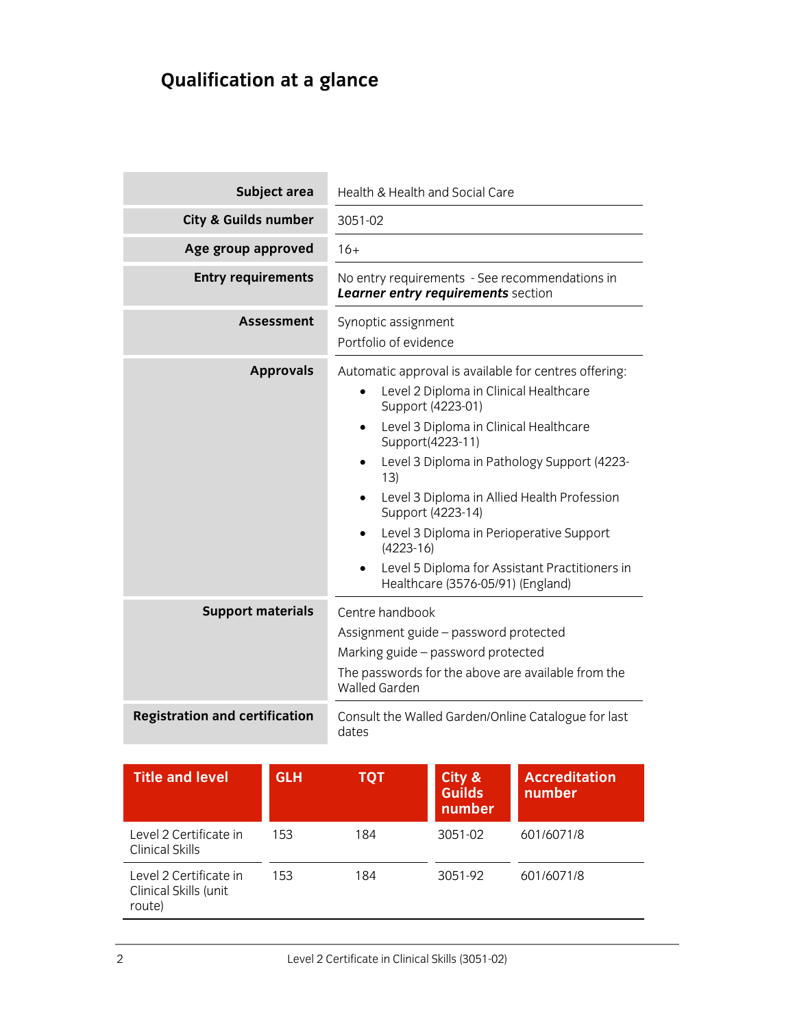# Qualification at a glance

| | |
|---|---|
| **Subject area** | Health & Health and Social Care |
| **City & Guilds number** | 3051-02 |
| **Age group approved** | 16+ |
| **Entry requirements** | No entry requirements - See recommendations in ***Learner entry requirements*** section |
| **Assessment** | Synoptic assignment<br>Portfolio of evidence |
| **Approvals** | Automatic approval is available for centres offering:<br>• Level 2 Diploma in Clinical Healthcare Support (4223-01)<br>• Level 3 Diploma in Clinical Healthcare Support(4223-11)<br>• Level 3 Diploma in Pathology Support (4223-13)<br>• Level 3 Diploma in Allied Health Profession Support (4223-14)<br>• Level 3 Diploma in Perioperative Support (4223-16)<br>• Level 5 Diploma for Assistant Practitioners in Healthcare (3576-05/91) (England) |
| **Support materials** | Centre handbook<br>Assignment guide – password protected<br>Marking guide – password protected<br>The passwords for the above are available from the Walled Garden |
| **Registration and certification** | Consult the Walled Garden/Online Catalogue for last dates |

| Title and level | GLH | TQT | City & Guilds number | Accreditation number |
|---|---|---|---|---|
| Level 2 Certificate in Clinical Skills | 153 | 184 | 3051-02 | 601/6071/8 |
| Level 2 Certificate in Clinical Skills (unit route) | 153 | 184 | 3051-92 | 601/6071/8 |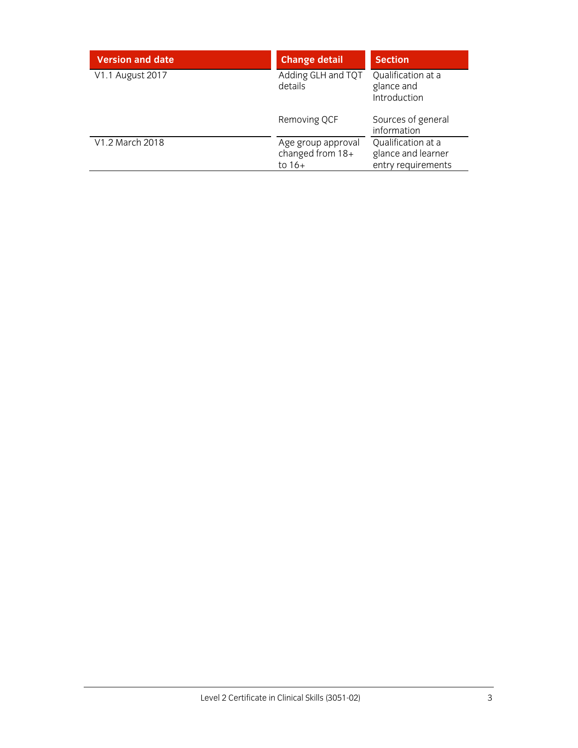| Version and date | Change detail | Section |
| --- | --- | --- |
| V1.1 August 2017 | Adding GLH and TQT details | Qualification at a glance and Introduction |
| | Removing QCF | Sources of general information |
| V1.2 March 2018 | Age group approval changed from 18+ to 16+ | Qualification at a glance and learner entry requirements |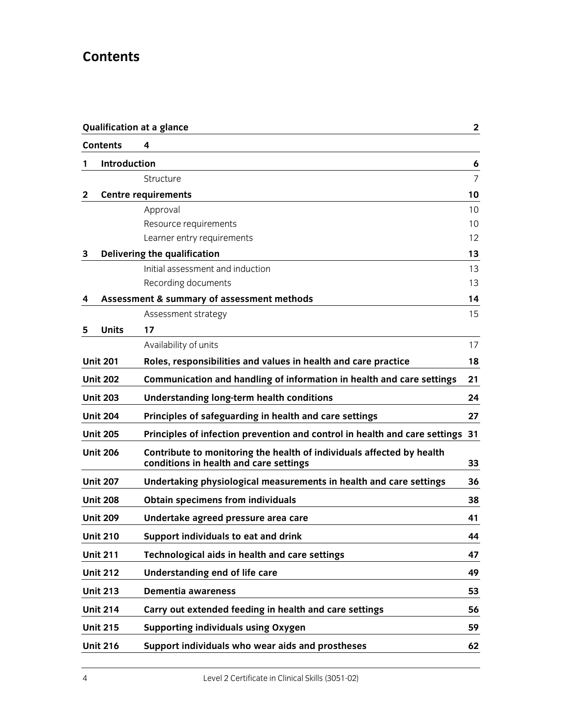# Contents

| | | |
|---|---|---|
| **Qualification at a glance** | | **2** |
| **Contents** | **4** | |
| **1** | **Introduction** | **6** |
| | Structure | 7 |
| **2** | **Centre requirements** | **10** |
| | Approval | 10 |
| | Resource requirements | 10 |
| | Learner entry requirements | 12 |
| **3** | **Delivering the qualification** | **13** |
| | Initial assessment and induction | 13 |
| | Recording documents | 13 |
| **4** | **Assessment & summary of assessment methods** | **14** |
| | Assessment strategy | 15 |
| **5** | **Units** **17** | |
| | Availability of units | 17 |
| **Unit 201** | **Roles, responsibilities and values in health and care practice** | **18** |
| **Unit 202** | **Communication and handling of information in health and care settings** | **21** |
| **Unit 203** | **Understanding long-term health conditions** | **24** |
| **Unit 204** | **Principles of safeguarding in health and care settings** | **27** |
| **Unit 205** | **Principles of infection prevention and control in health and care settings** | **31** |
| **Unit 206** | **Contribute to monitoring the health of individuals affected by health conditions in health and care settings** | **33** |
| **Unit 207** | **Undertaking physiological measurements in health and care settings** | **36** |
| **Unit 208** | **Obtain specimens from individuals** | **38** |
| **Unit 209** | **Undertake agreed pressure area care** | **41** |
| **Unit 210** | **Support individuals to eat and drink** | **44** |
| **Unit 211** | **Technological aids in health and care settings** | **47** |
| **Unit 212** | **Understanding end of life care** | **49** |
| **Unit 213** | **Dementia awareness** | **53** |
| **Unit 214** | **Carry out extended feeding in health and care settings** | **56** |
| **Unit 215** | **Supporting individuals using Oxygen** | **59** |
| **Unit 216** | **Support individuals who wear aids and prostheses** | **62** |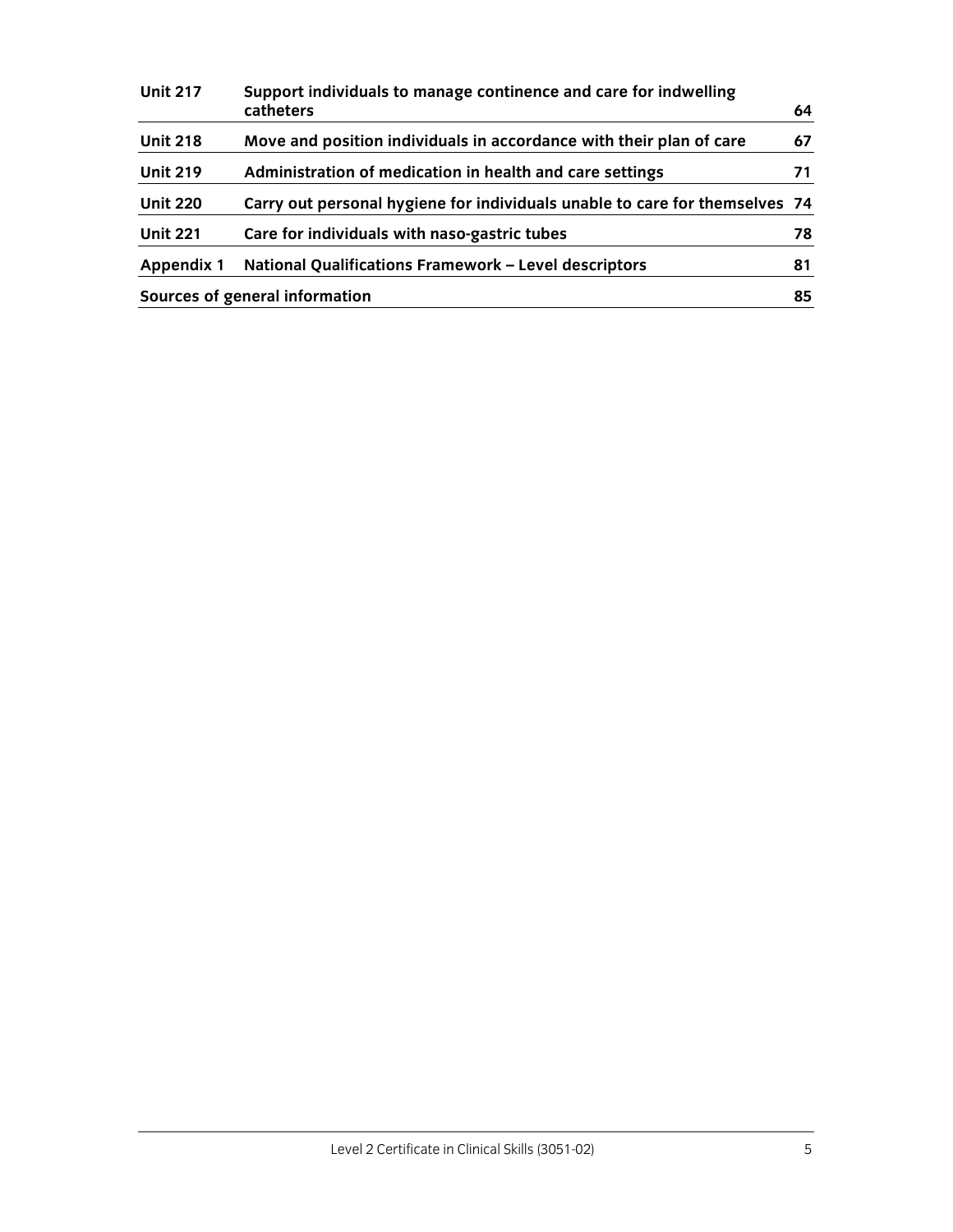| | | |
|---|---|---|
| **Unit 217** | **Support individuals to manage continence and care for indwelling catheters** | **64** |
| **Unit 218** | **Move and position individuals in accordance with their plan of care** | **67** |
| **Unit 219** | **Administration of medication in health and care settings** | **71** |
| **Unit 220** | **Carry out personal hygiene for individuals unable to care for themselves** | **74** |
| **Unit 221** | **Care for individuals with naso-gastric tubes** | **78** |
| **Appendix 1** | **National Qualifications Framework – Level descriptors** | **81** |
| **Sources of general information** | | **85** |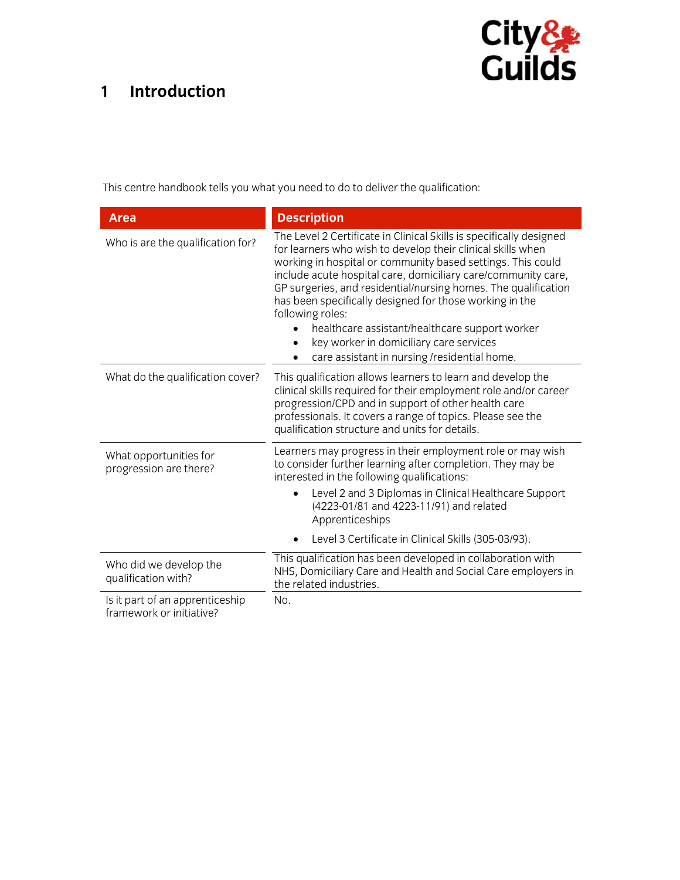# 1 Introduction

This centre handbook tells you what you need to do to deliver the qualification:

| Area | Description |
|---|---|
| Who is are the qualification for? | The Level 2 Certificate in Clinical Skills is specifically designed for learners who wish to develop their clinical skills when working in hospital or community based settings. This could include acute hospital care, domiciliary care/community care, GP surgeries, and residential/nursing homes. The qualification has been specifically designed for those working in the following roles:<br>• healthcare assistant/healthcare support worker<br>• key worker in domiciliary care services<br>• care assistant in nursing /residential home. |
| What do the qualification cover? | This qualification allows learners to learn and develop the clinical skills required for their employment role and/or career progression/CPD and in support of other health care professionals. It covers a range of topics. Please see the qualification structure and units for details. |
| What opportunities for progression are there? | Learners may progress in their employment role or may wish to consider further learning after completion. They may be interested in the following qualifications:<br>• Level 2 and 3 Diplomas in Clinical Healthcare Support (4223-01/81 and 4223-11/91) and related Apprenticeships<br>• Level 3 Certificate in Clinical Skills (305-03/93). |
| Who did we develop the qualification with? | This qualification has been developed in collaboration with NHS, Domiciliary Care and Health and Social Care employers in the related industries. |
| Is it part of an apprenticeship framework or initiative? | No. |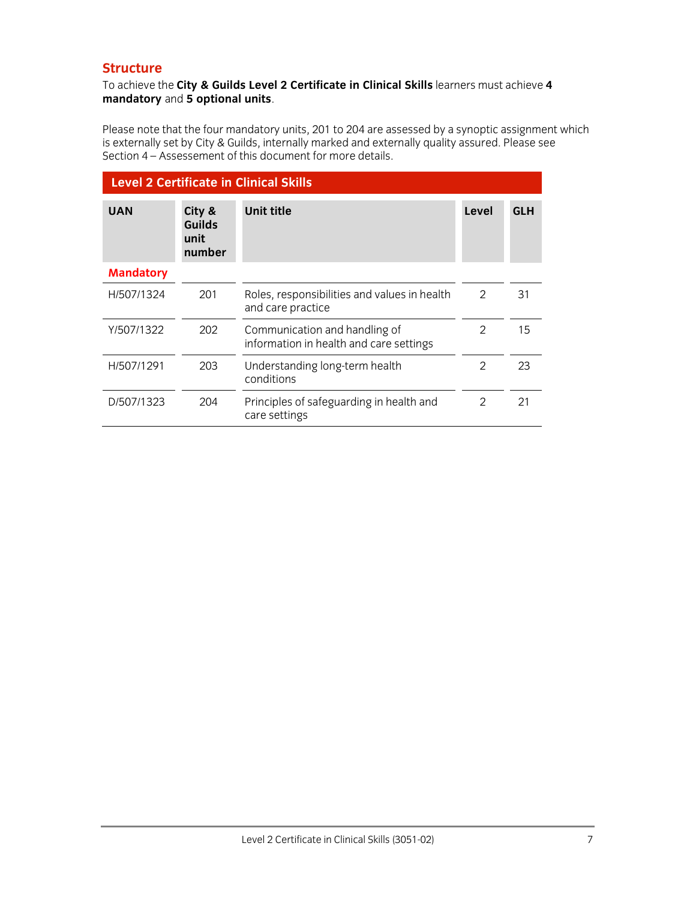## Structure

To achieve the **City & Guilds Level 2 Certificate in Clinical Skills** learners must achieve **4 mandatory** and **5 optional units**.

Please note that the four mandatory units, 201 to 204 are assessed by a synoptic assignment which is externally set by City & Guilds, internally marked and externally quality assured. Please see Section 4 – Assessement of this document for more details.

**Level 2 Certificate in Clinical Skills**

| UAN | City & Guilds unit number | Unit title | Level | GLH |
|---|---|---|---|---|
| **Mandatory** | | | | |
| H/507/1324 | 201 | Roles, responsibilities and values in health and care practice | 2 | 31 |
| Y/507/1322 | 202 | Communication and handling of information in health and care settings | 2 | 15 |
| H/507/1291 | 203 | Understanding long-term health conditions | 2 | 23 |
| D/507/1323 | 204 | Principles of safeguarding in health and care settings | 2 | 21 |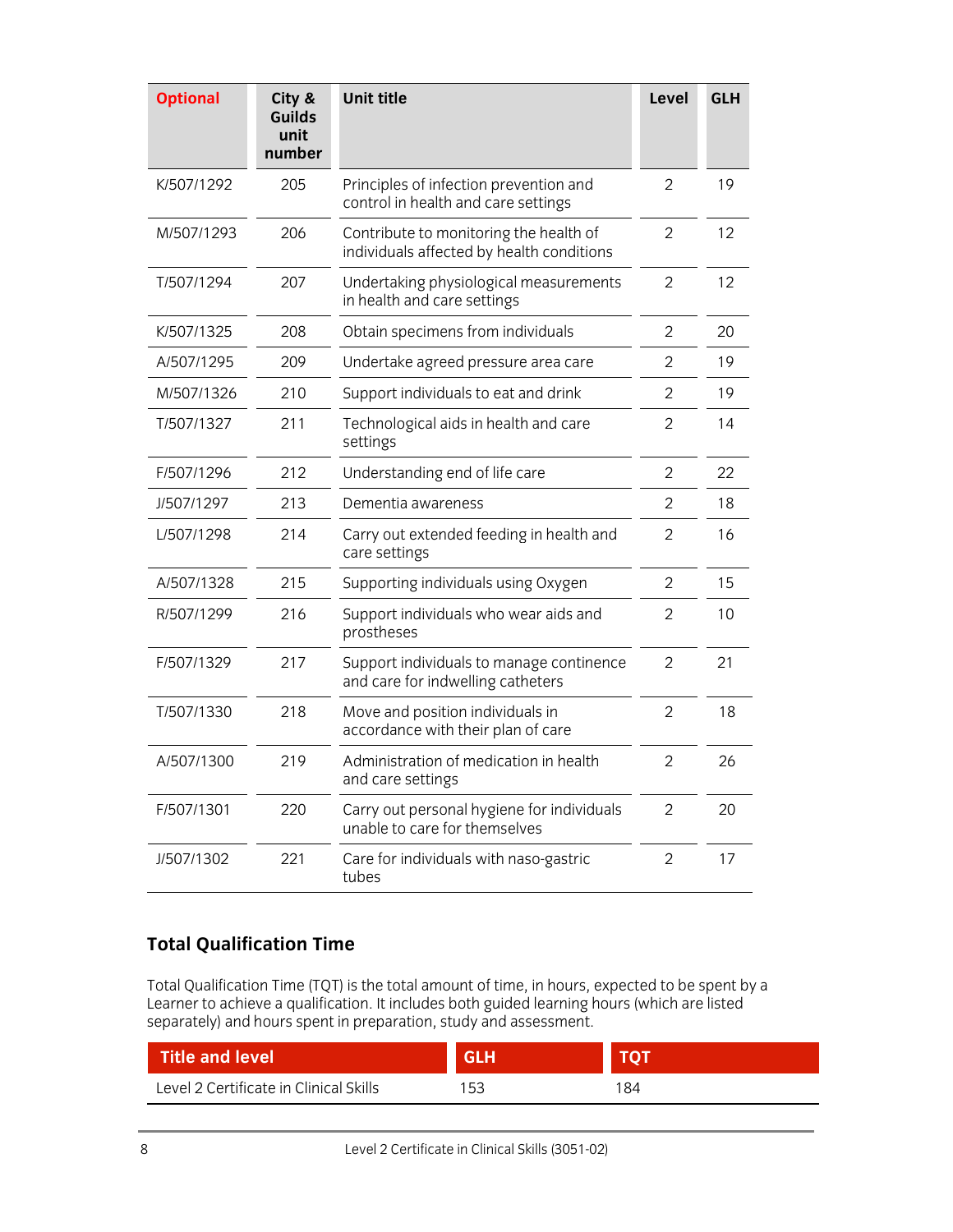| Optional | City & Guilds unit number | Unit title | Level | GLH |
|---|---|---|---|---|
| K/507/1292 | 205 | Principles of infection prevention and control in health and care settings | 2 | 19 |
| M/507/1293 | 206 | Contribute to monitoring the health of individuals affected by health conditions | 2 | 12 |
| T/507/1294 | 207 | Undertaking physiological measurements in health and care settings | 2 | 12 |
| K/507/1325 | 208 | Obtain specimens from individuals | 2 | 20 |
| A/507/1295 | 209 | Undertake agreed pressure area care | 2 | 19 |
| M/507/1326 | 210 | Support individuals to eat and drink | 2 | 19 |
| T/507/1327 | 211 | Technological aids in health and care settings | 2 | 14 |
| F/507/1296 | 212 | Understanding end of life care | 2 | 22 |
| J/507/1297 | 213 | Dementia awareness | 2 | 18 |
| L/507/1298 | 214 | Carry out extended feeding in health and care settings | 2 | 16 |
| A/507/1328 | 215 | Supporting individuals using Oxygen | 2 | 15 |
| R/507/1299 | 216 | Support individuals who wear aids and prostheses | 2 | 10 |
| F/507/1329 | 217 | Support individuals to manage continence and care for indwelling catheters | 2 | 21 |
| T/507/1330 | 218 | Move and position individuals in accordance with their plan of care | 2 | 18 |
| A/507/1300 | 219 | Administration of medication in health and care settings | 2 | 26 |
| F/507/1301 | 220 | Carry out personal hygiene for individuals unable to care for themselves | 2 | 20 |
| J/507/1302 | 221 | Care for individuals with naso-gastric tubes | 2 | 17 |

## Total Qualification Time

Total Qualification Time (TQT) is the total amount of time, in hours, expected to be spent by a Learner to achieve a qualification. It includes both guided learning hours (which are listed separately) and hours spent in preparation, study and assessment.

| Title and level | GLH | TQT |
|---|---|---|
| Level 2 Certificate in Clinical Skills | 153 | 184 |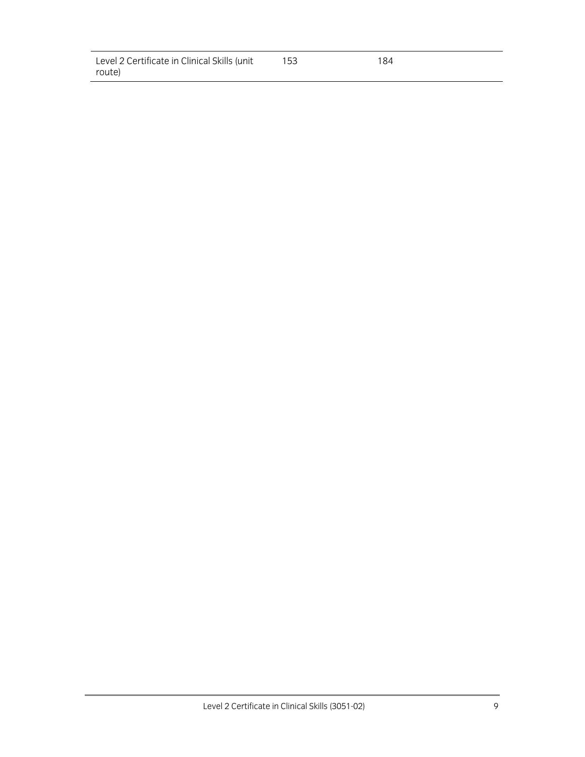| | | |
|---|---|---|
| Level 2 Certificate in Clinical Skills (unit route) | 153 | 184 |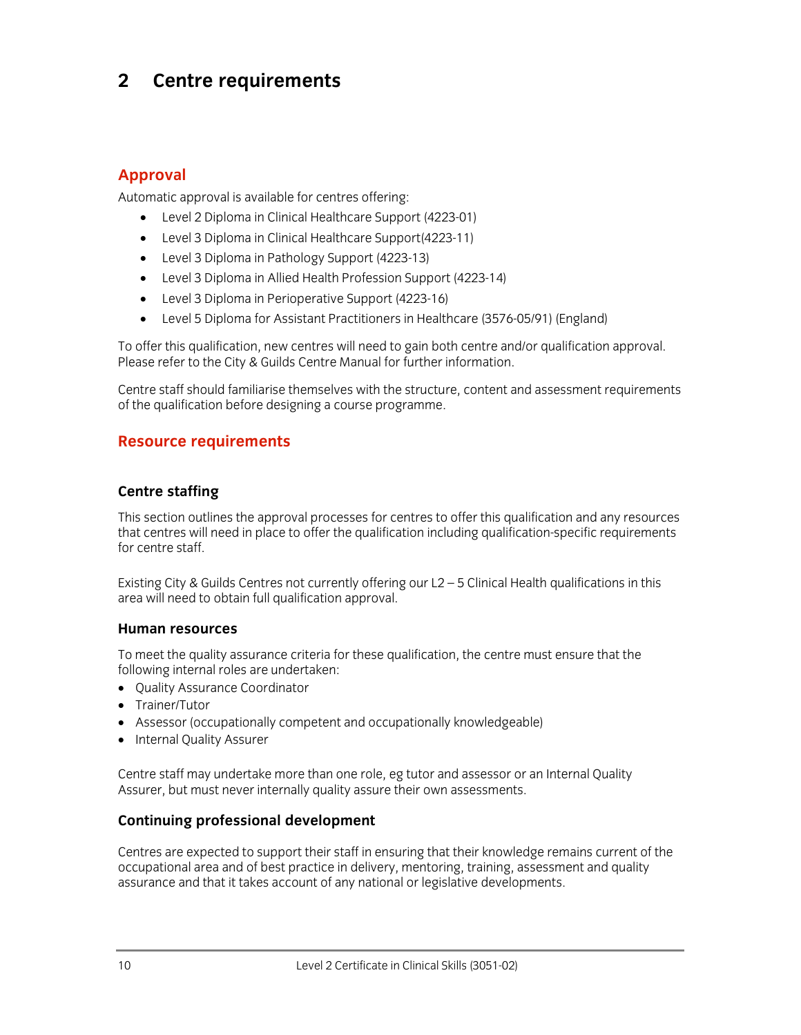# 2 Centre requirements

## Approval

Automatic approval is available for centres offering:

- Level 2 Diploma in Clinical Healthcare Support (4223-01)
- Level 3 Diploma in Clinical Healthcare Support(4223-11)
- Level 3 Diploma in Pathology Support (4223-13)
- Level 3 Diploma in Allied Health Profession Support (4223-14)
- Level 3 Diploma in Perioperative Support (4223-16)
- Level 5 Diploma for Assistant Practitioners in Healthcare (3576-05/91) (England)

To offer this qualification, new centres will need to gain both centre and/or qualification approval. Please refer to the City & Guilds Centre Manual for further information.

Centre staff should familiarise themselves with the structure, content and assessment requirements of the qualification before designing a course programme.

## Resource requirements

### Centre staffing

This section outlines the approval processes for centres to offer this qualification and any resources that centres will need in place to offer the qualification including qualification-specific requirements for centre staff.

Existing City & Guilds Centres not currently offering our L2 – 5 Clinical Health qualifications in this area will need to obtain full qualification approval.

### Human resources

To meet the quality assurance criteria for these qualification, the centre must ensure that the following internal roles are undertaken:

- Quality Assurance Coordinator
- Trainer/Tutor
- Assessor (occupationally competent and occupationally knowledgeable)
- Internal Quality Assurer

Centre staff may undertake more than one role, eg tutor and assessor or an Internal Quality Assurer, but must never internally quality assure their own assessments.

### Continuing professional development

Centres are expected to support their staff in ensuring that their knowledge remains current of the occupational area and of best practice in delivery, mentoring, training, assessment and quality assurance and that it takes account of any national or legislative developments.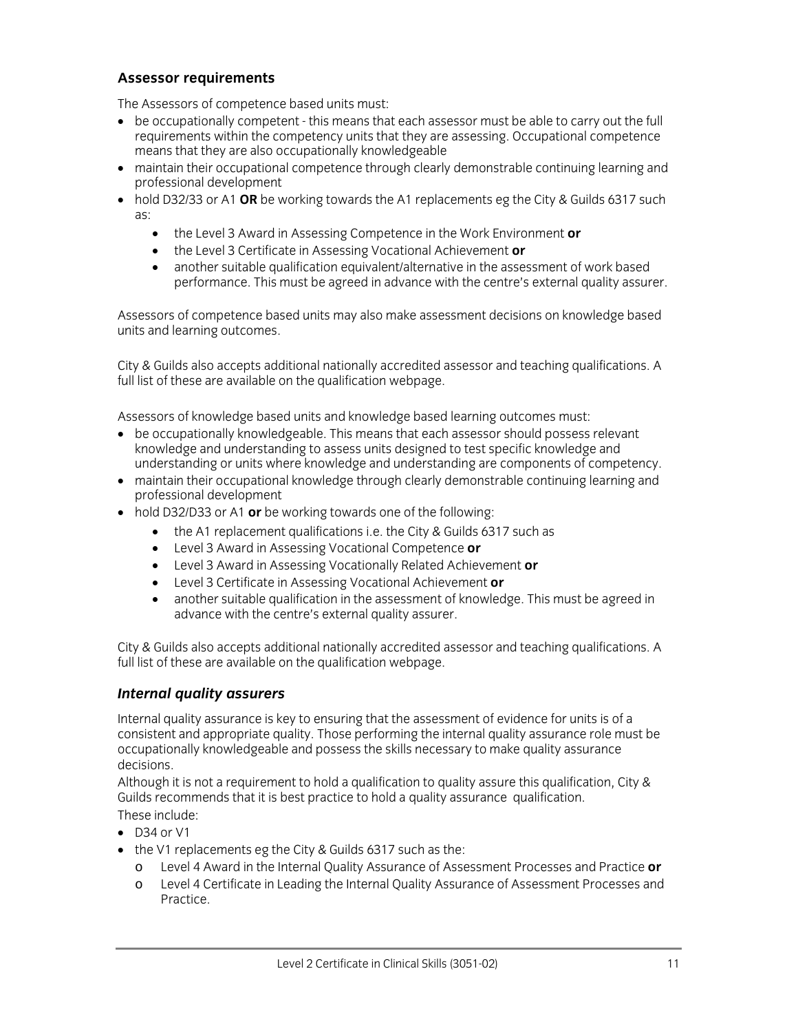### Assessor requirements

The Assessors of competence based units must:

- be occupationally competent - this means that each assessor must be able to carry out the full requirements within the competency units that they are assessing. Occupational competence means that they are also occupationally knowledgeable
- maintain their occupational competence through clearly demonstrable continuing learning and professional development
- hold D32/33 or A1 **OR** be working towards the A1 replacements eg the City & Guilds 6317 such as:
    - the Level 3 Award in Assessing Competence in the Work Environment **or**
    - the Level 3 Certificate in Assessing Vocational Achievement **or**
    - another suitable qualification equivalent/alternative in the assessment of work based performance. This must be agreed in advance with the centre's external quality assurer.

Assessors of competence based units may also make assessment decisions on knowledge based units and learning outcomes.

City & Guilds also accepts additional nationally accredited assessor and teaching qualifications. A full list of these are available on the qualification webpage.

Assessors of knowledge based units and knowledge based learning outcomes must:

- be occupationally knowledgeable. This means that each assessor should possess relevant knowledge and understanding to assess units designed to test specific knowledge and understanding or units where knowledge and understanding are components of competency.
- maintain their occupational knowledge through clearly demonstrable continuing learning and professional development
- hold D32/D33 or A1 **or** be working towards one of the following:
    - the A1 replacement qualifications i.e. the City & Guilds 6317 such as
    - Level 3 Award in Assessing Vocational Competence **or**
    - Level 3 Award in Assessing Vocationally Related Achievement **or**
    - Level 3 Certificate in Assessing Vocational Achievement **or**
    - another suitable qualification in the assessment of knowledge. This must be agreed in advance with the centre's external quality assurer.

City & Guilds also accepts additional nationally accredited assessor and teaching qualifications. A full list of these are available on the qualification webpage.

### *Internal quality assurers*

Internal quality assurance is key to ensuring that the assessment of evidence for units is of a consistent and appropriate quality. Those performing the internal quality assurance role must be occupationally knowledgeable and possess the skills necessary to make quality assurance decisions.

Although it is not a requirement to hold a qualification to quality assure this qualification, City & Guilds recommends that it is best practice to hold a quality assurance qualification.

These include:

- D34 or V1
- the V1 replacements eg the City & Guilds 6317 such as the:
    - Level 4 Award in the Internal Quality Assurance of Assessment Processes and Practice **or**
    - Level 4 Certificate in Leading the Internal Quality Assurance of Assessment Processes and Practice.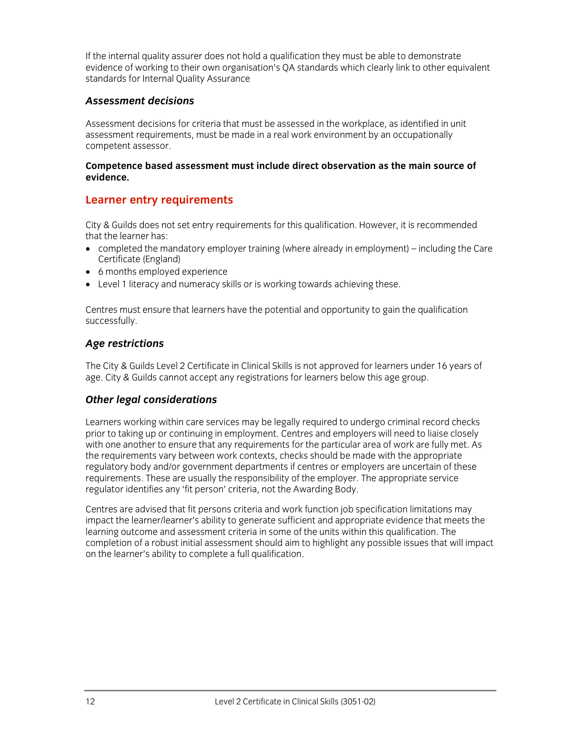If the internal quality assurer does not hold a qualification they must be able to demonstrate evidence of working to their own organisation's QA standards which clearly link to other equivalent standards for Internal Quality Assurance

### *Assessment decisions*

Assessment decisions for criteria that must be assessed in the workplace, as identified in unit assessment requirements, must be made in a real work environment by an occupationally competent assessor.

**Competence based assessment must include direct observation as the main source of evidence.**

## Learner entry requirements

City & Guilds does not set entry requirements for this qualification. However, it is recommended that the learner has:

- completed the mandatory employer training (where already in employment) – including the Care Certificate (England)
- 6 months employed experience
- Level 1 literacy and numeracy skills or is working towards achieving these.

Centres must ensure that learners have the potential and opportunity to gain the qualification successfully.

### *Age restrictions*

The City & Guilds Level 2 Certificate in Clinical Skills is not approved for learners under 16 years of age. City & Guilds cannot accept any registrations for learners below this age group.

### *Other legal considerations*

Learners working within care services may be legally required to undergo criminal record checks prior to taking up or continuing in employment. Centres and employers will need to liaise closely with one another to ensure that any requirements for the particular area of work are fully met. As the requirements vary between work contexts, checks should be made with the appropriate regulatory body and/or government departments if centres or employers are uncertain of these requirements. These are usually the responsibility of the employer. The appropriate service regulator identifies any 'fit person' criteria, not the Awarding Body.

Centres are advised that fit persons criteria and work function job specification limitations may impact the learner/learner's ability to generate sufficient and appropriate evidence that meets the learning outcome and assessment criteria in some of the units within this qualification. The completion of a robust initial assessment should aim to highlight any possible issues that will impact on the learner's ability to complete a full qualification.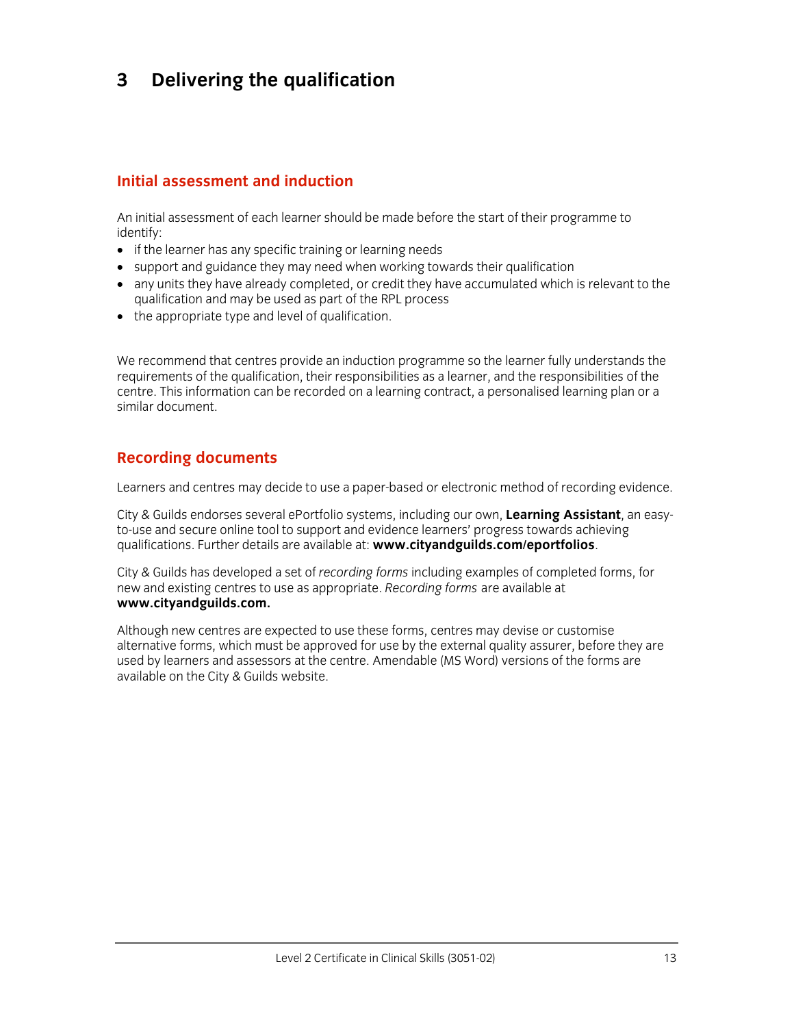# 3 Delivering the qualification

## Initial assessment and induction

An initial assessment of each learner should be made before the start of their programme to identify:

- if the learner has any specific training or learning needs
- support and guidance they may need when working towards their qualification
- any units they have already completed, or credit they have accumulated which is relevant to the qualification and may be used as part of the RPL process
- the appropriate type and level of qualification.

We recommend that centres provide an induction programme so the learner fully understands the requirements of the qualification, their responsibilities as a learner, and the responsibilities of the centre. This information can be recorded on a learning contract, a personalised learning plan or a similar document.

## Recording documents

Learners and centres may decide to use a paper-based or electronic method of recording evidence.

City & Guilds endorses several ePortfolio systems, including our own, **Learning Assistant**, an easy-to-use and secure online tool to support and evidence learners' progress towards achieving qualifications. Further details are available at: **www.cityandguilds.com/eportfolios**.

City & Guilds has developed a set of *recording forms* including examples of completed forms, for new and existing centres to use as appropriate. *Recording forms* are available at **www.cityandguilds.com.**

Although new centres are expected to use these forms, centres may devise or customise alternative forms, which must be approved for use by the external quality assurer, before they are used by learners and assessors at the centre. Amendable (MS Word) versions of the forms are available on the City & Guilds website.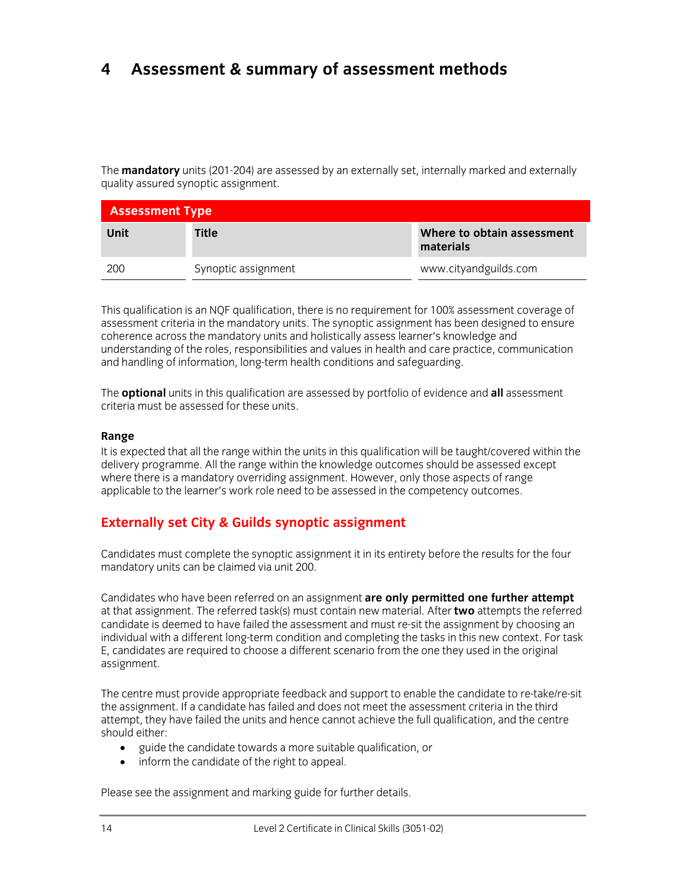# 4 Assessment & summary of assessment methods

The **mandatory** units (201-204) are assessed by an externally set, internally marked and externally quality assured synoptic assignment.

| Assessment Type | | |
|---|---|---|
| **Unit** | **Title** | **Where to obtain assessment materials** |
| 200 | Synoptic assignment | www.cityandguilds.com |

This qualification is an NQF qualification, there is no requirement for 100% assessment coverage of assessment criteria in the mandatory units. The synoptic assignment has been designed to ensure coherence across the mandatory units and holistically assess learner's knowledge and understanding of the roles, responsibilities and values in health and care practice, communication and handling of information, long-term health conditions and safeguarding.

The **optional** units in this qualification are assessed by portfolio of evidence and **all** assessment criteria must be assessed for these units.

**Range**

It is expected that all the range within the units in this qualification will be taught/covered within the delivery programme. All the range within the knowledge outcomes should be assessed except where there is a mandatory overriding assignment. However, only those aspects of range applicable to the learner's work role need to be assessed in the competency outcomes.

## Externally set City & Guilds synoptic assignment

Candidates must complete the synoptic assignment it in its entirety before the results for the four mandatory units can be claimed via unit 200.

Candidates who have been referred on an assignment **are only permitted one further attempt** at that assignment. The referred task(s) must contain new material. After **two** attempts the referred candidate is deemed to have failed the assessment and must re-sit the assignment by choosing an individual with a different long-term condition and completing the tasks in this new context. For task E, candidates are required to choose a different scenario from the one they used in the original assignment.

The centre must provide appropriate feedback and support to enable the candidate to re-take/re-sit the assignment. If a candidate has failed and does not meet the assessment criteria in the third attempt, they have failed the units and hence cannot achieve the full qualification, and the centre should either:

- guide the candidate towards a more suitable qualification, or
- inform the candidate of the right to appeal.

Please see the assignment and marking guide for further details.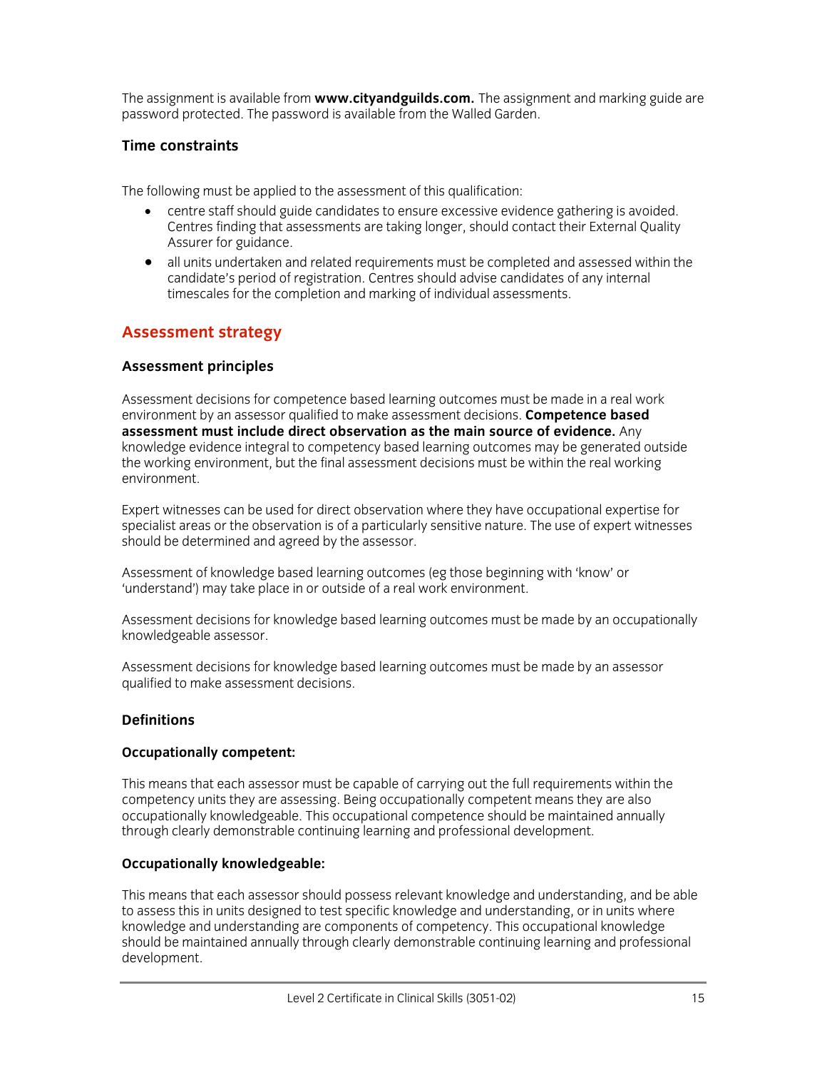The assignment is available from **www.cityandguilds.com.** The assignment and marking guide are password protected. The password is available from the Walled Garden.

### Time constraints

The following must be applied to the assessment of this qualification:

- centre staff should guide candidates to ensure excessive evidence gathering is avoided. Centres finding that assessments are taking longer, should contact their External Quality Assurer for guidance.
- all units undertaken and related requirements must be completed and assessed within the candidate's period of registration. Centres should advise candidates of any internal timescales for the completion and marking of individual assessments.

## Assessment strategy

### Assessment principles

Assessment decisions for competence based learning outcomes must be made in a real work environment by an assessor qualified to make assessment decisions. **Competence based assessment must include direct observation as the main source of evidence.** Any knowledge evidence integral to competency based learning outcomes may be generated outside the working environment, but the final assessment decisions must be within the real working environment.

Expert witnesses can be used for direct observation where they have occupational expertise for specialist areas or the observation is of a particularly sensitive nature. The use of expert witnesses should be determined and agreed by the assessor.

Assessment of knowledge based learning outcomes (eg those beginning with 'know' or 'understand') may take place in or outside of a real work environment.

Assessment decisions for knowledge based learning outcomes must be made by an occupationally knowledgeable assessor.

Assessment decisions for knowledge based learning outcomes must be made by an assessor qualified to make assessment decisions.

### Definitions

#### Occupationally competent:

This means that each assessor must be capable of carrying out the full requirements within the competency units they are assessing. Being occupationally competent means they are also occupationally knowledgeable. This occupational competence should be maintained annually through clearly demonstrable continuing learning and professional development.

#### Occupationally knowledgeable:

This means that each assessor should possess relevant knowledge and understanding, and be able to assess this in units designed to test specific knowledge and understanding, or in units where knowledge and understanding are components of competency. This occupational knowledge should be maintained annually through clearly demonstrable continuing learning and professional development.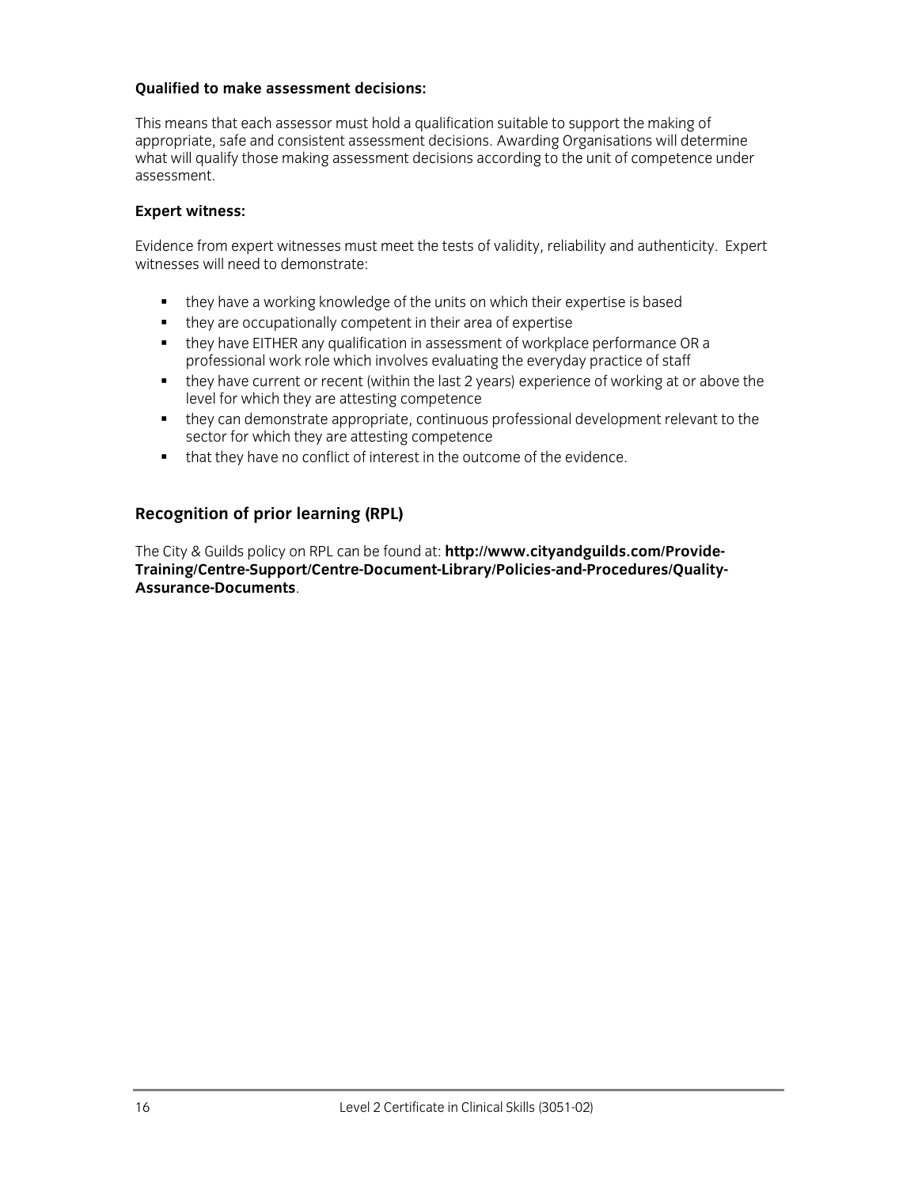**Qualified to make assessment decisions:**

This means that each assessor must hold a qualification suitable to support the making of appropriate, safe and consistent assessment decisions. Awarding Organisations will determine what will qualify those making assessment decisions according to the unit of competence under assessment.

**Expert witness:**

Evidence from expert witnesses must meet the tests of validity, reliability and authenticity. Expert witnesses will need to demonstrate:

- they have a working knowledge of the units on which their expertise is based
- they are occupationally competent in their area of expertise
- they have EITHER any qualification in assessment of workplace performance OR a professional work role which involves evaluating the everyday practice of staff
- they have current or recent (within the last 2 years) experience of working at or above the level for which they are attesting competence
- they can demonstrate appropriate, continuous professional development relevant to the sector for which they are attesting competence
- that they have no conflict of interest in the outcome of the evidence.

## Recognition of prior learning (RPL)

The City & Guilds policy on RPL can be found at: **http://www.cityandguilds.com/Provide-Training/Centre-Support/Centre-Document-Library/Policies-and-Procedures/Quality-Assurance-Documents**.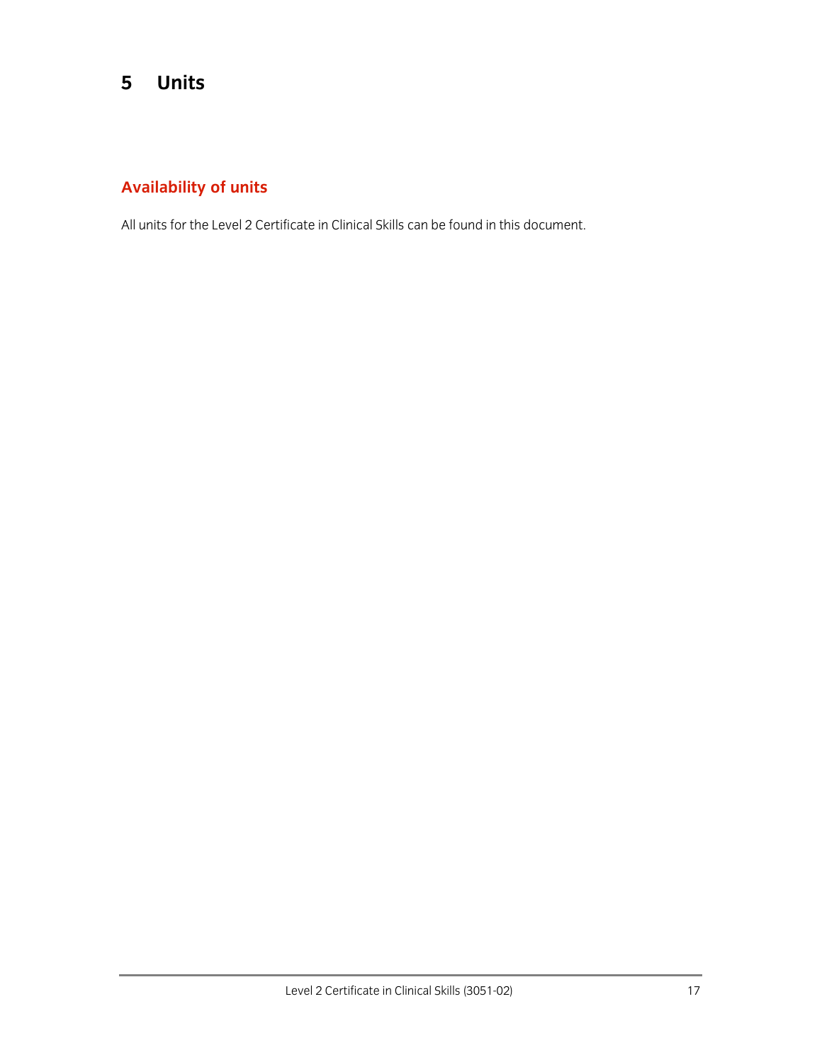# 5 Units

## Availability of units

All units for the Level 2 Certificate in Clinical Skills can be found in this document.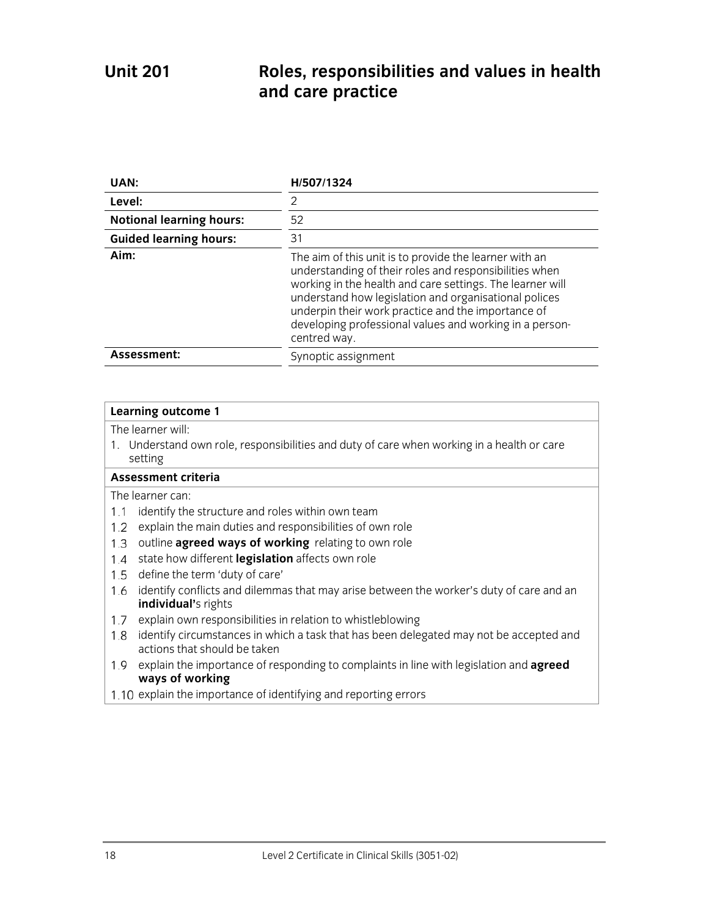# Unit 201 Roles, responsibilities and values in health and care practice

| | |
|---|---|
| **UAN:** | **H/507/1324** |
| **Level:** | 2 |
| **Notional learning hours:** | 52 |
| **Guided learning hours:** | 31 |
| **Aim:** | The aim of this unit is to provide the learner with an understanding of their roles and responsibilities when working in the health and care settings. The learner will understand how legislation and organisational polices underpin their work practice and the importance of developing professional values and working in a person-centred way. |
| **Assessment:** | Synoptic assignment |

**Learning outcome 1**

The learner will:

1. Understand own role, responsibilities and duty of care when working in a health or care setting

**Assessment criteria**

The learner can:

1.1 identify the structure and roles within own team
1.2 explain the main duties and responsibilities of own role
1.3 outline **agreed ways of working** relating to own role
1.4 state how different **legislation** affects own role
1.5 define the term 'duty of care'
1.6 identify conflicts and dilemmas that may arise between the worker's duty of care and an **individual'**s rights
1.7 explain own responsibilities in relation to whistleblowing
1.8 identify circumstances in which a task that has been delegated may not be accepted and actions that should be taken
1.9 explain the importance of responding to complaints in line with legislation and **agreed ways of working**
1.10 explain the importance of identifying and reporting errors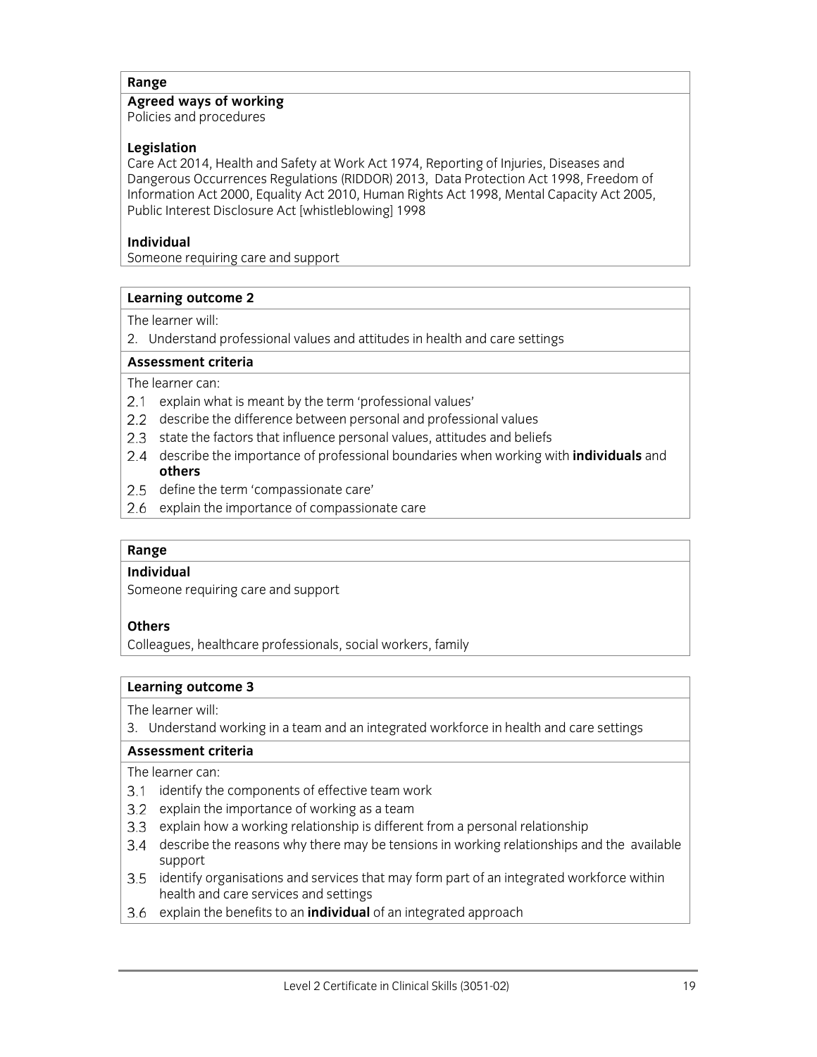**Range**

**Agreed ways of working**
Policies and procedures

**Legislation**
Care Act 2014, Health and Safety at Work Act 1974, Reporting of Injuries, Diseases and Dangerous Occurrences Regulations (RIDDOR) 2013, Data Protection Act 1998, Freedom of Information Act 2000, Equality Act 2010, Human Rights Act 1998, Mental Capacity Act 2005, Public Interest Disclosure Act [whistleblowing] 1998

**Individual**
Someone requiring care and support

**Learning outcome 2**

The learner will:

2. Understand professional values and attitudes in health and care settings

**Assessment criteria**

The learner can:

- 2.1 explain what is meant by the term 'professional values'
- 2.2 describe the difference between personal and professional values
- 2.3 state the factors that influence personal values, attitudes and beliefs
- 2.4 describe the importance of professional boundaries when working with **individuals** and **others**
- 2.5 define the term 'compassionate care'
- 2.6 explain the importance of compassionate care

**Range**

**Individual**
Someone requiring care and support

**Others**
Colleagues, healthcare professionals, social workers, family

**Learning outcome 3**

The learner will:

3. Understand working in a team and an integrated workforce in health and care settings

**Assessment criteria**

The learner can:

- 3.1 identify the components of effective team work
- 3.2 explain the importance of working as a team
- 3.3 explain how a working relationship is different from a personal relationship
- 3.4 describe the reasons why there may be tensions in working relationships and the available support
- 3.5 identify organisations and services that may form part of an integrated workforce within health and care services and settings
- 3.6 explain the benefits to an **individual** of an integrated approach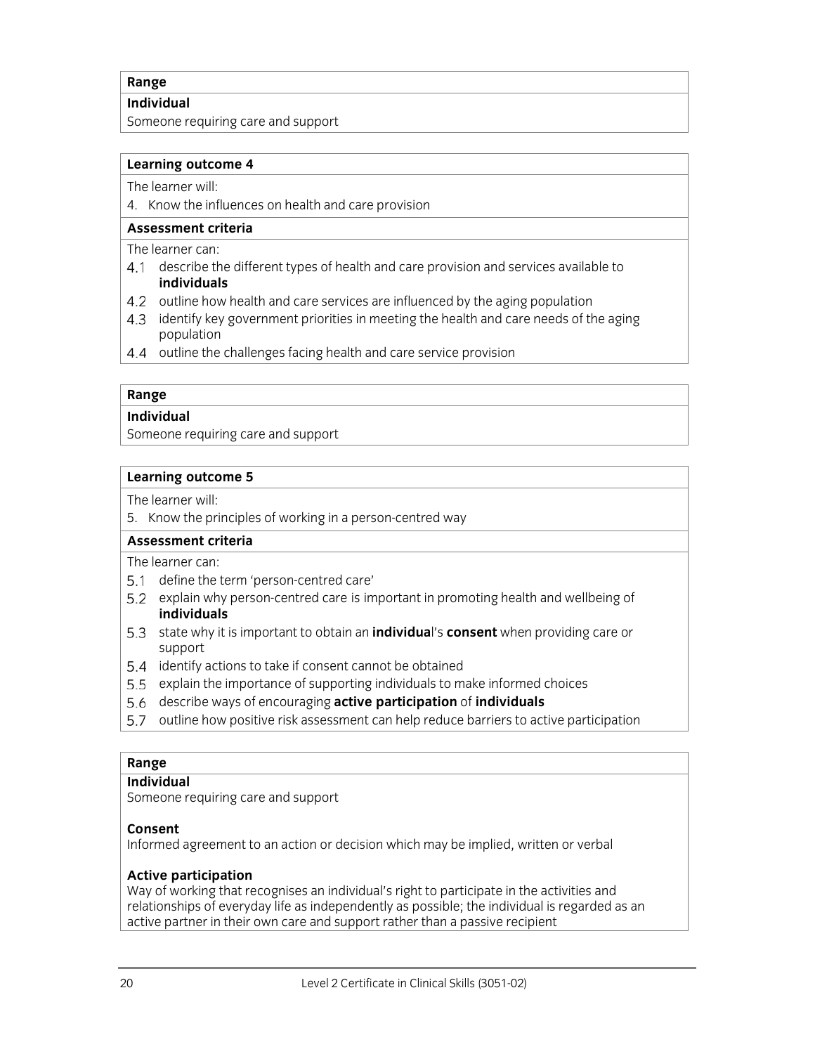| Range |
| --- |
| **Individual** |
| Someone requiring care and support |

| Learning outcome 4 |
| --- |
| The learner will: |
| 4. Know the influences on health and care provision |

**Assessment criteria**

The learner can:

4.1 describe the different types of health and care provision and services available to **individuals**

4.2 outline how health and care services are influenced by the aging population

4.3 identify key government priorities in meeting the health and care needs of the aging population

4.4 outline the challenges facing health and care service provision

| Range |
| --- |
| **Individual** |
| Someone requiring care and support |

| Learning outcome 5 |
| --- |
| The learner will: |
| 5. Know the principles of working in a person-centred way |

**Assessment criteria**

The learner can:

5.1 define the term 'person-centred care'

5.2 explain why person-centred care is important in promoting health and wellbeing of **individuals**

5.3 state why it is important to obtain an **individua**l's **consent** when providing care or support

5.4 identify actions to take if consent cannot be obtained

5.5 explain the importance of supporting individuals to make informed choices

5.6 describe ways of encouraging **active participation** of **individuals**

5.7 outline how positive risk assessment can help reduce barriers to active participation

**Range**

**Individual**
Someone requiring care and support

**Consent**
Informed agreement to an action or decision which may be implied, written or verbal

**Active participation**
Way of working that recognises an individual's right to participate in the activities and relationships of everyday life as independently as possible; the individual is regarded as an active partner in their own care and support rather than a passive recipient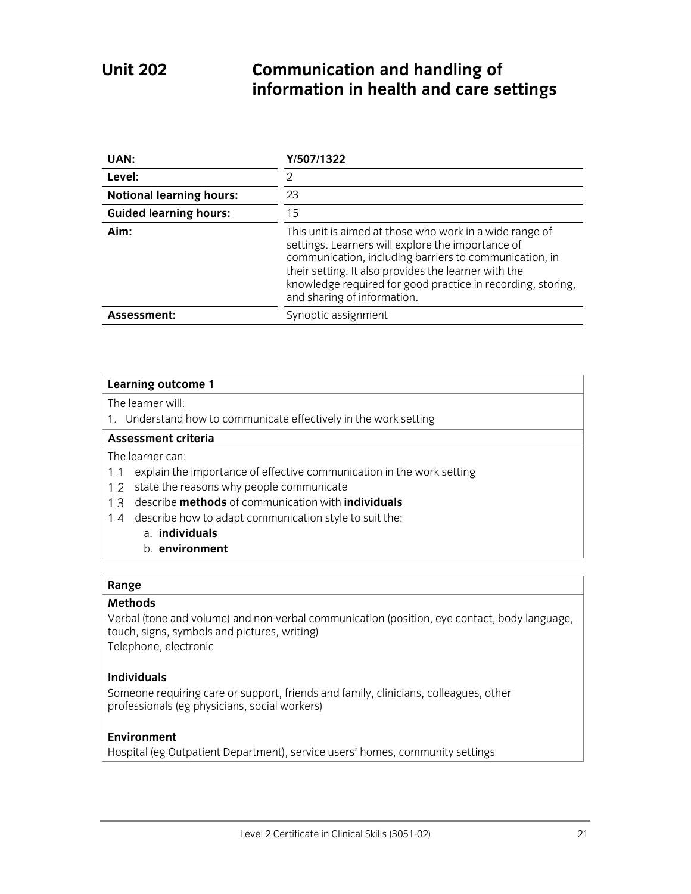# Unit 202 Communication and handling of information in health and care settings

| **UAN:** | **Y/507/1322** |
|---|---|
| **Level:** | 2 |
| **Notional learning hours:** | 23 |
| **Guided learning hours:** | 15 |
| **Aim:** | This unit is aimed at those who work in a wide range of settings. Learners will explore the importance of communication, including barriers to communication, in their setting. It also provides the learner with the knowledge required for good practice in recording, storing, and sharing of information. |
| **Assessment:** | Synoptic assignment |

| **Learning outcome 1** |
|---|
| The learner will: |
| 1. Understand how to communicate effectively in the work setting |
| **Assessment criteria** |
| The learner can: |
| 1.1 explain the importance of effective communication in the work setting |
| 1.2 state the reasons why people communicate |
| 1.3 describe **methods** of communication with **individuals** |
| 1.4 describe how to adapt communication style to suit the: <br> a. **individuals** <br> b. **environment** |

**Range**

**Methods**

Verbal (tone and volume) and non-verbal communication (position, eye contact, body language, touch, signs, symbols and pictures, writing)
Telephone, electronic

**Individuals**

Someone requiring care or support, friends and family, clinicians, colleagues, other professionals (eg physicians, social workers)

**Environment**

Hospital (eg Outpatient Department), service users' homes, community settings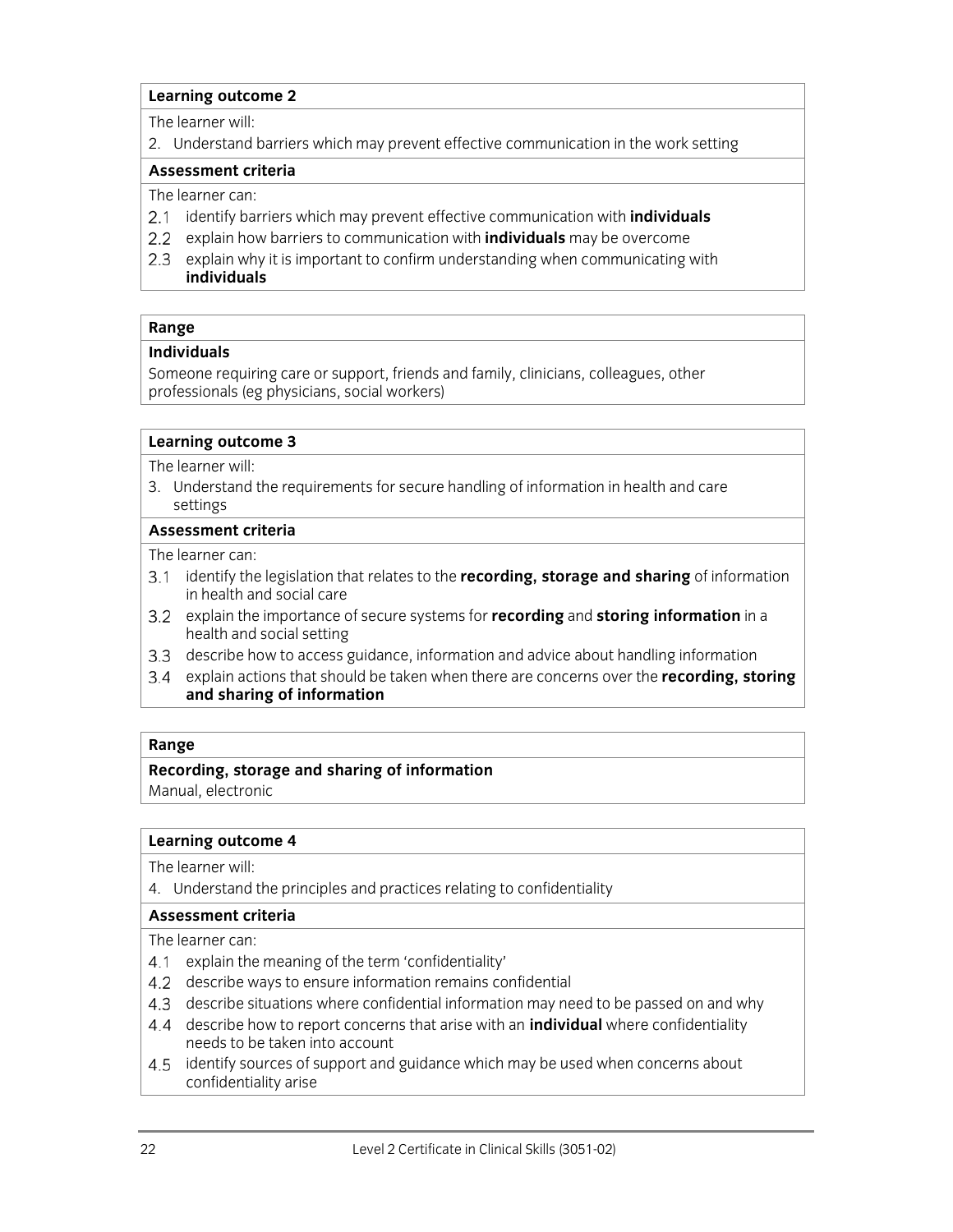**Learning outcome 2**

The learner will:

2. Understand barriers which may prevent effective communication in the work setting

**Assessment criteria**

The learner can:

2.1 identify barriers which may prevent effective communication with **individuals**
2.2 explain how barriers to communication with **individuals** may be overcome
2.3 explain why it is important to confirm understanding when communicating with **individuals**

**Range**

**Individuals**

Someone requiring care or support, friends and family, clinicians, colleagues, other professionals (eg physicians, social workers)

**Learning outcome 3**

The learner will:

3. Understand the requirements for secure handling of information in health and care settings

**Assessment criteria**

The learner can:

3.1 identify the legislation that relates to the **recording, storage and sharing** of information in health and social care
3.2 explain the importance of secure systems for **recording** and **storing information** in a health and social setting
3.3 describe how to access guidance, information and advice about handling information
3.4 explain actions that should be taken when there are concerns over the **recording, storing and sharing of information**

**Range**

**Recording, storage and sharing of information**

Manual, electronic

**Learning outcome 4**

The learner will:

4. Understand the principles and practices relating to confidentiality

**Assessment criteria**

The learner can:

4.1 explain the meaning of the term 'confidentiality'
4.2 describe ways to ensure information remains confidential
4.3 describe situations where confidential information may need to be passed on and why
4.4 describe how to report concerns that arise with an **individual** where confidentiality needs to be taken into account
4.5 identify sources of support and guidance which may be used when concerns about confidentiality arise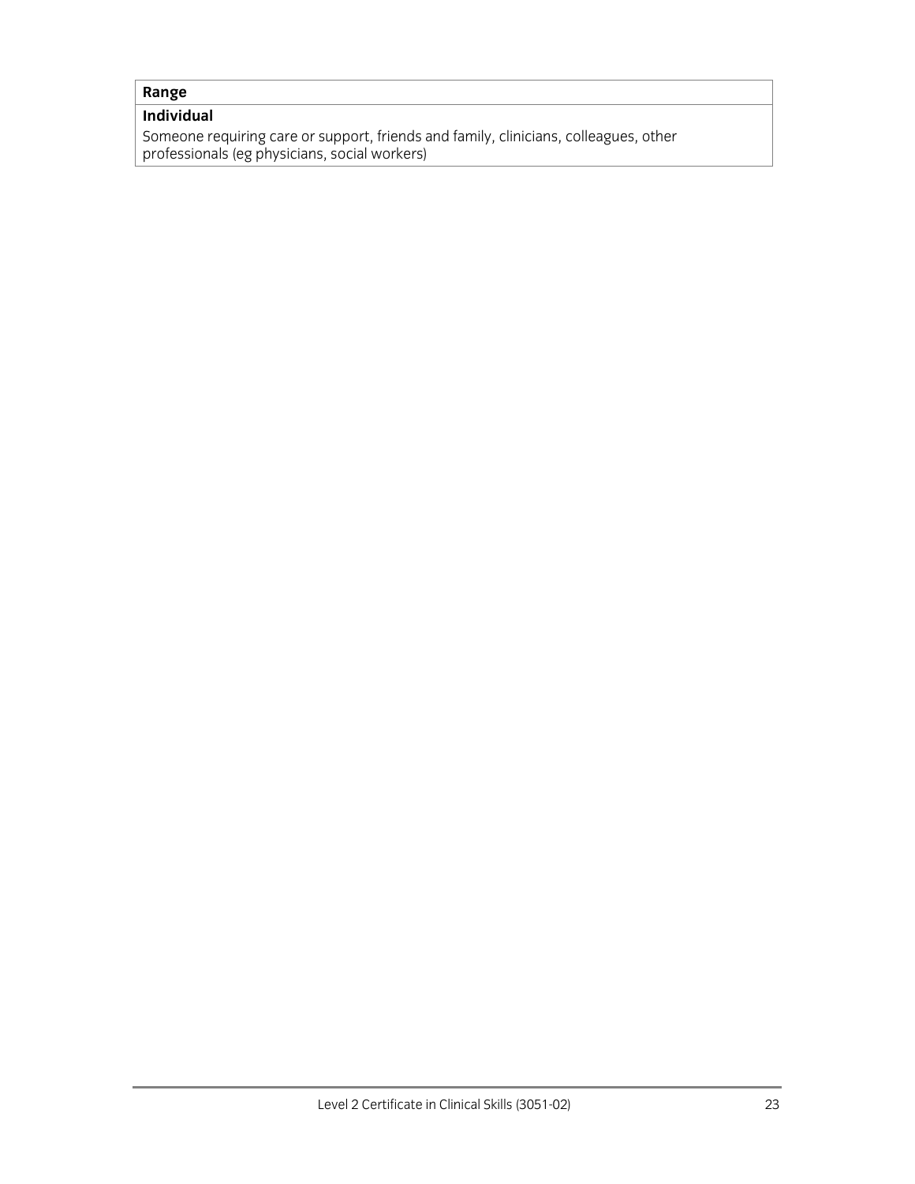| **Range** |
| --- |
| **Individual**<br>Someone requiring care or support, friends and family, clinicians, colleagues, other professionals (eg physicians, social workers) |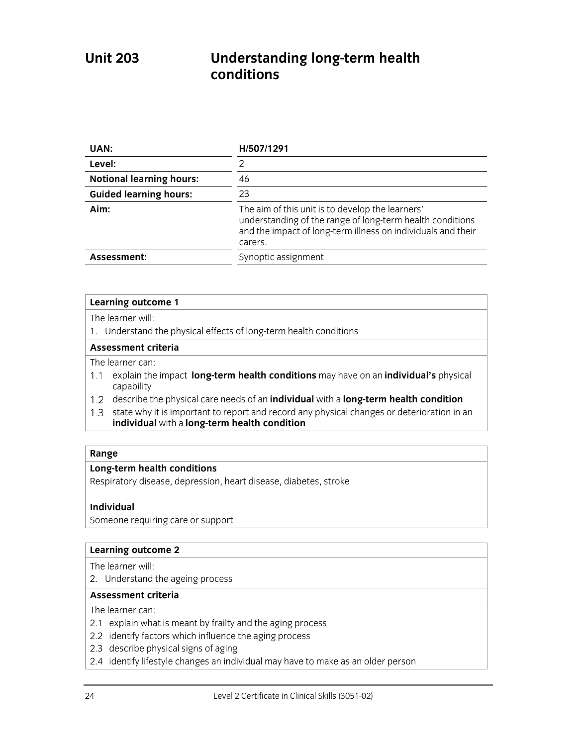# Unit 203 Understanding long-term health conditions

| | |
|---|---|
| **UAN:** | **H/507/1291** |
| **Level:** | 2 |
| **Notional learning hours:** | 46 |
| **Guided learning hours:** | 23 |
| **Aim:** | The aim of this unit is to develop the learners' understanding of the range of long-term health conditions and the impact of long-term illness on individuals and their carers. |
| **Assessment:** | Synoptic assignment |

**Learning outcome 1**

The learner will:

1. Understand the physical effects of long-term health conditions

**Assessment criteria**

The learner can:

1.1 explain the impact **long-term health conditions** may have on an **individual's** physical capability

1.2 describe the physical care needs of an **individual** with a **long-term health condition**

1.3 state why it is important to report and record any physical changes or deterioration in an **individual** with a **long-term health condition**

**Range**

**Long-term health conditions**

Respiratory disease, depression, heart disease, diabetes, stroke

**Individual**

Someone requiring care or support

**Learning outcome 2**

The learner will:

2. Understand the ageing process

**Assessment criteria**

The learner can:

2.1 explain what is meant by frailty and the aging process

2.2 identify factors which influence the aging process

2.3 describe physical signs of aging

2.4 identify lifestyle changes an individual may have to make as an older person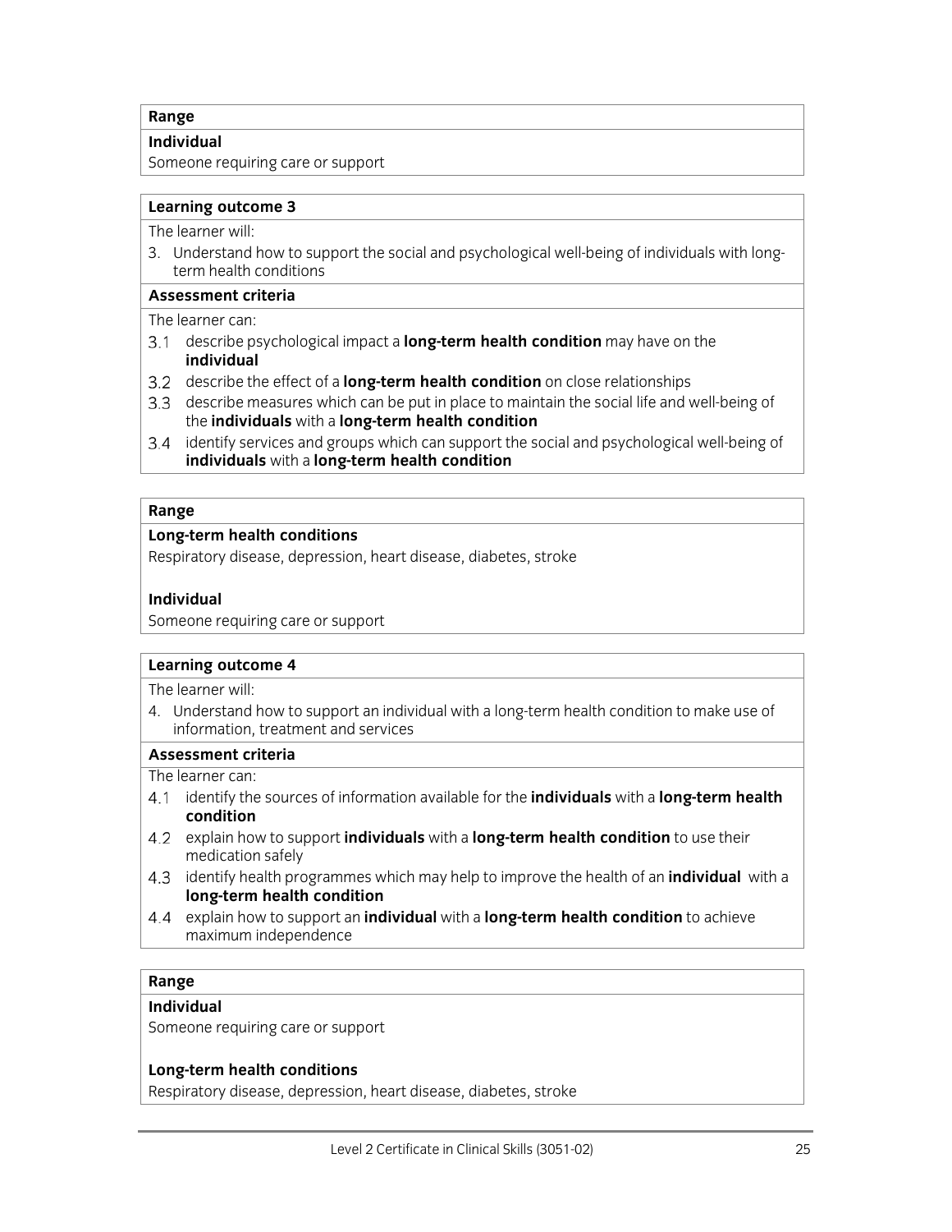**Range**

**Individual**

Someone requiring care or support

**Learning outcome 3**

The learner will:

3. Understand how to support the social and psychological well-being of individuals with long-term health conditions

**Assessment criteria**

The learner can:

3.1 describe psychological impact a **long-term health condition** may have on the **individual**

3.2 describe the effect of a **long-term health condition** on close relationships

3.3 describe measures which can be put in place to maintain the social life and well-being of the **individuals** with a **long-term health condition**

3.4 identify services and groups which can support the social and psychological well-being of **individuals** with a **long-term health condition**

**Range**

**Long-term health conditions**

Respiratory disease, depression, heart disease, diabetes, stroke

**Individual**

Someone requiring care or support

**Learning outcome 4**

The learner will:

4. Understand how to support an individual with a long-term health condition to make use of information, treatment and services

**Assessment criteria**

The learner can:

4.1 identify the sources of information available for the **individuals** with a **long-term health condition**

4.2 explain how to support **individuals** with a **long-term health condition** to use their medication safely

4.3 identify health programmes which may help to improve the health of an **individual** with a **long-term health condition**

4.4 explain how to support an **individual** with a **long-term health condition** to achieve maximum independence

**Range**

**Individual**

Someone requiring care or support

**Long-term health conditions**

Respiratory disease, depression, heart disease, diabetes, stroke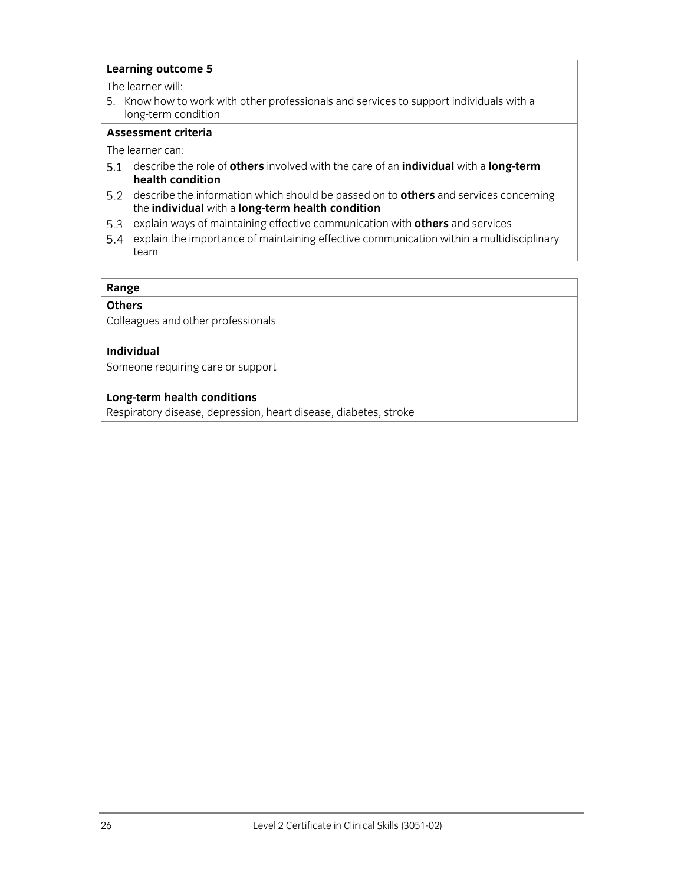**Learning outcome 5**

The learner will:

5. Know how to work with other professionals and services to support individuals with a long-term condition

**Assessment criteria**

The learner can:

5.1 describe the role of **others** involved with the care of an **individual** with a **long-term health condition**

5.2 describe the information which should be passed on to **others** and services concerning the **individual** with a **long-term health condition**

5.3 explain ways of maintaining effective communication with **others** and services

5.4 explain the importance of maintaining effective communication within a multidisciplinary team

**Range**

**Others**

Colleagues and other professionals

**Individual**

Someone requiring care or support

**Long-term health conditions**

Respiratory disease, depression, heart disease, diabetes, stroke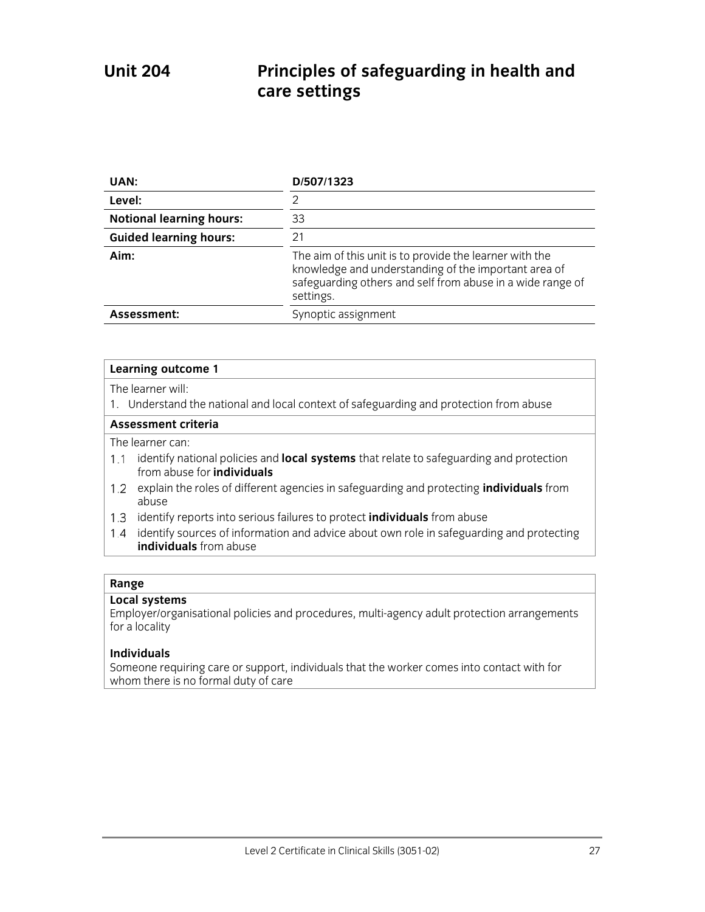# Unit 204 Principles of safeguarding in health and care settings

| | |
|---|---|
| **UAN:** | **D/507/1323** |
| **Level:** | 2 |
| **Notional learning hours:** | 33 |
| **Guided learning hours:** | 21 |
| **Aim:** | The aim of this unit is to provide the learner with the knowledge and understanding of the important area of safeguarding others and self from abuse in a wide range of settings. |
| **Assessment:** | Synoptic assignment |

**Learning outcome 1**

The learner will:

1. Understand the national and local context of safeguarding and protection from abuse

**Assessment criteria**

The learner can:

1.1 identify national policies and **local systems** that relate to safeguarding and protection from abuse for **individuals**

1.2 explain the roles of different agencies in safeguarding and protecting **individuals** from abuse

1.3 identify reports into serious failures to protect **individuals** from abuse

1.4 identify sources of information and advice about own role in safeguarding and protecting **individuals** from abuse

**Range**

**Local systems**

Employer/organisational policies and procedures, multi-agency adult protection arrangements for a locality

**Individuals**

Someone requiring care or support, individuals that the worker comes into contact with for whom there is no formal duty of care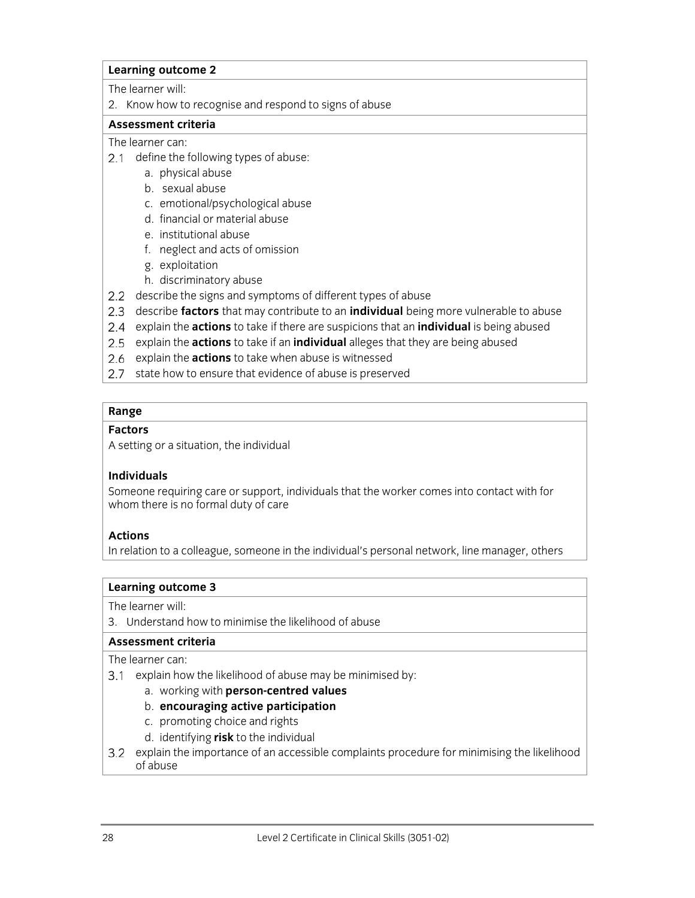**Learning outcome 2**

The learner will:

2. Know how to recognise and respond to signs of abuse

**Assessment criteria**

The learner can:

2.1 define the following types of abuse:
   a. physical abuse
   b. sexual abuse
   c. emotional/psychological abuse
   d. financial or material abuse
   e. institutional abuse
   f. neglect and acts of omission
   g. exploitation
   h. discriminatory abuse

2.2 describe the signs and symptoms of different types of abuse

2.3 describe **factors** that may contribute to an **individual** being more vulnerable to abuse

2.4 explain the **actions** to take if there are suspicions that an **individual** is being abused

2.5 explain the **actions** to take if an **individual** alleges that they are being abused

2.6 explain the **actions** to take when abuse is witnessed

2.7 state how to ensure that evidence of abuse is preserved

**Range**

**Factors**

A setting or a situation, the individual

**Individuals**

Someone requiring care or support, individuals that the worker comes into contact with for whom there is no formal duty of care

**Actions**

In relation to a colleague, someone in the individual's personal network, line manager, others

**Learning outcome 3**

The learner will:

3. Understand how to minimise the likelihood of abuse

**Assessment criteria**

The learner can:

3.1 explain how the likelihood of abuse may be minimised by:
   a. working with **person-centred values**
   b. **encouraging active participation**
   c. promoting choice and rights
   d. identifying **risk** to the individual

3.2 explain the importance of an accessible complaints procedure for minimising the likelihood of abuse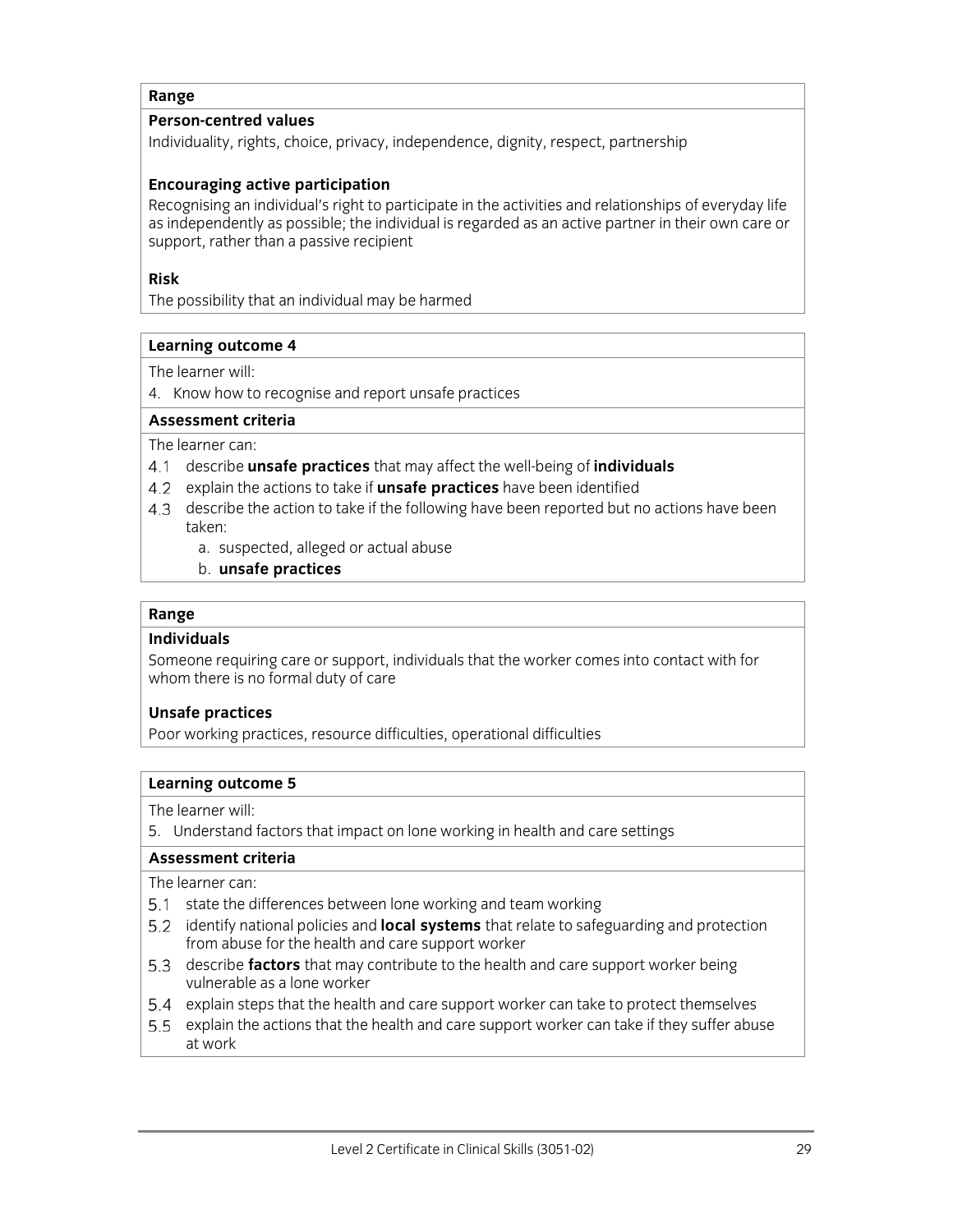**Range**

**Person-centred values**

Individuality, rights, choice, privacy, independence, dignity, respect, partnership

**Encouraging active participation**

Recognising an individual's right to participate in the activities and relationships of everyday life as independently as possible; the individual is regarded as an active partner in their own care or support, rather than a passive recipient

**Risk**

The possibility that an individual may be harmed

**Learning outcome 4**

The learner will:

4. Know how to recognise and report unsafe practices

**Assessment criteria**

The learner can:

4.1 describe **unsafe practices** that may affect the well-being of **individuals**

4.2 explain the actions to take if **unsafe practices** have been identified

4.3 describe the action to take if the following have been reported but no actions have been taken:

- a. suspected, alleged or actual abuse
- b. **unsafe practices**

**Range**

**Individuals**

Someone requiring care or support, individuals that the worker comes into contact with for whom there is no formal duty of care

**Unsafe practices**

Poor working practices, resource difficulties, operational difficulties

**Learning outcome 5**

The learner will:

5. Understand factors that impact on lone working in health and care settings

**Assessment criteria**

The learner can:

5.1 state the differences between lone working and team working

5.2 identify national policies and **local systems** that relate to safeguarding and protection from abuse for the health and care support worker

5.3 describe **factors** that may contribute to the health and care support worker being vulnerable as a lone worker

5.4 explain steps that the health and care support worker can take to protect themselves

5.5 explain the actions that the health and care support worker can take if they suffer abuse at work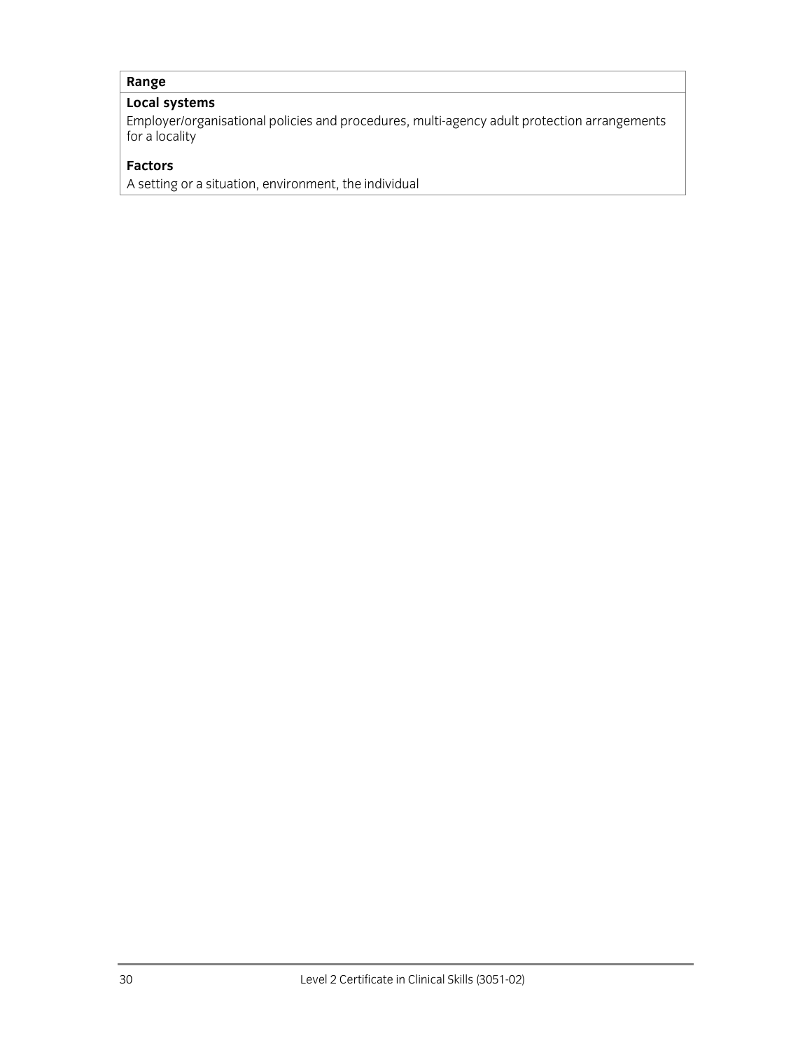**Range**

**Local systems**

Employer/organisational policies and procedures, multi-agency adult protection arrangements for a locality

**Factors**

A setting or a situation, environment, the individual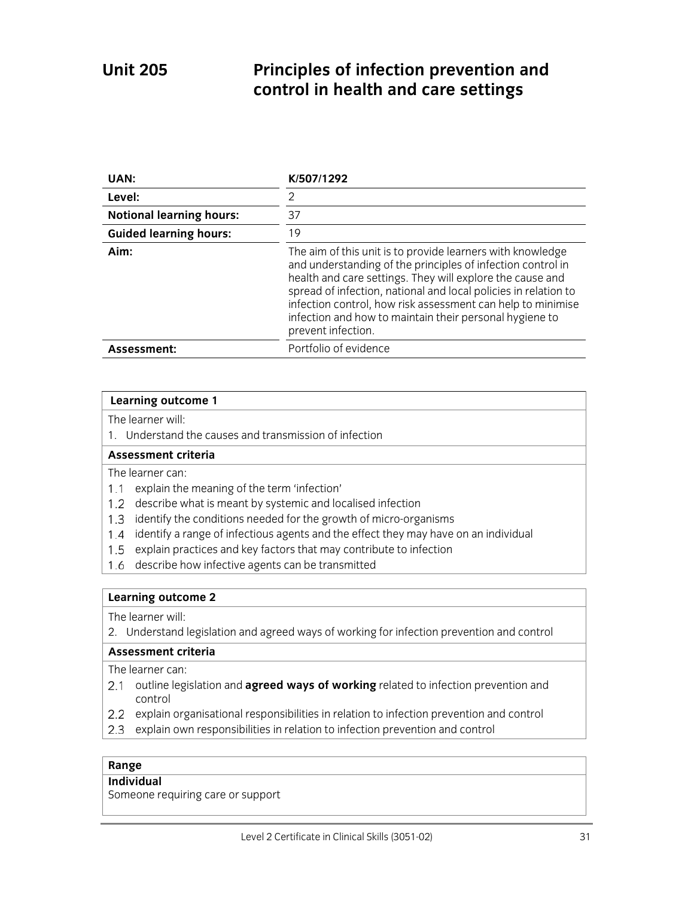# Unit 205 Principles of infection prevention and control in health and care settings

| UAN: | K/507/1292 |
|---|---|
| Level: | 2 |
| Notional learning hours: | 37 |
| Guided learning hours: | 19 |
| Aim: | The aim of this unit is to provide learners with knowledge and understanding of the principles of infection control in health and care settings. They will explore the cause and spread of infection, national and local policies in relation to infection control, how risk assessment can help to minimise infection and how to maintain their personal hygiene to prevent infection. |
| Assessment: | Portfolio of evidence |

**Learning outcome 1**

The learner will:

1. Understand the causes and transmission of infection

**Assessment criteria**

The learner can:

- 1.1 explain the meaning of the term 'infection'
- 1.2 describe what is meant by systemic and localised infection
- 1.3 identify the conditions needed for the growth of micro-organisms
- 1.4 identify a range of infectious agents and the effect they may have on an individual
- 1.5 explain practices and key factors that may contribute to infection
- 1.6 describe how infective agents can be transmitted

**Learning outcome 2**

The learner will:

2. Understand legislation and agreed ways of working for infection prevention and control

**Assessment criteria**

The learner can:

- 2.1 outline legislation and **agreed ways of working** related to infection prevention and control
- 2.2 explain organisational responsibilities in relation to infection prevention and control
- 2.3 explain own responsibilities in relation to infection prevention and control

**Range**

**Individual**

Someone requiring care or support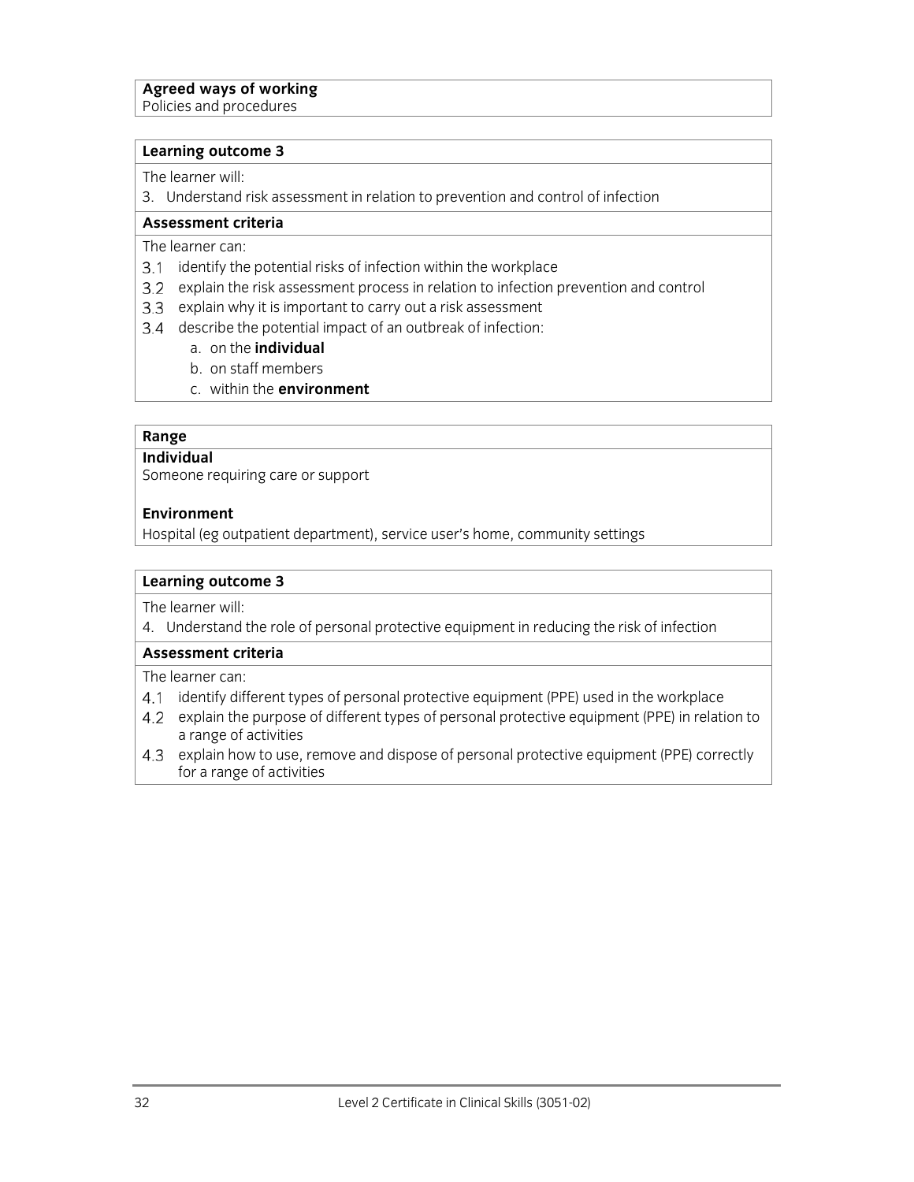**Agreed ways of working**
Policies and procedures

**Learning outcome 3**

The learner will:

3. Understand risk assessment in relation to prevention and control of infection

**Assessment criteria**

The learner can:

3.1 identify the potential risks of infection within the workplace
3.2 explain the risk assessment process in relation to infection prevention and control
3.3 explain why it is important to carry out a risk assessment
3.4 describe the potential impact of an outbreak of infection:
   a. on the **individual**
   b. on staff members
   c. within the **environment**

**Range**

**Individual**
Someone requiring care or support

**Environment**
Hospital (eg outpatient department), service user's home, community settings

**Learning outcome 3**

The learner will:

4. Understand the role of personal protective equipment in reducing the risk of infection

**Assessment criteria**

The learner can:

4.1 identify different types of personal protective equipment (PPE) used in the workplace
4.2 explain the purpose of different types of personal protective equipment (PPE) in relation to a range of activities
4.3 explain how to use, remove and dispose of personal protective equipment (PPE) correctly for a range of activities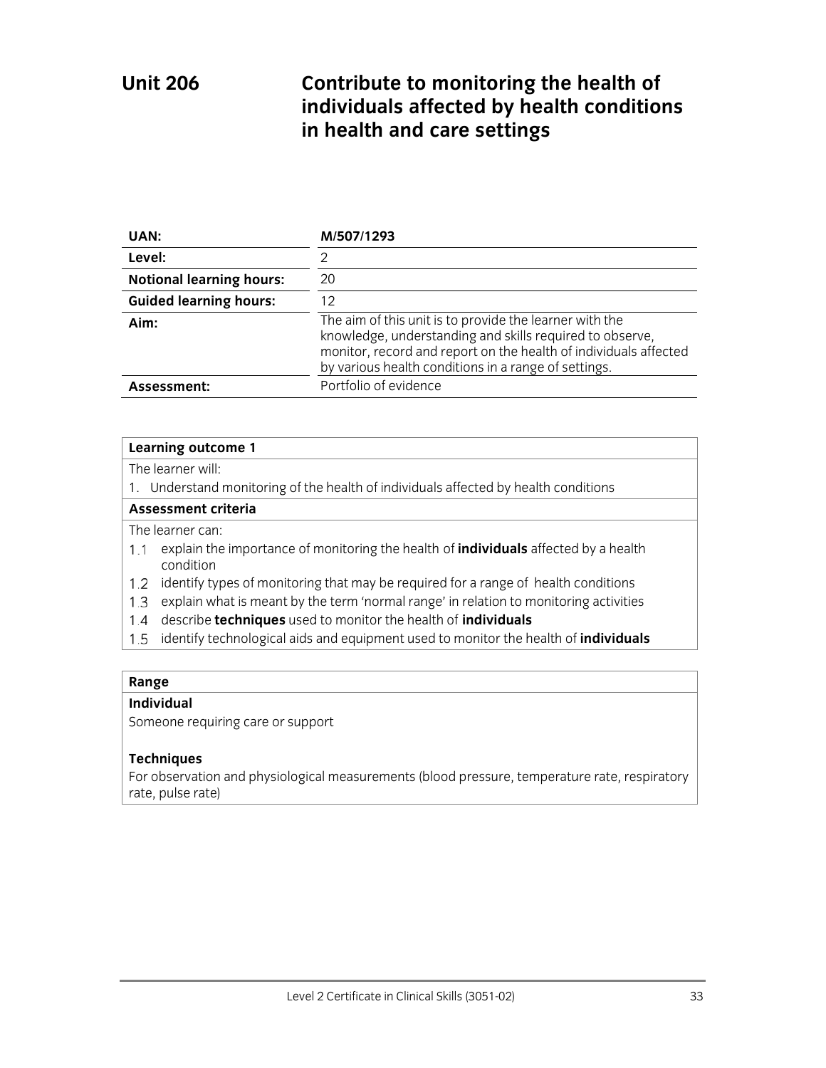# Unit 206 Contribute to monitoring the health of individuals affected by health conditions in health and care settings

| | |
|---|---|
| **UAN:** | **M/507/1293** |
| **Level:** | 2 |
| **Notional learning hours:** | 20 |
| **Guided learning hours:** | 12 |
| **Aim:** | The aim of this unit is to provide the learner with the knowledge, understanding and skills required to observe, monitor, record and report on the health of individuals affected by various health conditions in a range of settings. |
| **Assessment:** | Portfolio of evidence |

**Learning outcome 1**

The learner will:

1. Understand monitoring of the health of individuals affected by health conditions

**Assessment criteria**

The learner can:

1.1 explain the importance of monitoring the health of **individuals** affected by a health condition

1.2 identify types of monitoring that may be required for a range of health conditions

1.3 explain what is meant by the term 'normal range' in relation to monitoring activities

1.4 describe **techniques** used to monitor the health of **individuals**

1.5 identify technological aids and equipment used to monitor the health of **individuals**

**Range**

**Individual**

Someone requiring care or support

**Techniques**

For observation and physiological measurements (blood pressure, temperature rate, respiratory rate, pulse rate)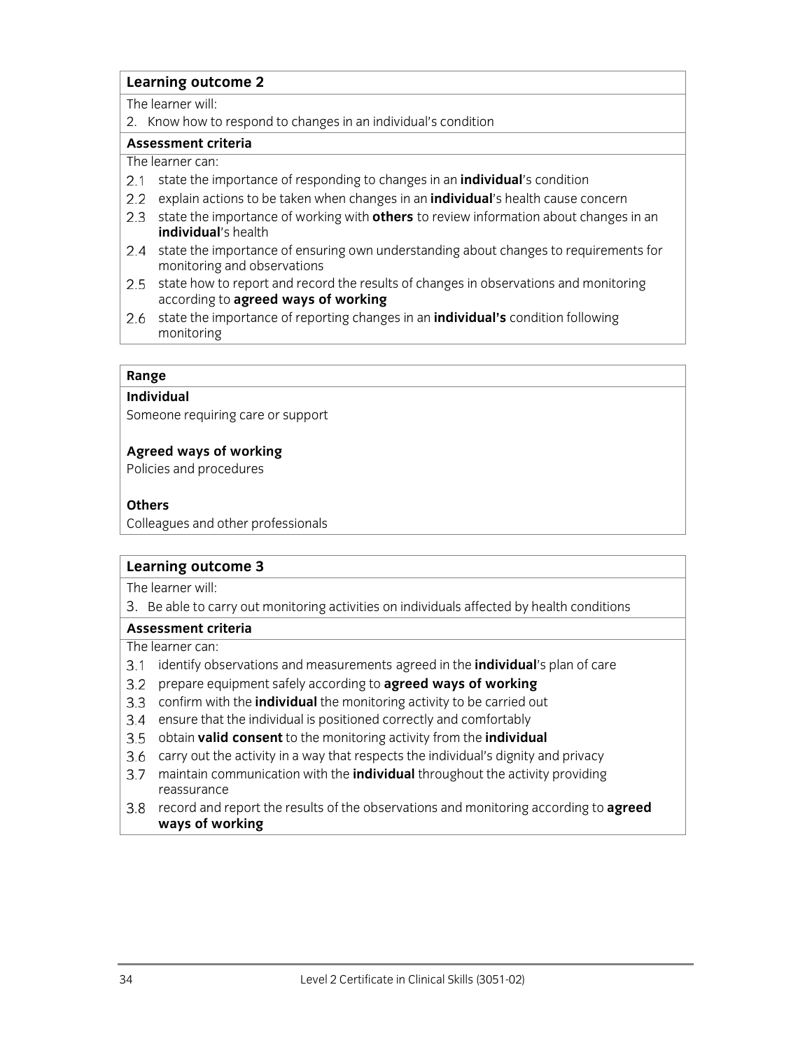## Learning outcome 2

The learner will:

2. Know how to respond to changes in an individual's condition

### Assessment criteria

The learner can:

2.1 state the importance of responding to changes in an **individual**'s condition

2.2 explain actions to be taken when changes in an **individual**'s health cause concern

2.3 state the importance of working with **others** to review information about changes in an **individual**'s health

2.4 state the importance of ensuring own understanding about changes to requirements for monitoring and observations

2.5 state how to report and record the results of changes in observations and monitoring according to **agreed ways of working**

2.6 state the importance of reporting changes in an **individual's** condition following monitoring

### Range

**Individual**

Someone requiring care or support

**Agreed ways of working**

Policies and procedures

**Others**

Colleagues and other professionals

## Learning outcome 3

The learner will:

3. Be able to carry out monitoring activities on individuals affected by health conditions

### Assessment criteria

The learner can:

3.1 identify observations and measurements agreed in the **individual**'s plan of care

3.2 prepare equipment safely according to **agreed ways of working**

3.3 confirm with the **individual** the monitoring activity to be carried out

3.4 ensure that the individual is positioned correctly and comfortably

3.5 obtain **valid consent** to the monitoring activity from the **individual**

3.6 carry out the activity in a way that respects the individual's dignity and privacy

3.7 maintain communication with the **individual** throughout the activity providing reassurance

3.8 record and report the results of the observations and monitoring according to **agreed ways of working**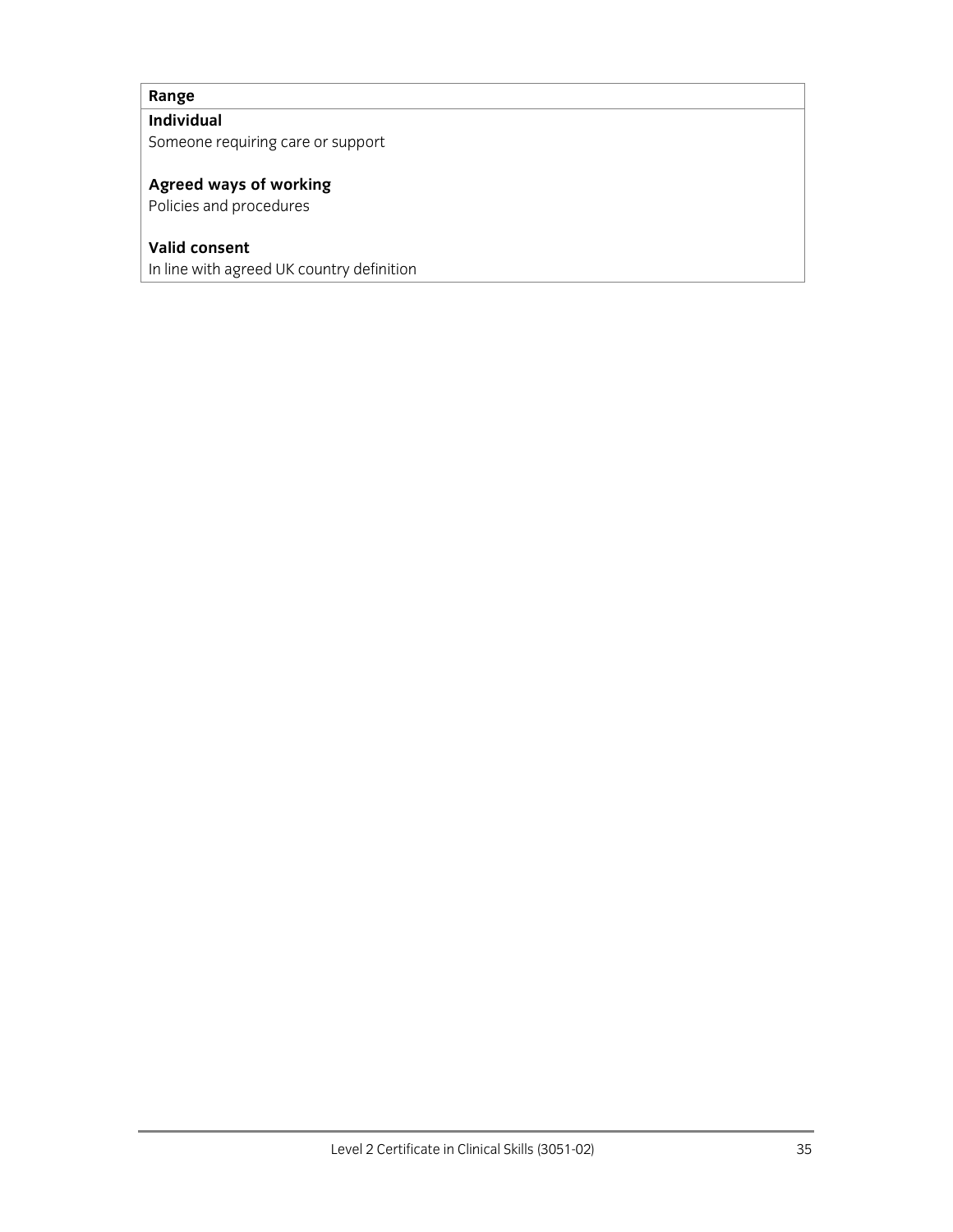| Range |
| --- |
| **Individual**<br>Someone requiring care or support<br><br>**Agreed ways of working**<br>Policies and procedures<br><br>**Valid consent**<br>In line with agreed UK country definition |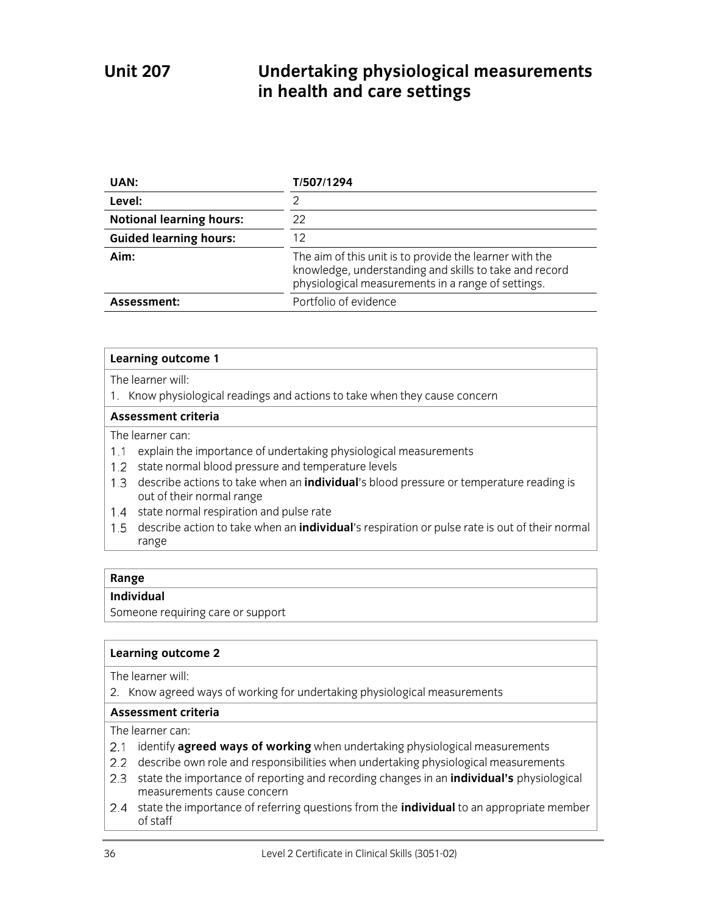# Unit 207 Undertaking physiological measurements in health and care settings

| | |
|---|---|
| **UAN:** | **T/507/1294** |
| **Level:** | 2 |
| **Notional learning hours:** | 22 |
| **Guided learning hours:** | 12 |
| **Aim:** | The aim of this unit is to provide the learner with the knowledge, understanding and skills to take and record physiological measurements in a range of settings. |
| **Assessment:** | Portfolio of evidence |

## Learning outcome 1

The learner will:

1. Know physiological readings and actions to take when they cause concern

### Assessment criteria

The learner can:

1.1 explain the importance of undertaking physiological measurements
1.2 state normal blood pressure and temperature levels
1.3 describe actions to take when an **individual**'s blood pressure or temperature reading is out of their normal range
1.4 state normal respiration and pulse rate
1.5 describe action to take when an **individual**'s respiration or pulse rate is out of their normal range

### Range

**Individual**

Someone requiring care or support

## Learning outcome 2

The learner will:

2. Know agreed ways of working for undertaking physiological measurements

### Assessment criteria

The learner can:

2.1 identify **agreed ways of working** when undertaking physiological measurements
2.2 describe own role and responsibilities when undertaking physiological measurements
2.3 state the importance of reporting and recording changes in an **individual's** physiological measurements cause concern
2.4 state the importance of referring questions from the **individual** to an appropriate member of staff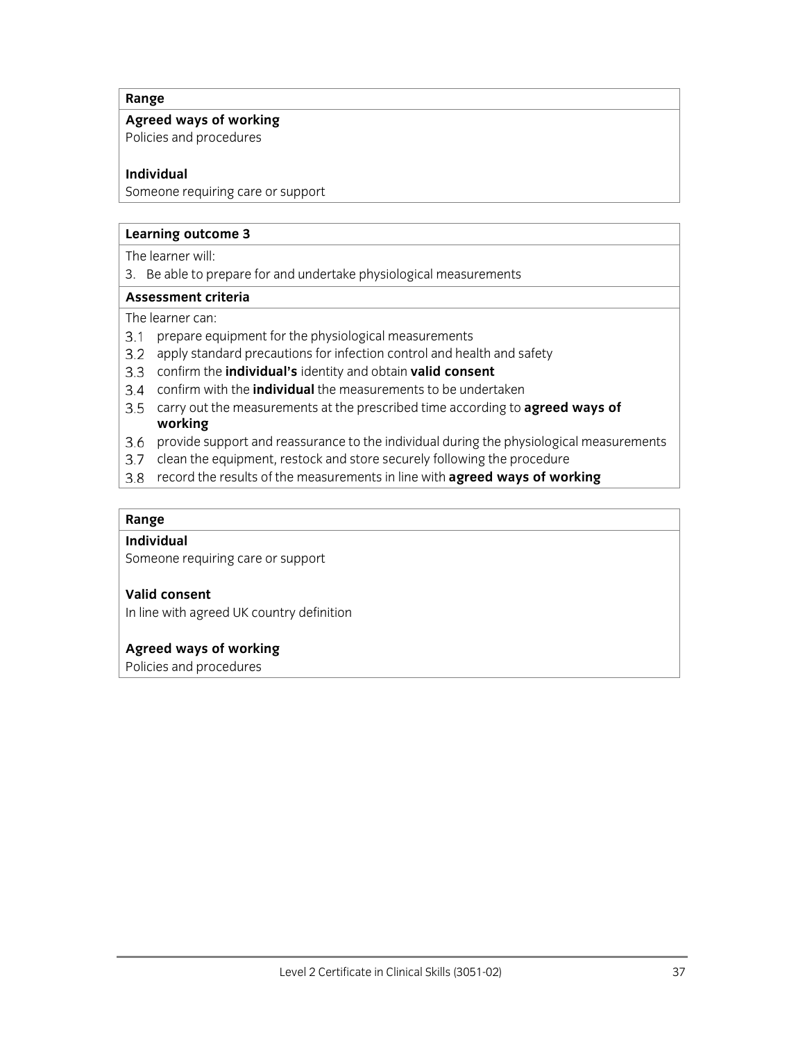**Range**

**Agreed ways of working**
Policies and procedures

**Individual**
Someone requiring care or support

**Learning outcome 3**

The learner will:

3. Be able to prepare for and undertake physiological measurements

**Assessment criteria**

The learner can:

3.1 prepare equipment for the physiological measurements
3.2 apply standard precautions for infection control and health and safety
3.3 confirm the **individual's** identity and obtain **valid consent**
3.4 confirm with the **individual** the measurements to be undertaken
3.5 carry out the measurements at the prescribed time according to **agreed ways of working**
3.6 provide support and reassurance to the individual during the physiological measurements
3.7 clean the equipment, restock and store securely following the procedure
3.8 record the results of the measurements in line with **agreed ways of working**

**Range**

**Individual**
Someone requiring care or support

**Valid consent**
In line with agreed UK country definition

**Agreed ways of working**
Policies and procedures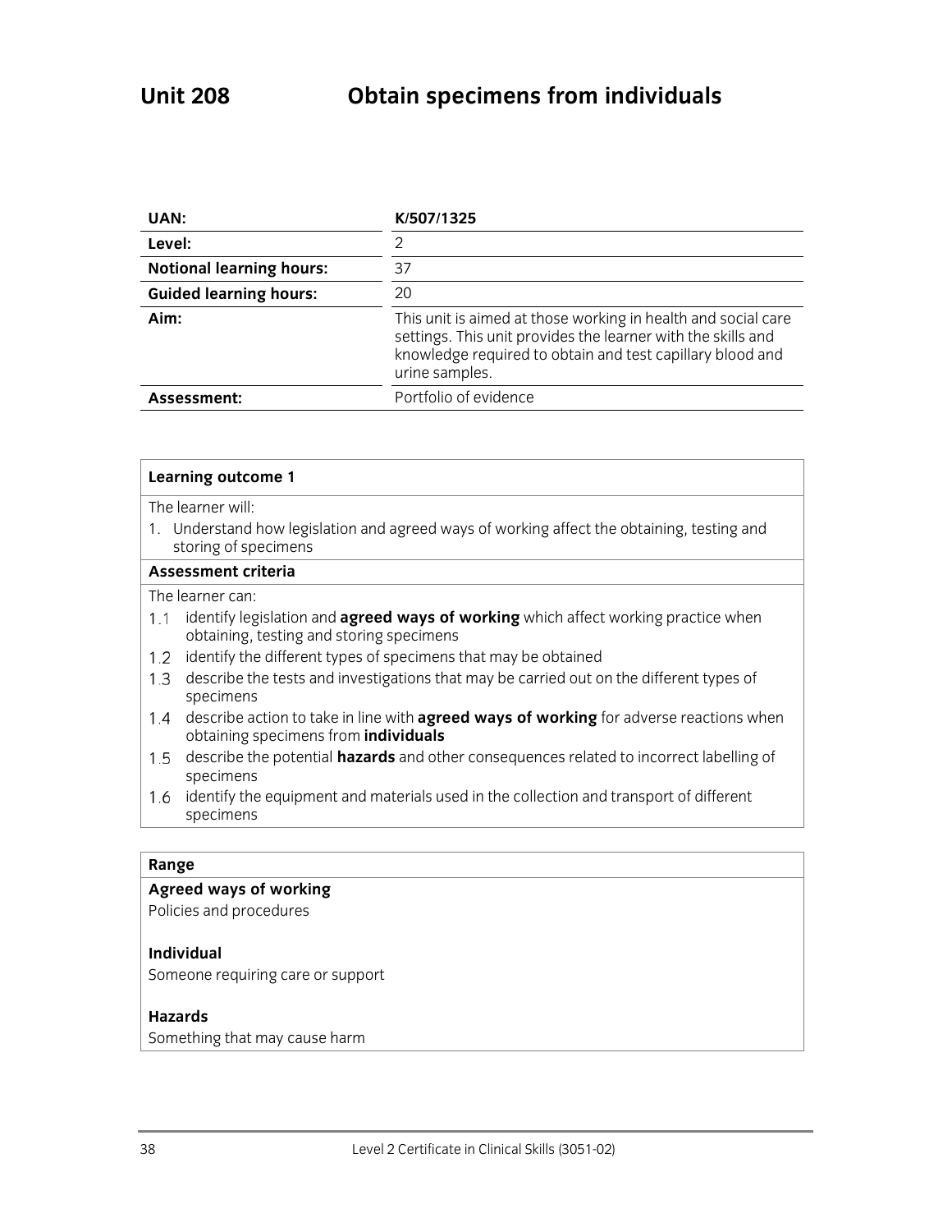# Unit 208 Obtain specimens from individuals

| UAN: | K/507/1325 |
|---|---|
| Level: | 2 |
| Notional learning hours: | 37 |
| Guided learning hours: | 20 |
| Aim: | This unit is aimed at those working in health and social care settings. This unit provides the learner with the skills and knowledge required to obtain and test capillary blood and urine samples. |
| Assessment: | Portfolio of evidence |

**Learning outcome 1**

The learner will:

1. Understand how legislation and agreed ways of working affect the obtaining, testing and storing of specimens

**Assessment criteria**

The learner can:

1.1 identify legislation and **agreed ways of working** which affect working practice when obtaining, testing and storing specimens

1.2 identify the different types of specimens that may be obtained

1.3 describe the tests and investigations that may be carried out on the different types of specimens

1.4 describe action to take in line with **agreed ways of working** for adverse reactions when obtaining specimens from **individuals**

1.5 describe the potential **hazards** and other consequences related to incorrect labelling of specimens

1.6 identify the equipment and materials used in the collection and transport of different specimens

**Range**

**Agreed ways of working**

Policies and procedures

**Individual**

Someone requiring care or support

**Hazards**

Something that may cause harm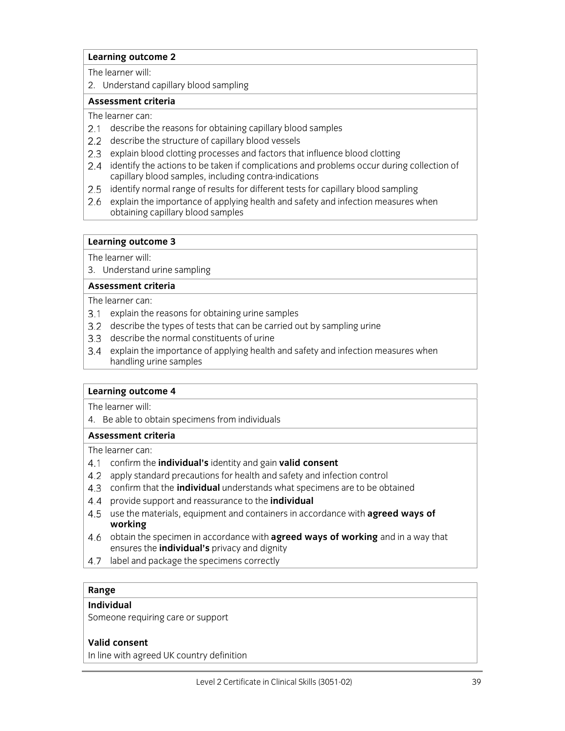**Learning outcome 2**

The learner will:

2. Understand capillary blood sampling

**Assessment criteria**

The learner can:

2.1 describe the reasons for obtaining capillary blood samples
2.2 describe the structure of capillary blood vessels
2.3 explain blood clotting processes and factors that influence blood clotting
2.4 identify the actions to be taken if complications and problems occur during collection of capillary blood samples, including contra-indications
2.5 identify normal range of results for different tests for capillary blood sampling
2.6 explain the importance of applying health and safety and infection measures when obtaining capillary blood samples

**Learning outcome 3**

The learner will:

3. Understand urine sampling

**Assessment criteria**

The learner can:

3.1 explain the reasons for obtaining urine samples
3.2 describe the types of tests that can be carried out by sampling urine
3.3 describe the normal constituents of urine
3.4 explain the importance of applying health and safety and infection measures when handling urine samples

**Learning outcome 4**

The learner will:

4. Be able to obtain specimens from individuals

**Assessment criteria**

The learner can:

4.1 confirm the **individual's** identity and gain **valid consent**
4.2 apply standard precautions for health and safety and infection control
4.3 confirm that the **individual** understands what specimens are to be obtained
4.4 provide support and reassurance to the **individual**
4.5 use the materials, equipment and containers in accordance with **agreed ways of working**
4.6 obtain the specimen in accordance with **agreed ways of working** and in a way that ensures the **individual's** privacy and dignity
4.7 label and package the specimens correctly

**Range**

**Individual**

Someone requiring care or support

**Valid consent**

In line with agreed UK country definition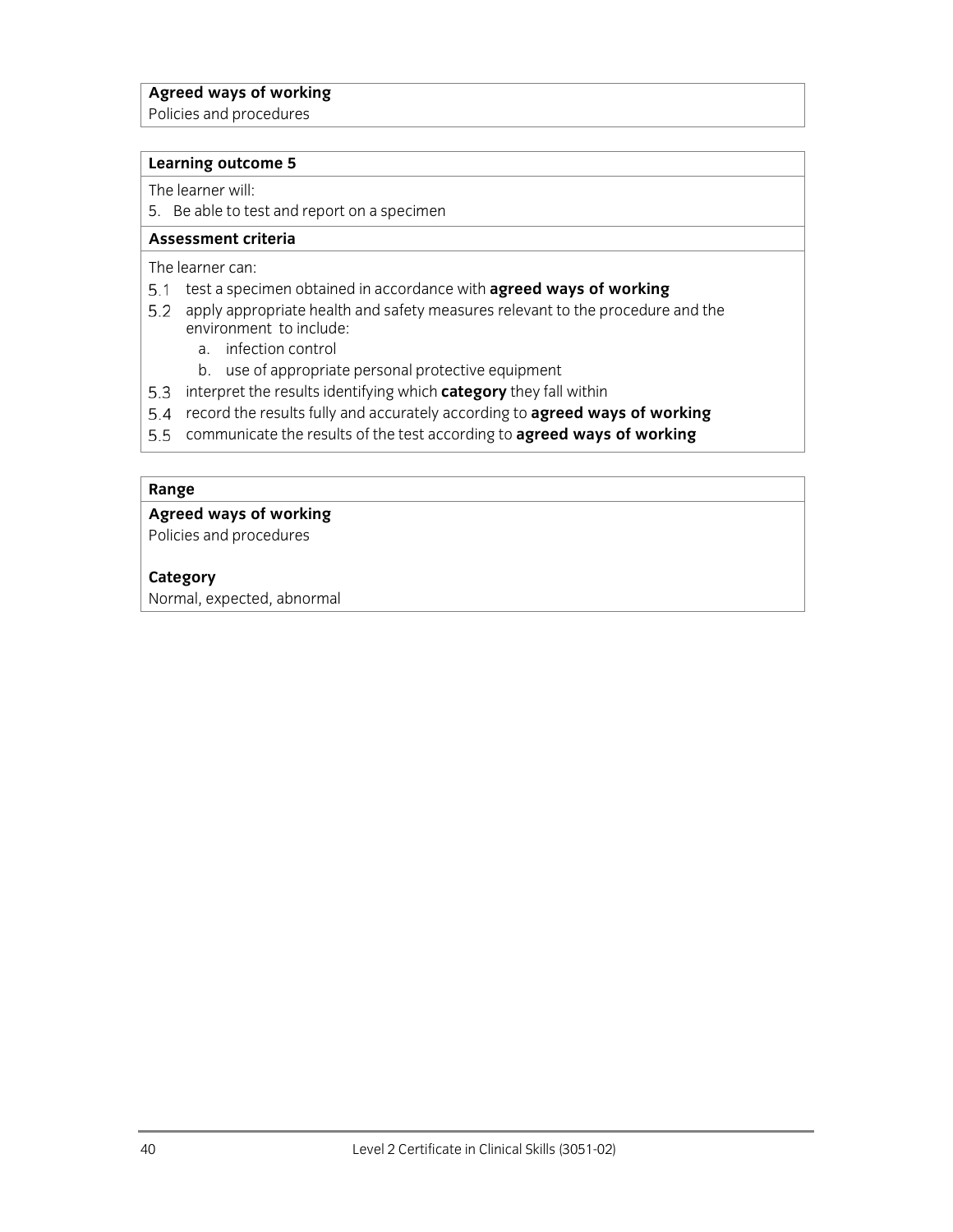**Agreed ways of working**
Policies and procedures

**Learning outcome 5**

The learner will:

5. Be able to test and report on a specimen

**Assessment criteria**

The learner can:

5.1 test a specimen obtained in accordance with **agreed ways of working**
5.2 apply appropriate health and safety measures relevant to the procedure and the environment to include:
   a. infection control
   b. use of appropriate personal protective equipment
5.3 interpret the results identifying which **category** they fall within
5.4 record the results fully and accurately according to **agreed ways of working**
5.5 communicate the results of the test according to **agreed ways of working**

**Range**

**Agreed ways of working**
Policies and procedures

**Category**
Normal, expected, abnormal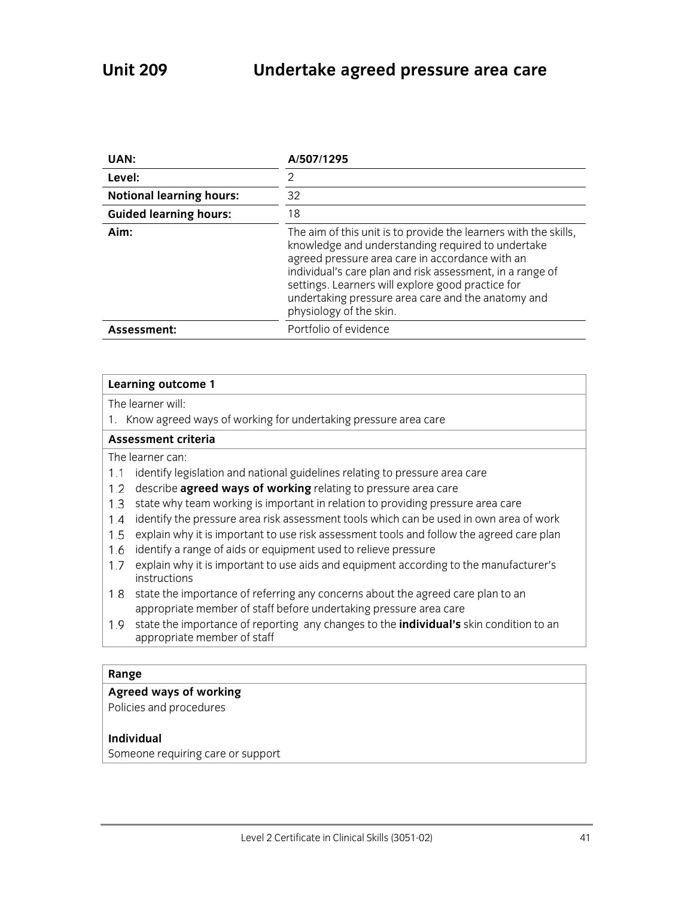# Unit 209 Undertake agreed pressure area care

| | |
|---|---|
| **UAN:** | **A/507/1295** |
| **Level:** | 2 |
| **Notional learning hours:** | 32 |
| **Guided learning hours:** | 18 |
| **Aim:** | The aim of this unit is to provide the learners with the skills, knowledge and understanding required to undertake agreed pressure area care in accordance with an individual's care plan and risk assessment, in a range of settings. Learners will explore good practice for undertaking pressure area care and the anatomy and physiology of the skin. |
| **Assessment:** | Portfolio of evidence |

**Learning outcome 1**

The learner will:

1. Know agreed ways of working for undertaking pressure area care

**Assessment criteria**

The learner can:

1.1 identify legislation and national guidelines relating to pressure area care
1.2 describe **agreed ways of working** relating to pressure area care
1.3 state why team working is important in relation to providing pressure area care
1.4 identify the pressure area risk assessment tools which can be used in own area of work
1.5 explain why it is important to use risk assessment tools and follow the agreed care plan
1.6 identify a range of aids or equipment used to relieve pressure
1.7 explain why it is important to use aids and equipment according to the manufacturer's instructions
1.8 state the importance of referring any concerns about the agreed care plan to an appropriate member of staff before undertaking pressure area care
1.9 state the importance of reporting any changes to the **individual's** skin condition to an appropriate member of staff

**Range**

**Agreed ways of working**
Policies and procedures

**Individual**
Someone requiring care or support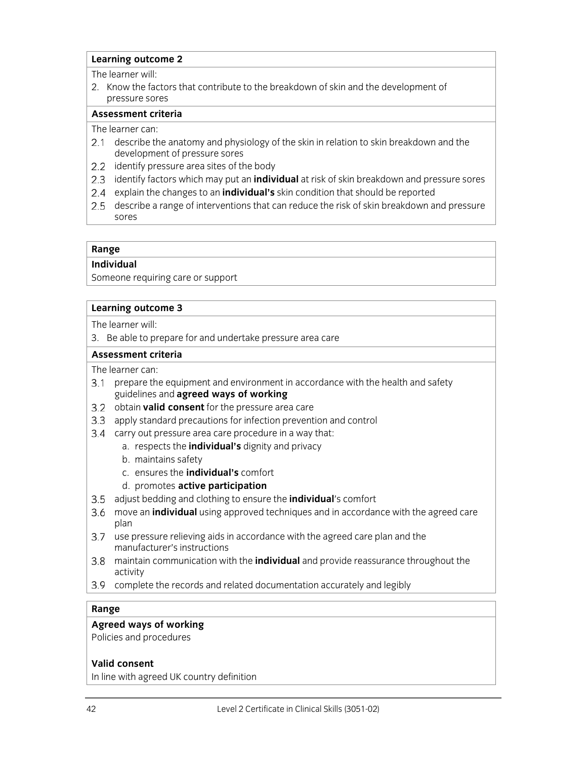| **Learning outcome 2** |
| --- |
| The learner will: |
| 2. Know the factors that contribute to the breakdown of skin and the development of pressure sores |
| **Assessment criteria** |
| The learner can: |
| 2.1 describe the anatomy and physiology of the skin in relation to skin breakdown and the development of pressure sores |
| 2.2 identify pressure area sites of the body |
| 2.3 identify factors which may put an **individual** at risk of skin breakdown and pressure sores |
| 2.4 explain the changes to an **individual's** skin condition that should be reported |
| 2.5 describe a range of interventions that can reduce the risk of skin breakdown and pressure sores |

| **Range** |
| --- |
| **Individual** |
| Someone requiring care or support |

| **Learning outcome 3** |
| --- |
| The learner will: |
| 3. Be able to prepare for and undertake pressure area care |
| **Assessment criteria** |
| The learner can: |
| 3.1 prepare the equipment and environment in accordance with the health and safety guidelines and **agreed ways of working** |
| 3.2 obtain **valid consent** for the pressure area care |
| 3.3 apply standard precautions for infection prevention and control |
| 3.4 carry out pressure area care procedure in a way that: <br> a. respects the **individual's** dignity and privacy <br> b. maintains safety <br> c. ensures the **individual's** comfort <br> d. promotes **active participation** |
| 3.5 adjust bedding and clothing to ensure the **individual**'s comfort |
| 3.6 move an **individual** using approved techniques and in accordance with the agreed care plan |
| 3.7 use pressure relieving aids in accordance with the agreed care plan and the manufacturer's instructions |
| 3.8 maintain communication with the **individual** and provide reassurance throughout the activity |
| 3.9 complete the records and related documentation accurately and legibly |

| **Range** |
| --- |
| **Agreed ways of working** |
| Policies and procedures |
| **Valid consent** |
| In line with agreed UK country definition |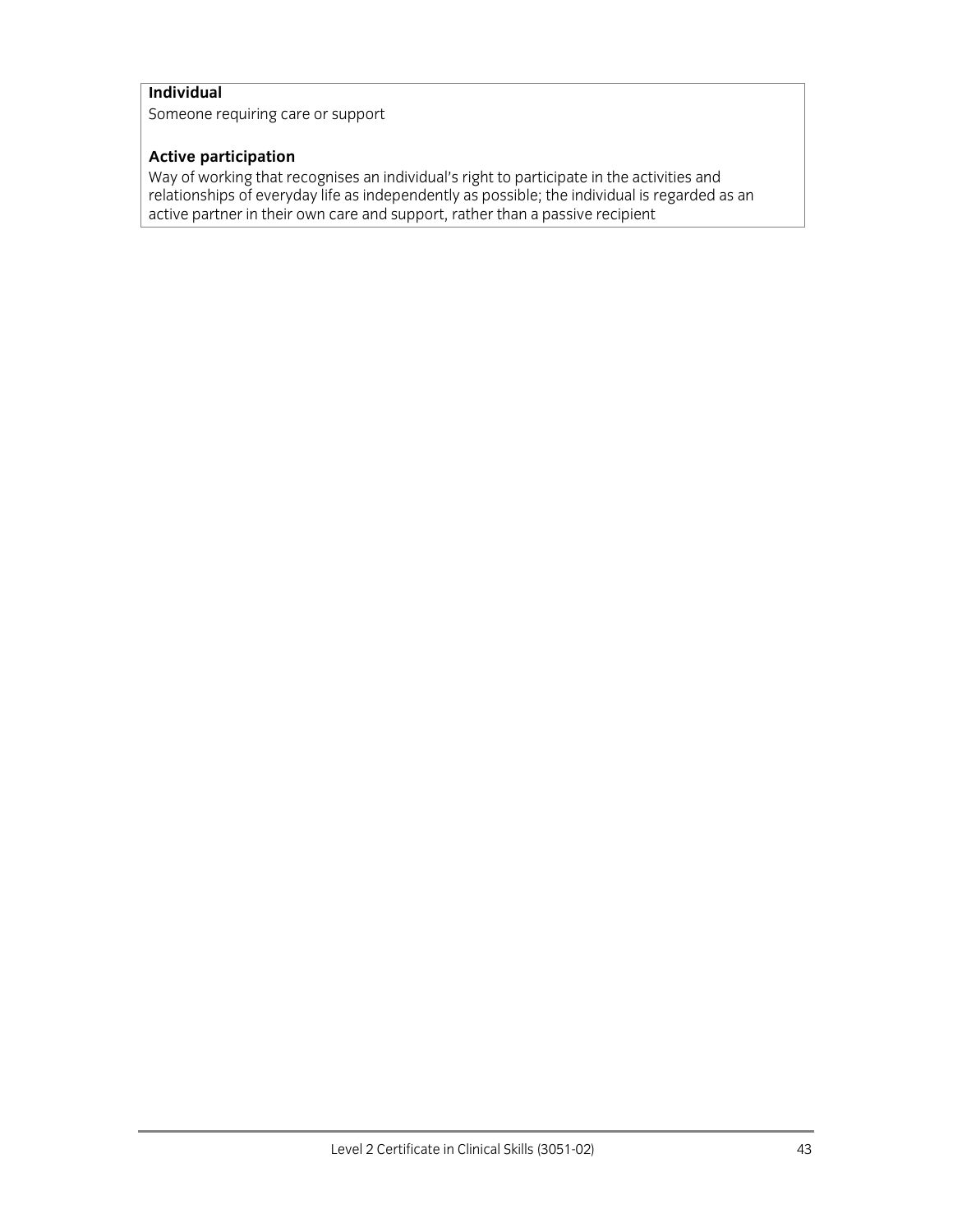**Individual**
Someone requiring care or support

**Active participation**
Way of working that recognises an individual's right to participate in the activities and relationships of everyday life as independently as possible; the individual is regarded as an active partner in their own care and support, rather than a passive recipient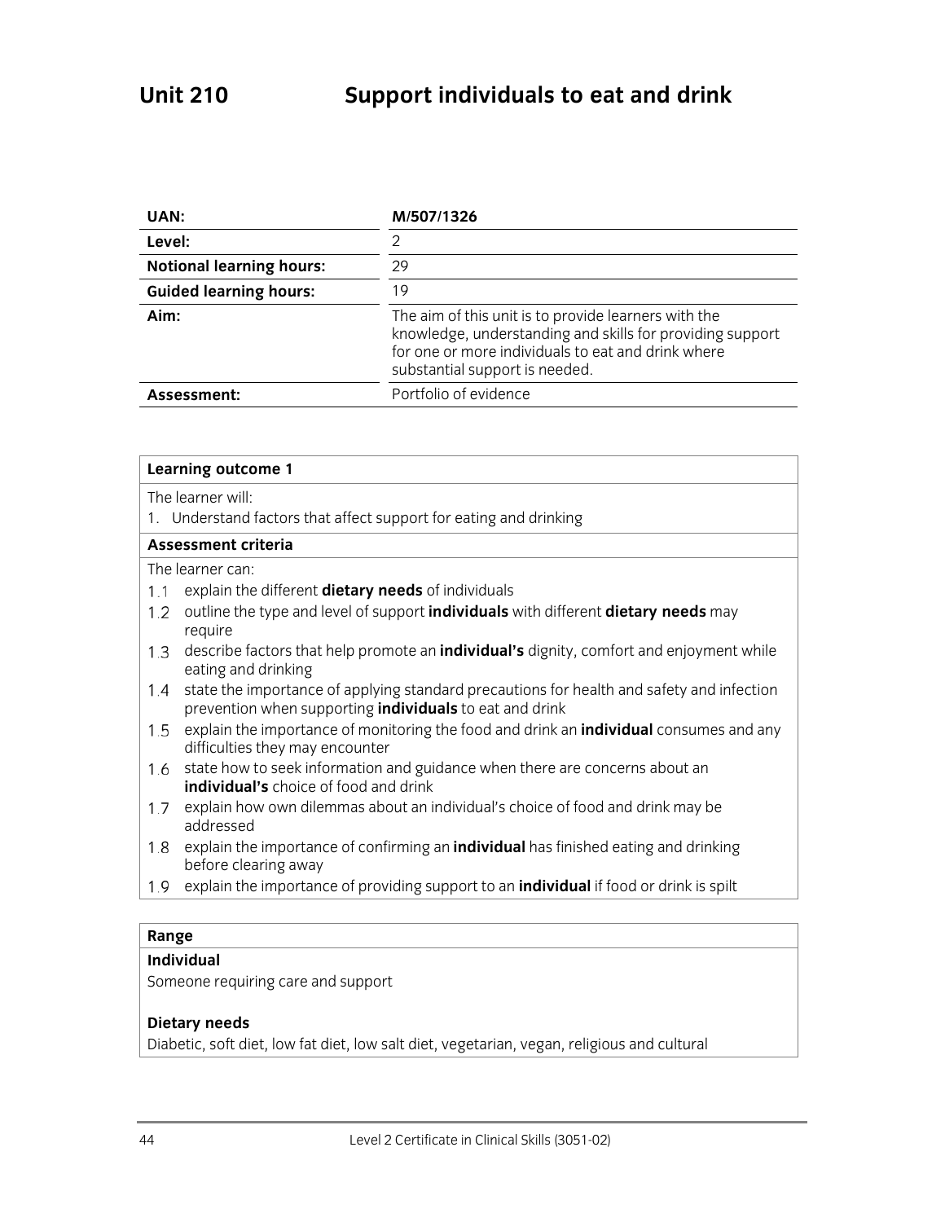# Unit 210 Support individuals to eat and drink

| | |
|---|---|
| **UAN:** | **M/507/1326** |
| **Level:** | 2 |
| **Notional learning hours:** | 29 |
| **Guided learning hours:** | 19 |
| **Aim:** | The aim of this unit is to provide learners with the knowledge, understanding and skills for providing support for one or more individuals to eat and drink where substantial support is needed. |
| **Assessment:** | Portfolio of evidence |

**Learning outcome 1**

The learner will:

1. Understand factors that affect support for eating and drinking

**Assessment criteria**

The learner can:

1.1 explain the different **dietary needs** of individuals

1.2 outline the type and level of support **individuals** with different **dietary needs** may require

1.3 describe factors that help promote an **individual's** dignity, comfort and enjoyment while eating and drinking

1.4 state the importance of applying standard precautions for health and safety and infection prevention when supporting **individuals** to eat and drink

1.5 explain the importance of monitoring the food and drink an **individual** consumes and any difficulties they may encounter

1.6 state how to seek information and guidance when there are concerns about an **individual's** choice of food and drink

1.7 explain how own dilemmas about an individual's choice of food and drink may be addressed

1.8 explain the importance of confirming an **individual** has finished eating and drinking before clearing away

1.9 explain the importance of providing support to an **individual** if food or drink is spilt

**Range**

**Individual**

Someone requiring care and support

**Dietary needs**

Diabetic, soft diet, low fat diet, low salt diet, vegetarian, vegan, religious and cultural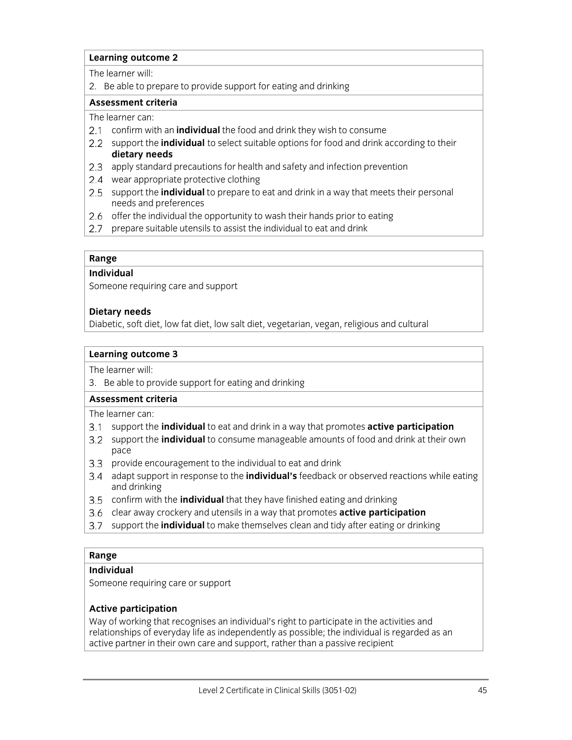**Learning outcome 2**

The learner will:

2. Be able to prepare to provide support for eating and drinking

**Assessment criteria**

The learner can:

2.1 confirm with an **individual** the food and drink they wish to consume
2.2 support the **individual** to select suitable options for food and drink according to their **dietary needs**
2.3 apply standard precautions for health and safety and infection prevention
2.4 wear appropriate protective clothing
2.5 support the **individual** to prepare to eat and drink in a way that meets their personal needs and preferences
2.6 offer the individual the opportunity to wash their hands prior to eating
2.7 prepare suitable utensils to assist the individual to eat and drink

**Range**

**Individual**
Someone requiring care and support

**Dietary needs**
Diabetic, soft diet, low fat diet, low salt diet, vegetarian, vegan, religious and cultural

**Learning outcome 3**

The learner will:

3. Be able to provide support for eating and drinking

**Assessment criteria**

The learner can:

3.1 support the **individual** to eat and drink in a way that promotes **active participation**
3.2 support the **individual** to consume manageable amounts of food and drink at their own pace
3.3 provide encouragement to the individual to eat and drink
3.4 adapt support in response to the **individual's** feedback or observed reactions while eating and drinking
3.5 confirm with the **individual** that they have finished eating and drinking
3.6 clear away crockery and utensils in a way that promotes **active participation**
3.7 support the **individual** to make themselves clean and tidy after eating or drinking

**Range**

**Individual**
Someone requiring care or support

**Active participation**
Way of working that recognises an individual's right to participate in the activities and relationships of everyday life as independently as possible; the individual is regarded as an active partner in their own care and support, rather than a passive recipient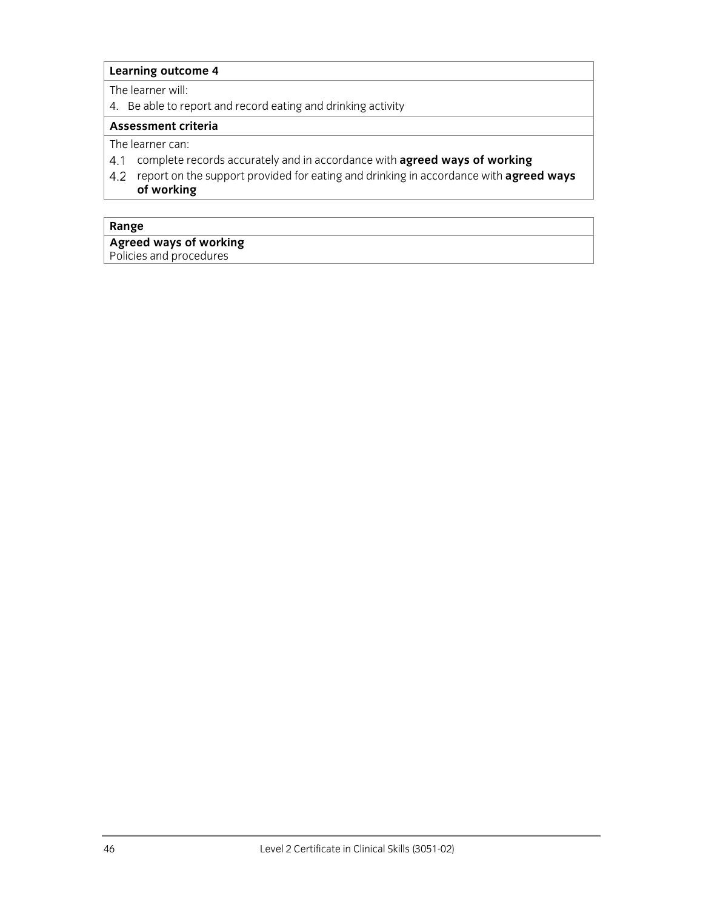**Learning outcome 4**

The learner will:

4. Be able to report and record eating and drinking activity

**Assessment criteria**

The learner can:

4.1 complete records accurately and in accordance with **agreed ways of working**

4.2 report on the support provided for eating and drinking in accordance with **agreed ways of working**

**Range**

**Agreed ways of working**

Policies and procedures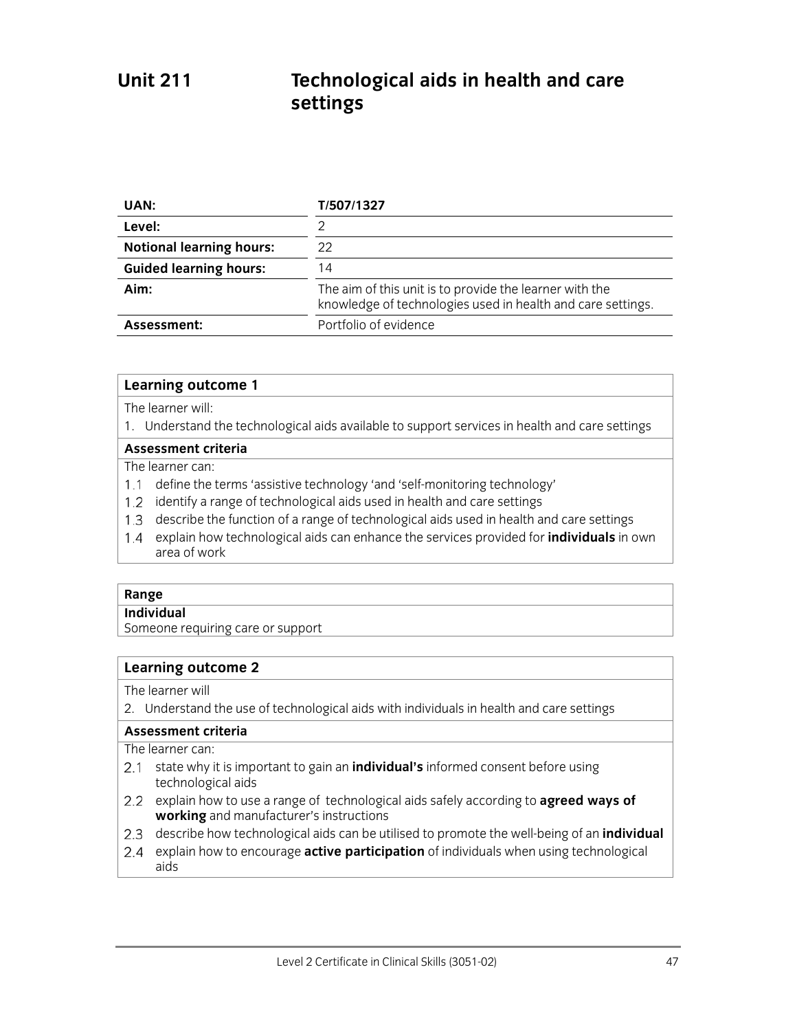# Unit 211 Technological aids in health and care settings

| | |
|---|---|
| **UAN:** | **T/507/1327** |
| **Level:** | 2 |
| **Notional learning hours:** | 22 |
| **Guided learning hours:** | 14 |
| **Aim:** | The aim of this unit is to provide the learner with the knowledge of technologies used in health and care settings. |
| **Assessment:** | Portfolio of evidence |

**Learning outcome 1**

The learner will:

1. Understand the technological aids available to support services in health and care settings

**Assessment criteria**

The learner can:

1.1 define the terms 'assistive technology 'and 'self-monitoring technology'

1.2 identify a range of technological aids used in health and care settings

1.3 describe the function of a range of technological aids used in health and care settings

1.4 explain how technological aids can enhance the services provided for **individuals** in own area of work

**Range**

**Individual**

Someone requiring care or support

**Learning outcome 2**

The learner will

2. Understand the use of technological aids with individuals in health and care settings

**Assessment criteria**

The learner can:

2.1 state why it is important to gain an **individual's** informed consent before using technological aids

2.2 explain how to use a range of technological aids safely according to **agreed ways of working** and manufacturer's instructions

2.3 describe how technological aids can be utilised to promote the well-being of an **individual**

2.4 explain how to encourage **active participation** of individuals when using technological aids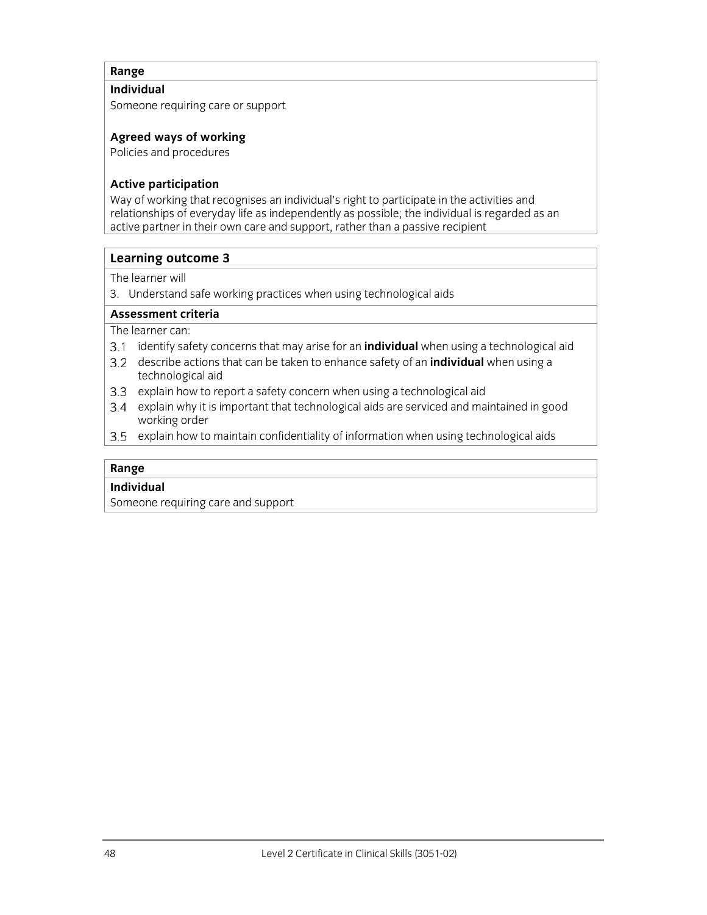**Range**

**Individual**

Someone requiring care or support

**Agreed ways of working**

Policies and procedures

**Active participation**

Way of working that recognises an individual's right to participate in the activities and relationships of everyday life as independently as possible; the individual is regarded as an active partner in their own care and support, rather than a passive recipient

## Learning outcome 3

The learner will

3. Understand safe working practices when using technological aids

### Assessment criteria

The learner can:

3.1 identify safety concerns that may arise for an **individual** when using a technological aid

3.2 describe actions that can be taken to enhance safety of an **individual** when using a technological aid

3.3 explain how to report a safety concern when using a technological aid

3.4 explain why it is important that technological aids are serviced and maintained in good working order

3.5 explain how to maintain confidentiality of information when using technological aids

**Range**

**Individual**

Someone requiring care and support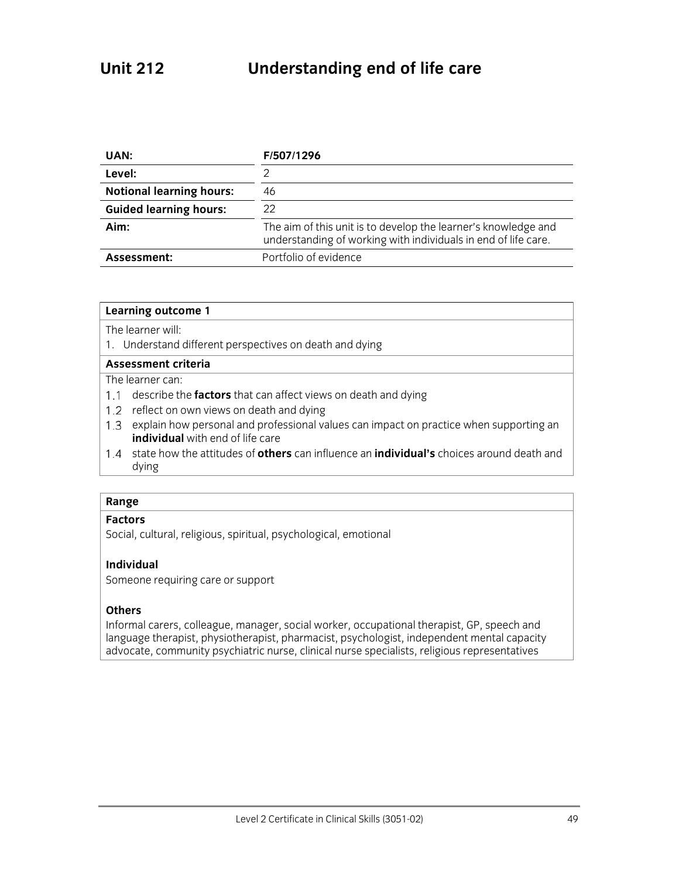# Unit 212 Understanding end of life care

| UAN: | F/507/1296 |
|---|---|
| Level: | 2 |
| Notional learning hours: | 46 |
| Guided learning hours: | 22 |
| Aim: | The aim of this unit is to develop the learner's knowledge and understanding of working with individuals in end of life care. |
| Assessment: | Portfolio of evidence |

**Learning outcome 1**

The learner will:

1. Understand different perspectives on death and dying

**Assessment criteria**

The learner can:

1.1 describe the **factors** that can affect views on death and dying

1.2 reflect on own views on death and dying

1.3 explain how personal and professional values can impact on practice when supporting an **individual** with end of life care

1.4 state how the attitudes of **others** can influence an **individual's** choices around death and dying

**Range**

**Factors**

Social, cultural, religious, spiritual, psychological, emotional

**Individual**

Someone requiring care or support

**Others**

Informal carers, colleague, manager, social worker, occupational therapist, GP, speech and language therapist, physiotherapist, pharmacist, psychologist, independent mental capacity advocate, community psychiatric nurse, clinical nurse specialists, religious representatives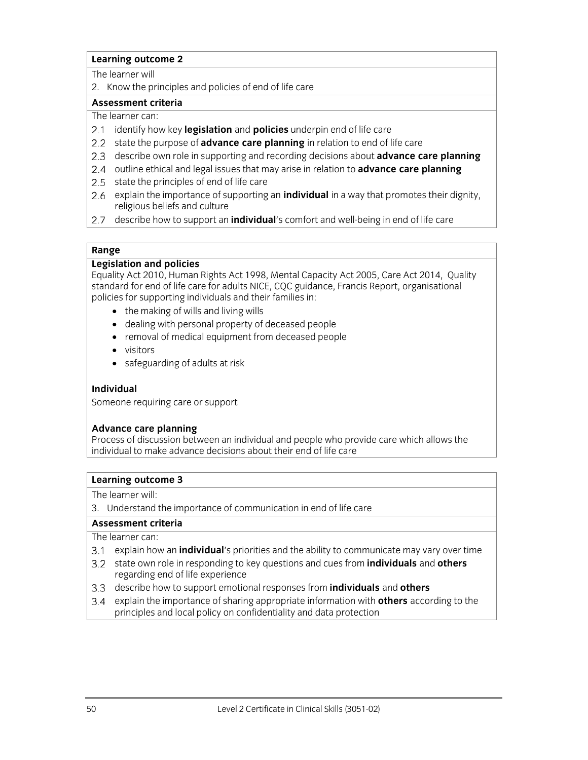**Learning outcome 2**

The learner will

2. Know the principles and policies of end of life care

**Assessment criteria**

The learner can:

2.1 identify how key **legislation** and **policies** underpin end of life care
2.2 state the purpose of **advance care planning** in relation to end of life care
2.3 describe own role in supporting and recording decisions about **advance care planning**
2.4 outline ethical and legal issues that may arise in relation to **advance care planning**
2.5 state the principles of end of life care
2.6 explain the importance of supporting an **individual** in a way that promotes their dignity, religious beliefs and culture
2.7 describe how to support an **individual**'s comfort and well-being in end of life care

**Range**

**Legislation and policies**

Equality Act 2010, Human Rights Act 1998, Mental Capacity Act 2005, Care Act 2014, Quality standard for end of life care for adults NICE, CQC guidance, Francis Report, organisational policies for supporting individuals and their families in:

- the making of wills and living wills
- dealing with personal property of deceased people
- removal of medical equipment from deceased people
- visitors
- safeguarding of adults at risk

**Individual**

Someone requiring care or support

**Advance care planning**

Process of discussion between an individual and people who provide care which allows the individual to make advance decisions about their end of life care

**Learning outcome 3**

The learner will:

3. Understand the importance of communication in end of life care

**Assessment criteria**

The learner can:

3.1 explain how an **individual**'s priorities and the ability to communicate may vary over time
3.2 state own role in responding to key questions and cues from **individuals** and **others** regarding end of life experience
3.3 describe how to support emotional responses from **individuals** and **others**
3.4 explain the importance of sharing appropriate information with **others** according to the principles and local policy on confidentiality and data protection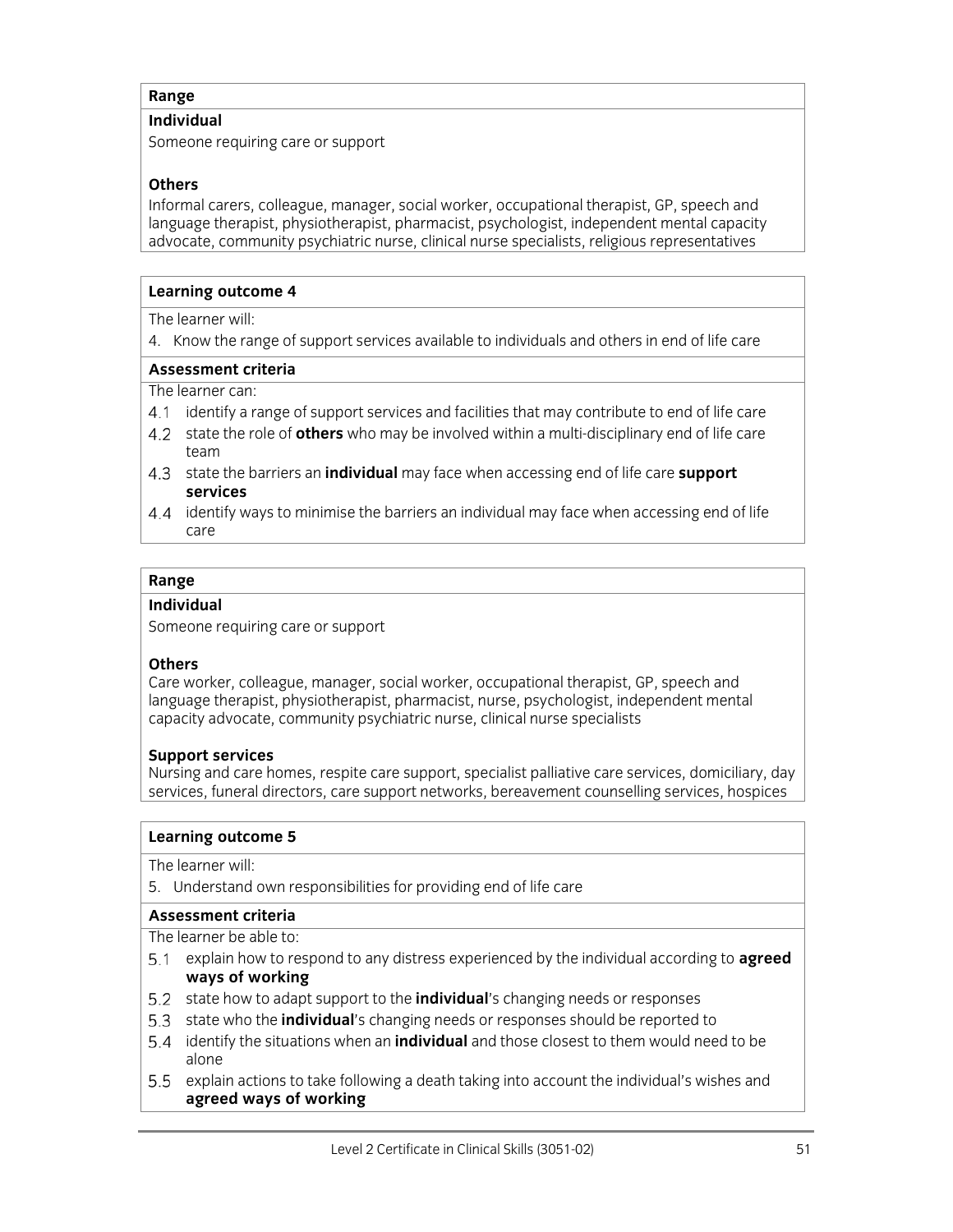**Range**

**Individual**

Someone requiring care or support

**Others**

Informal carers, colleague, manager, social worker, occupational therapist, GP, speech and language therapist, physiotherapist, pharmacist, psychologist, independent mental capacity advocate, community psychiatric nurse, clinical nurse specialists, religious representatives

**Learning outcome 4**

The learner will:

4. Know the range of support services available to individuals and others in end of life care

**Assessment criteria**

The learner can:

4.1 identify a range of support services and facilities that may contribute to end of life care

4.2 state the role of **others** who may be involved within a multi-disciplinary end of life care team

4.3 state the barriers an **individual** may face when accessing end of life care **support services**

4.4 identify ways to minimise the barriers an individual may face when accessing end of life care

**Range**

**Individual**

Someone requiring care or support

**Others**

Care worker, colleague, manager, social worker, occupational therapist, GP, speech and language therapist, physiotherapist, pharmacist, nurse, psychologist, independent mental capacity advocate, community psychiatric nurse, clinical nurse specialists

**Support services**

Nursing and care homes, respite care support, specialist palliative care services, domiciliary, day services, funeral directors, care support networks, bereavement counselling services, hospices

**Learning outcome 5**

The learner will:

5. Understand own responsibilities for providing end of life care

**Assessment criteria**

The learner be able to:

5.1 explain how to respond to any distress experienced by the individual according to **agreed ways of working**

5.2 state how to adapt support to the **individual**'s changing needs or responses

5.3 state who the **individual**'s changing needs or responses should be reported to

5.4 identify the situations when an **individual** and those closest to them would need to be alone

5.5 explain actions to take following a death taking into account the individual's wishes and **agreed ways of working**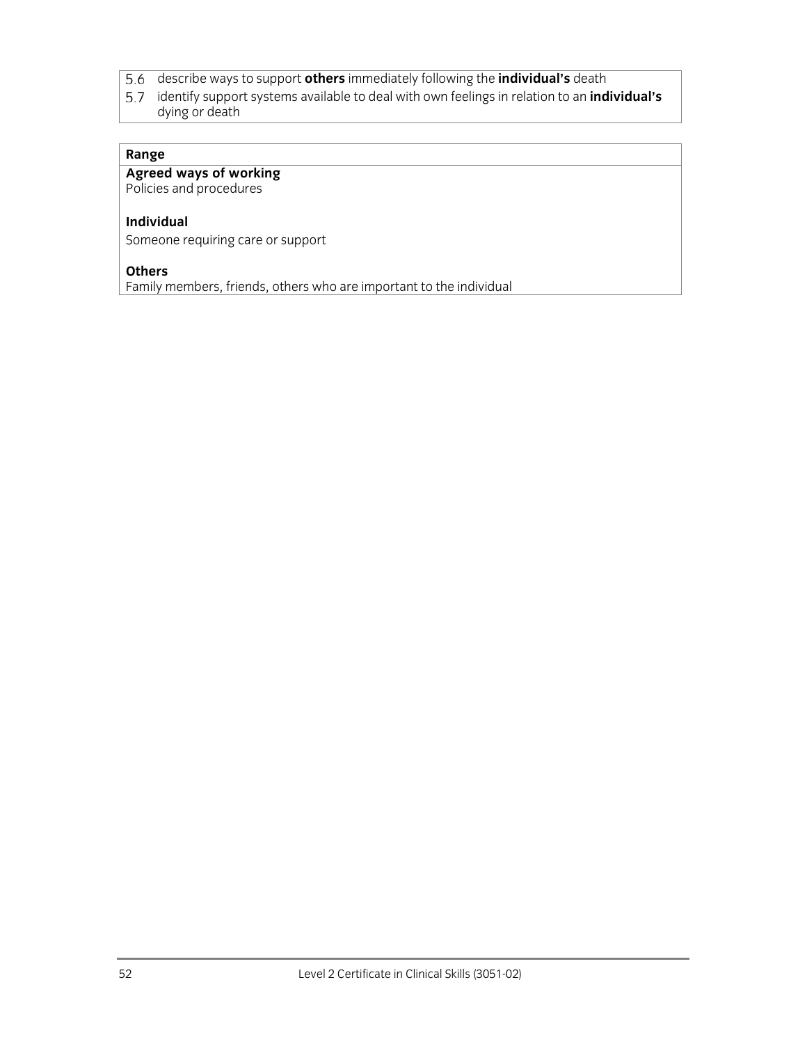5.6 describe ways to support **others** immediately following the **individual's** death
5.7 identify support systems available to deal with own feelings in relation to an **individual's** dying or death

**Range**

**Agreed ways of working**
Policies and procedures

**Individual**
Someone requiring care or support

**Others**
Family members, friends, others who are important to the individual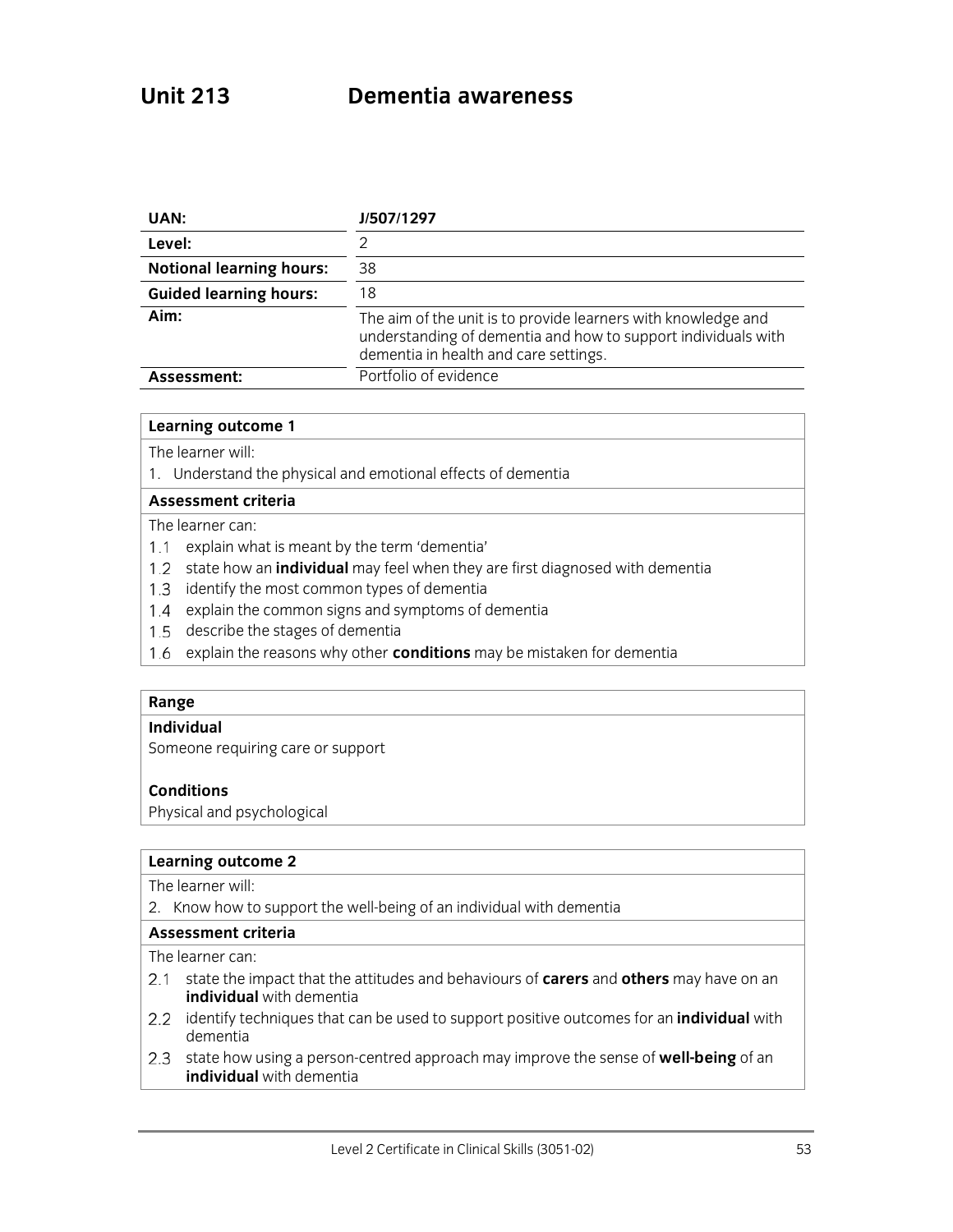# Unit 213 Dementia awareness

| UAN: | J/507/1297 |
|---|---|
| Level: | 2 |
| Notional learning hours: | 38 |
| Guided learning hours: | 18 |
| Aim: | The aim of the unit is to provide learners with knowledge and understanding of dementia and how to support individuals with dementia in health and care settings. |
| Assessment: | Portfolio of evidence |

**Learning outcome 1**

The learner will:

1. Understand the physical and emotional effects of dementia

**Assessment criteria**

The learner can:

1.1 explain what is meant by the term 'dementia'

1.2 state how an **individual** may feel when they are first diagnosed with dementia

1.3 identify the most common types of dementia

1.4 explain the common signs and symptoms of dementia

1.5 describe the stages of dementia

1.6 explain the reasons why other **conditions** may be mistaken for dementia

**Range**

**Individual**

Someone requiring care or support

**Conditions**

Physical and psychological

**Learning outcome 2**

The learner will:

2. Know how to support the well-being of an individual with dementia

**Assessment criteria**

The learner can:

2.1 state the impact that the attitudes and behaviours of **carers** and **others** may have on an **individual** with dementia

2.2 identify techniques that can be used to support positive outcomes for an **individual** with dementia

2.3 state how using a person-centred approach may improve the sense of **well-being** of an **individual** with dementia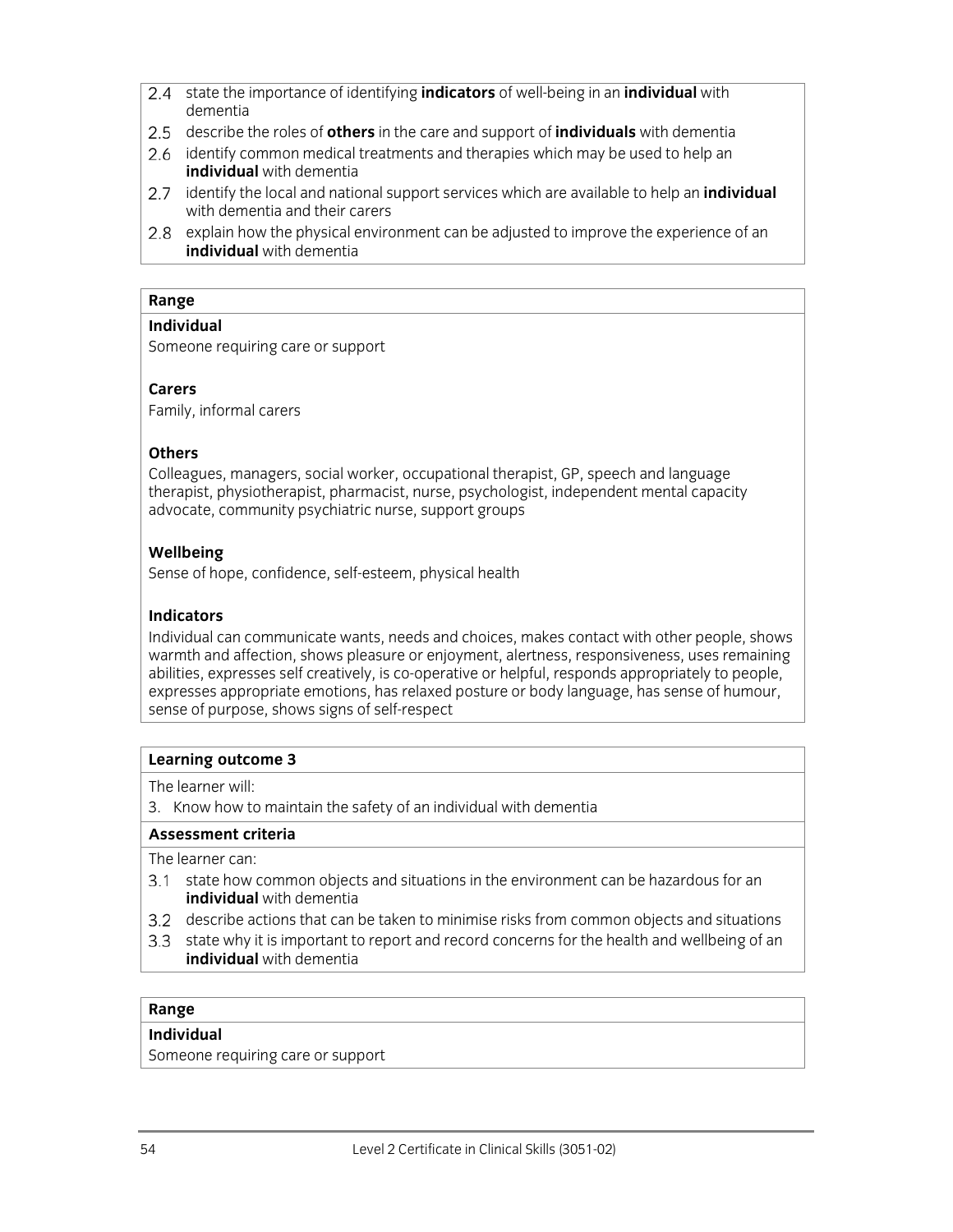2.4 state the importance of identifying **indicators** of well-being in an **individual** with dementia
2.5 describe the roles of **others** in the care and support of **individuals** with dementia
2.6 identify common medical treatments and therapies which may be used to help an **individual** with dementia
2.7 identify the local and national support services which are available to help an **individual** with dementia and their carers
2.8 explain how the physical environment can be adjusted to improve the experience of an **individual** with dementia

**Range**

**Individual**
Someone requiring care or support

**Carers**
Family, informal carers

**Others**
Colleagues, managers, social worker, occupational therapist, GP, speech and language therapist, physiotherapist, pharmacist, nurse, psychologist, independent mental capacity advocate, community psychiatric nurse, support groups

**Wellbeing**
Sense of hope, confidence, self-esteem, physical health

**Indicators**
Individual can communicate wants, needs and choices, makes contact with other people, shows warmth and affection, shows pleasure or enjoyment, alertness, responsiveness, uses remaining abilities, expresses self creatively, is co-operative or helpful, responds appropriately to people, expresses appropriate emotions, has relaxed posture or body language, has sense of humour, sense of purpose, shows signs of self-respect

**Learning outcome 3**

The learner will:

3. Know how to maintain the safety of an individual with dementia

**Assessment criteria**

The learner can:

3.1 state how common objects and situations in the environment can be hazardous for an **individual** with dementia
3.2 describe actions that can be taken to minimise risks from common objects and situations
3.3 state why it is important to report and record concerns for the health and wellbeing of an **individual** with dementia

**Range**

**Individual**
Someone requiring care or support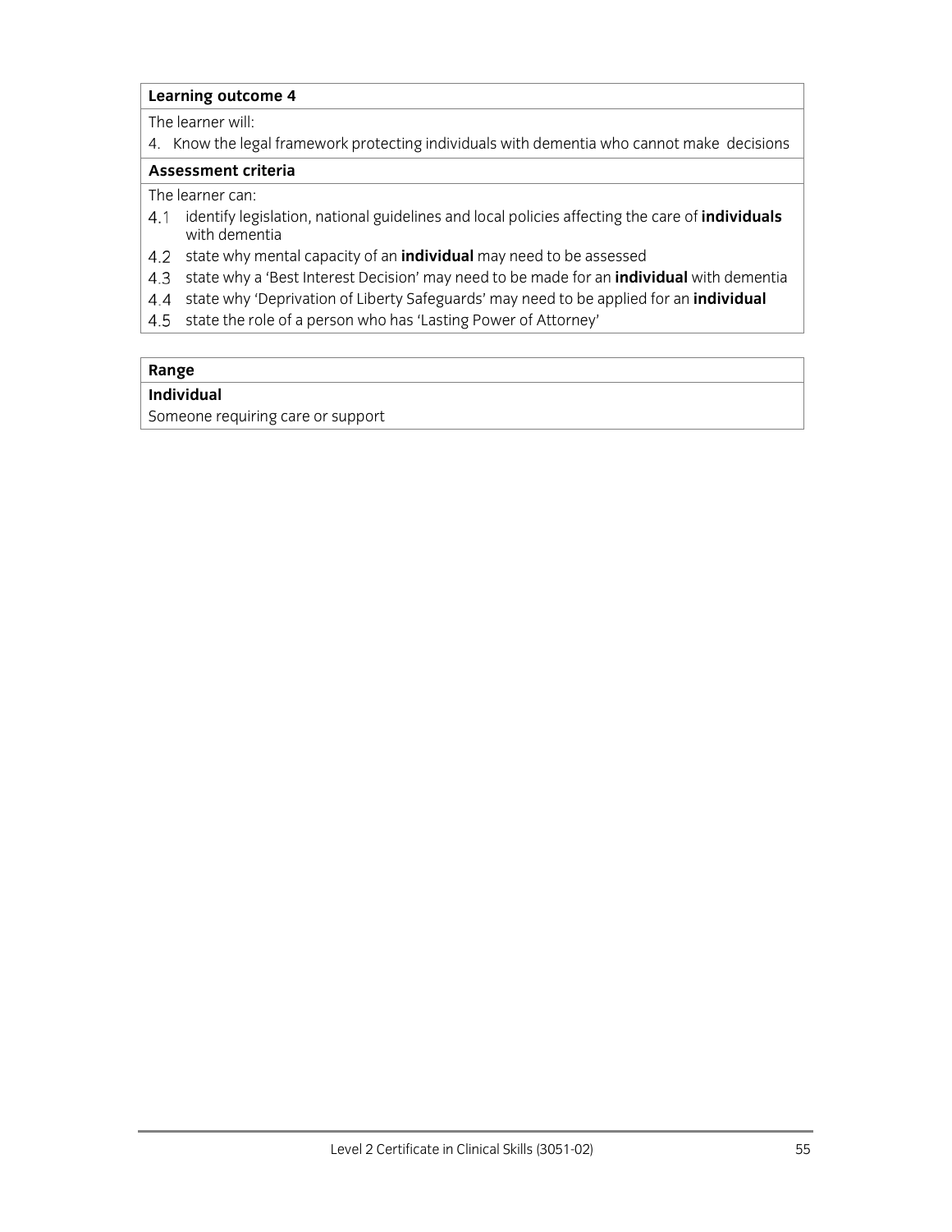**Learning outcome 4**

The learner will:

4. Know the legal framework protecting individuals with dementia who cannot make decisions

**Assessment criteria**

The learner can:

4.1 identify legislation, national guidelines and local policies affecting the care of **individuals** with dementia
4.2 state why mental capacity of an **individual** may need to be assessed
4.3 state why a 'Best Interest Decision' may need to be made for an **individual** with dementia
4.4 state why 'Deprivation of Liberty Safeguards' may need to be applied for an **individual**
4.5 state the role of a person who has 'Lasting Power of Attorney'

**Range**

**Individual**

Someone requiring care or support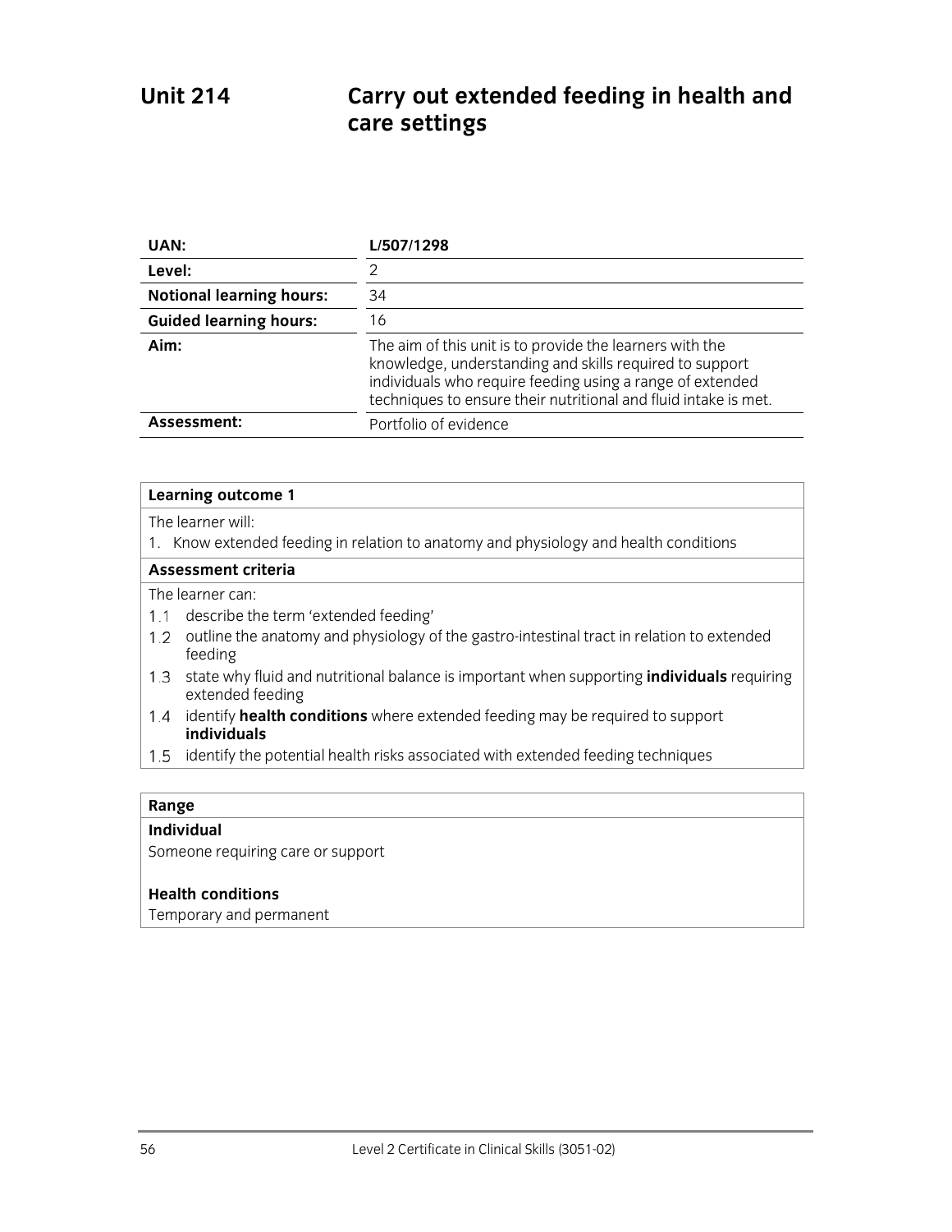# Unit 214 Carry out extended feeding in health and care settings

| | |
|---|---|
| **UAN:** | **L/507/1298** |
| **Level:** | 2 |
| **Notional learning hours:** | 34 |
| **Guided learning hours:** | 16 |
| **Aim:** | The aim of this unit is to provide the learners with the knowledge, understanding and skills required to support individuals who require feeding using a range of extended techniques to ensure their nutritional and fluid intake is met. |
| **Assessment:** | Portfolio of evidence |

**Learning outcome 1**

The learner will:

1. Know extended feeding in relation to anatomy and physiology and health conditions

**Assessment criteria**

The learner can:

1.1 describe the term 'extended feeding'

1.2 outline the anatomy and physiology of the gastro-intestinal tract in relation to extended feeding

1.3 state why fluid and nutritional balance is important when supporting **individuals** requiring extended feeding

1.4 identify **health conditions** where extended feeding may be required to support **individuals**

1.5 identify the potential health risks associated with extended feeding techniques

**Range**

**Individual**

Someone requiring care or support

**Health conditions**

Temporary and permanent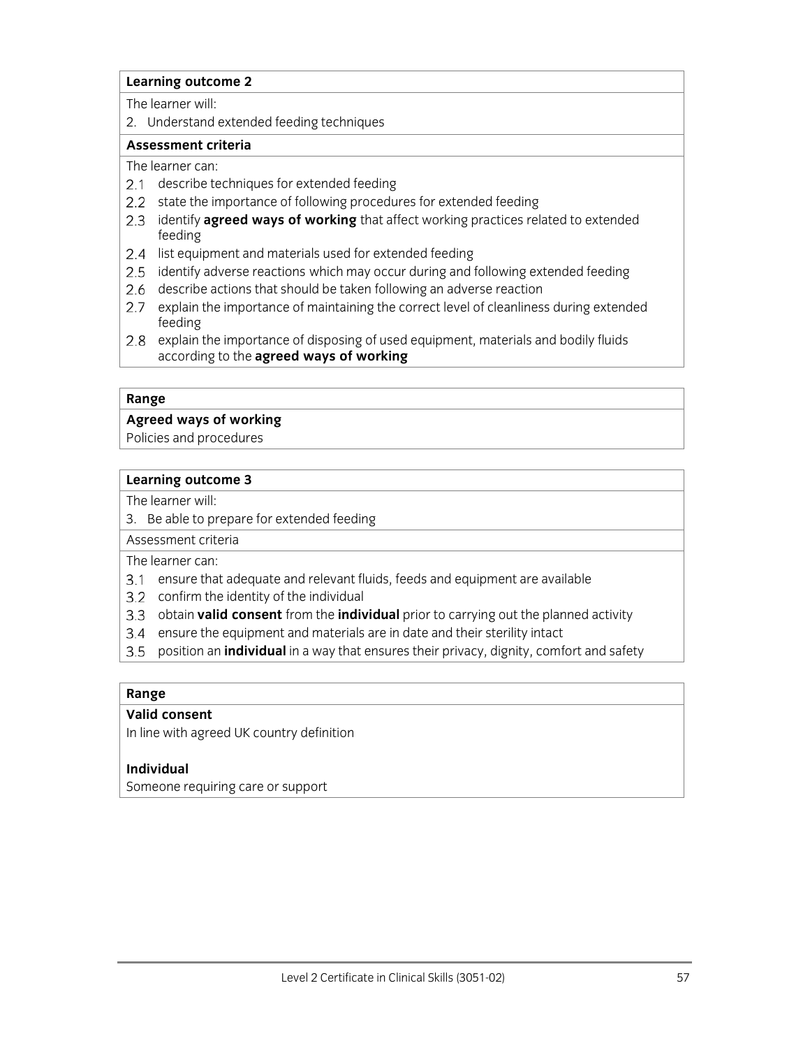| **Learning outcome 2** |
| --- |
| The learner will: |
| 2. Understand extended feeding techniques |
| **Assessment criteria** |
| The learner can: |
| 2.1 describe techniques for extended feeding |
| 2.2 state the importance of following procedures for extended feeding |
| 2.3 identify **agreed ways of working** that affect working practices related to extended feeding |
| 2.4 list equipment and materials used for extended feeding |
| 2.5 identify adverse reactions which may occur during and following extended feeding |
| 2.6 describe actions that should be taken following an adverse reaction |
| 2.7 explain the importance of maintaining the correct level of cleanliness during extended feeding |
| 2.8 explain the importance of disposing of used equipment, materials and bodily fluids according to the **agreed ways of working** |

| **Range** |
| --- |
| **Agreed ways of working** |
| Policies and procedures |

| **Learning outcome 3** |
| --- |
| The learner will: |
| 3. Be able to prepare for extended feeding |
| Assessment criteria |
| The learner can: |
| 3.1 ensure that adequate and relevant fluids, feeds and equipment are available |
| 3.2 confirm the identity of the individual |
| 3.3 obtain **valid consent** from the **individual** prior to carrying out the planned activity |
| 3.4 ensure the equipment and materials are in date and their sterility intact |
| 3.5 position an **individual** in a way that ensures their privacy, dignity, comfort and safety |

| **Range** |
| --- |
| **Valid consent** |
| In line with agreed UK country definition |
| **Individual** |
| Someone requiring care or support |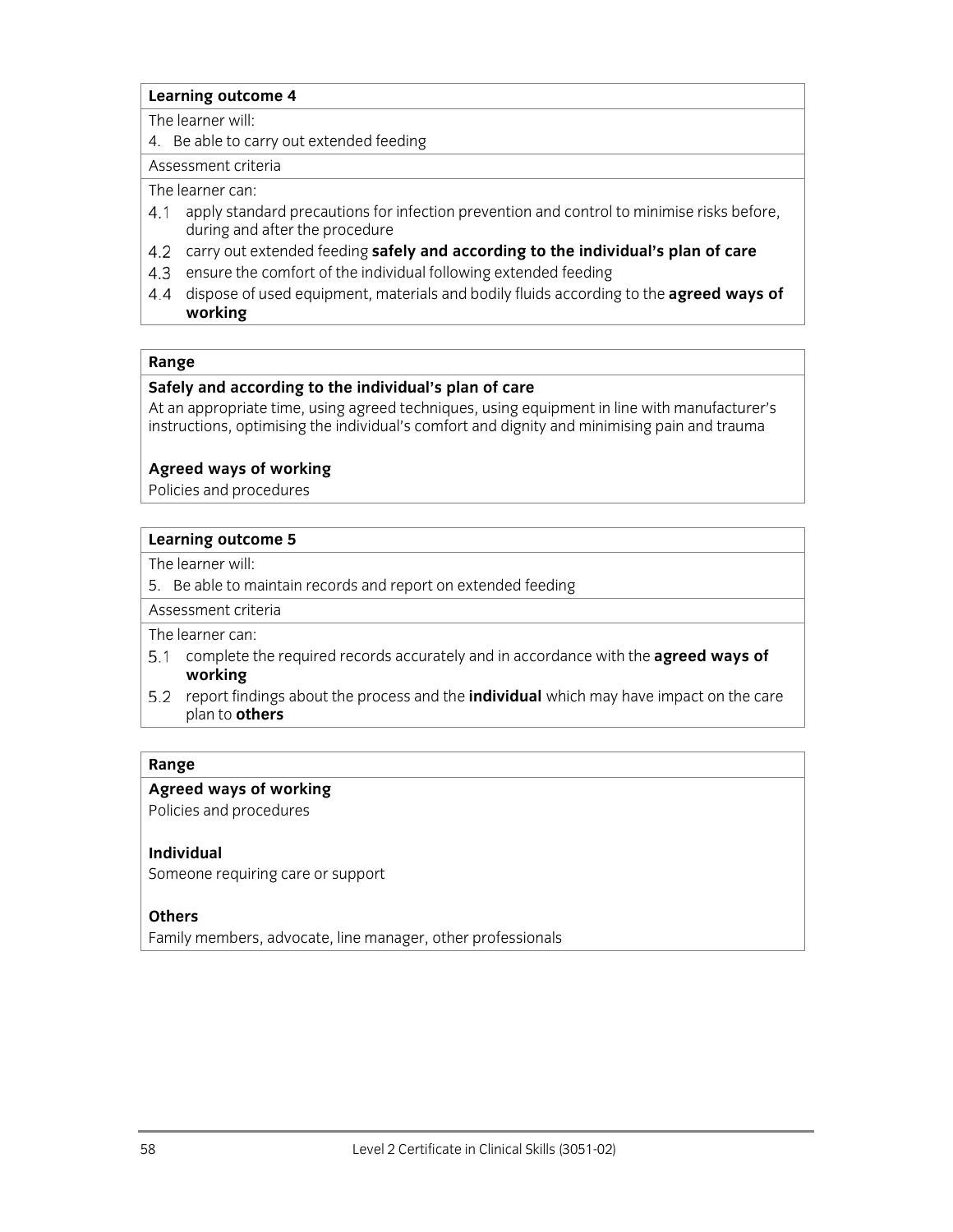**Learning outcome 4**

The learner will:

4. Be able to carry out extended feeding

Assessment criteria

The learner can:

4.1 apply standard precautions for infection prevention and control to minimise risks before, during and after the procedure

4.2 carry out extended feeding **safely and according to the individual's plan of care**

4.3 ensure the comfort of the individual following extended feeding

4.4 dispose of used equipment, materials and bodily fluids according to the **agreed ways of working**

**Range**

**Safely and according to the individual's plan of care**

At an appropriate time, using agreed techniques, using equipment in line with manufacturer's instructions, optimising the individual's comfort and dignity and minimising pain and trauma

**Agreed ways of working**

Policies and procedures

**Learning outcome 5**

The learner will:

5. Be able to maintain records and report on extended feeding

Assessment criteria

The learner can:

5.1 complete the required records accurately and in accordance with the **agreed ways of working**

5.2 report findings about the process and the **individual** which may have impact on the care plan to **others**

**Range**

**Agreed ways of working**

Policies and procedures

**Individual**

Someone requiring care or support

**Others**

Family members, advocate, line manager, other professionals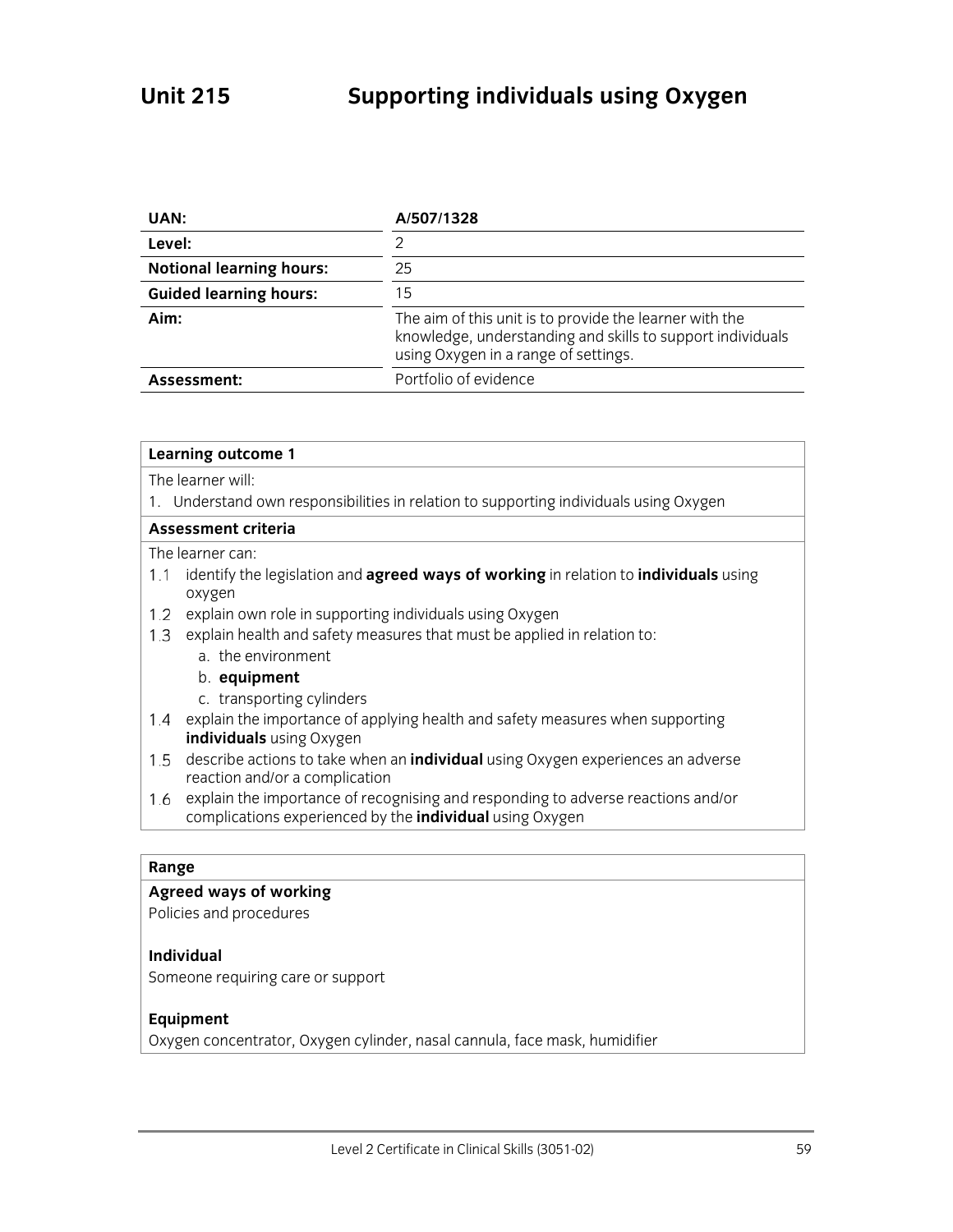# Unit 215 Supporting individuals using Oxygen

| | |
|---|---|
| **UAN:** | **A/507/1328** |
| **Level:** | 2 |
| **Notional learning hours:** | 25 |
| **Guided learning hours:** | 15 |
| **Aim:** | The aim of this unit is to provide the learner with the knowledge, understanding and skills to support individuals using Oxygen in a range of settings. |
| **Assessment:** | Portfolio of evidence |

**Learning outcome 1**

The learner will:

1. Understand own responsibilities in relation to supporting individuals using Oxygen

**Assessment criteria**

The learner can:

1.1 identify the legislation and **agreed ways of working** in relation to **individuals** using oxygen

1.2 explain own role in supporting individuals using Oxygen

1.3 explain health and safety measures that must be applied in relation to:

  a. the environment

  b. **equipment**

  c. transporting cylinders

1.4 explain the importance of applying health and safety measures when supporting **individuals** using Oxygen

1.5 describe actions to take when an **individual** using Oxygen experiences an adverse reaction and/or a complication

1.6 explain the importance of recognising and responding to adverse reactions and/or complications experienced by the **individual** using Oxygen

**Range**

**Agreed ways of working**

Policies and procedures

**Individual**

Someone requiring care or support

**Equipment**

Oxygen concentrator, Oxygen cylinder, nasal cannula, face mask, humidifier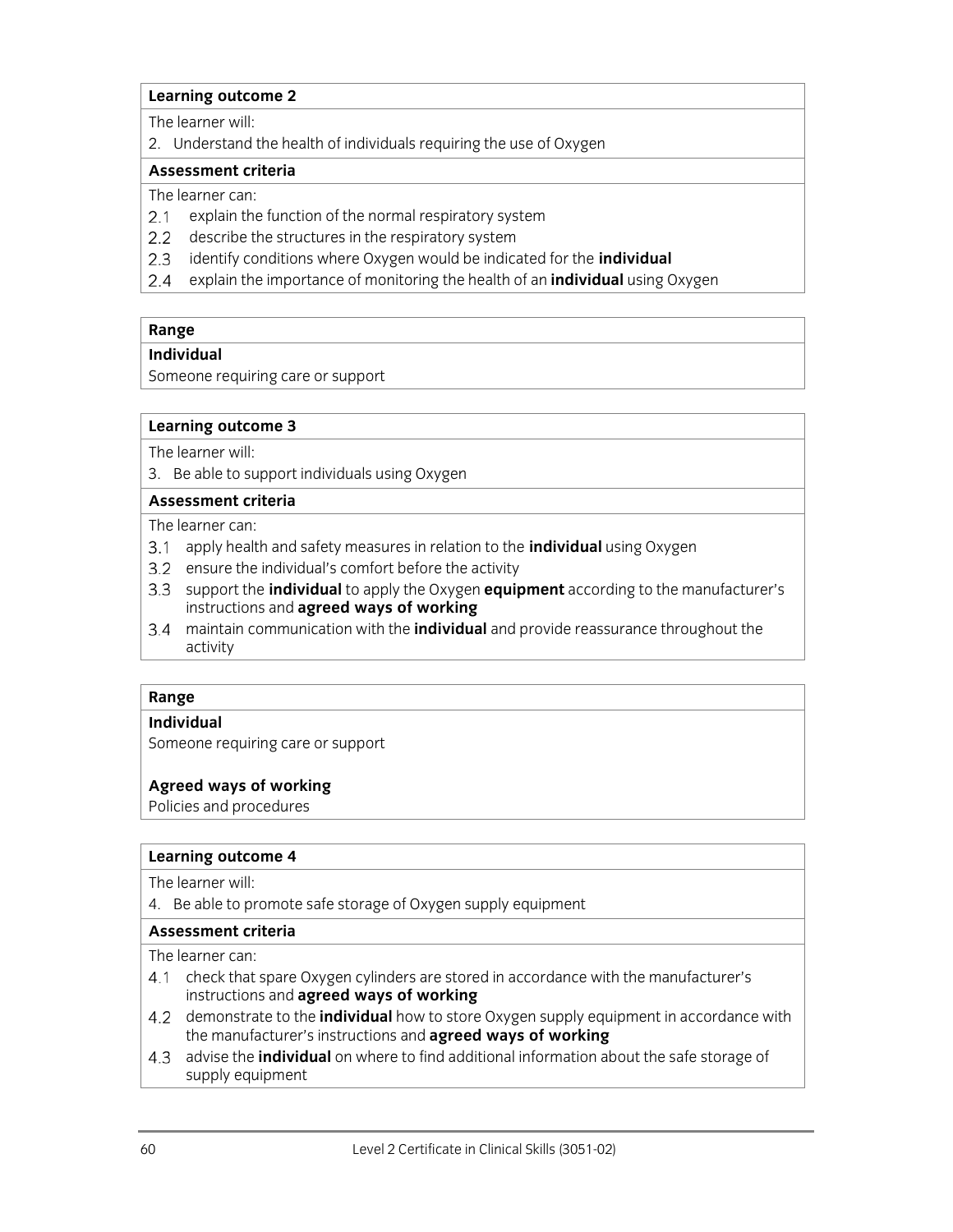| **Learning outcome 2** |
|---|
| The learner will: |
| 2. Understand the health of individuals requiring the use of Oxygen |
| **Assessment criteria** |
| The learner can: |
| 2.1 explain the function of the normal respiratory system |
| 2.2 describe the structures in the respiratory system |
| 2.3 identify conditions where Oxygen would be indicated for the **individual** |
| 2.4 explain the importance of monitoring the health of an **individual** using Oxygen |

| **Range** |
|---|
| **Individual** |
| Someone requiring care or support |

| **Learning outcome 3** |
|---|
| The learner will: |
| 3. Be able to support individuals using Oxygen |
| **Assessment criteria** |
| The learner can: |
| 3.1 apply health and safety measures in relation to the **individual** using Oxygen |
| 3.2 ensure the individual's comfort before the activity |
| 3.3 support the **individual** to apply the Oxygen **equipment** according to the manufacturer's instructions and **agreed ways of working** |
| 3.4 maintain communication with the **individual** and provide reassurance throughout the activity |

| **Range** |
|---|
| **Individual** |
| Someone requiring care or support |
| **Agreed ways of working** |
| Policies and procedures |

| **Learning outcome 4** |
|---|
| The learner will: |
| 4. Be able to promote safe storage of Oxygen supply equipment |
| **Assessment criteria** |
| The learner can: |
| 4.1 check that spare Oxygen cylinders are stored in accordance with the manufacturer's instructions and **agreed ways of working** |
| 4.2 demonstrate to the **individual** how to store Oxygen supply equipment in accordance with the manufacturer's instructions and **agreed ways of working** |
| 4.3 advise the **individual** on where to find additional information about the safe storage of supply equipment |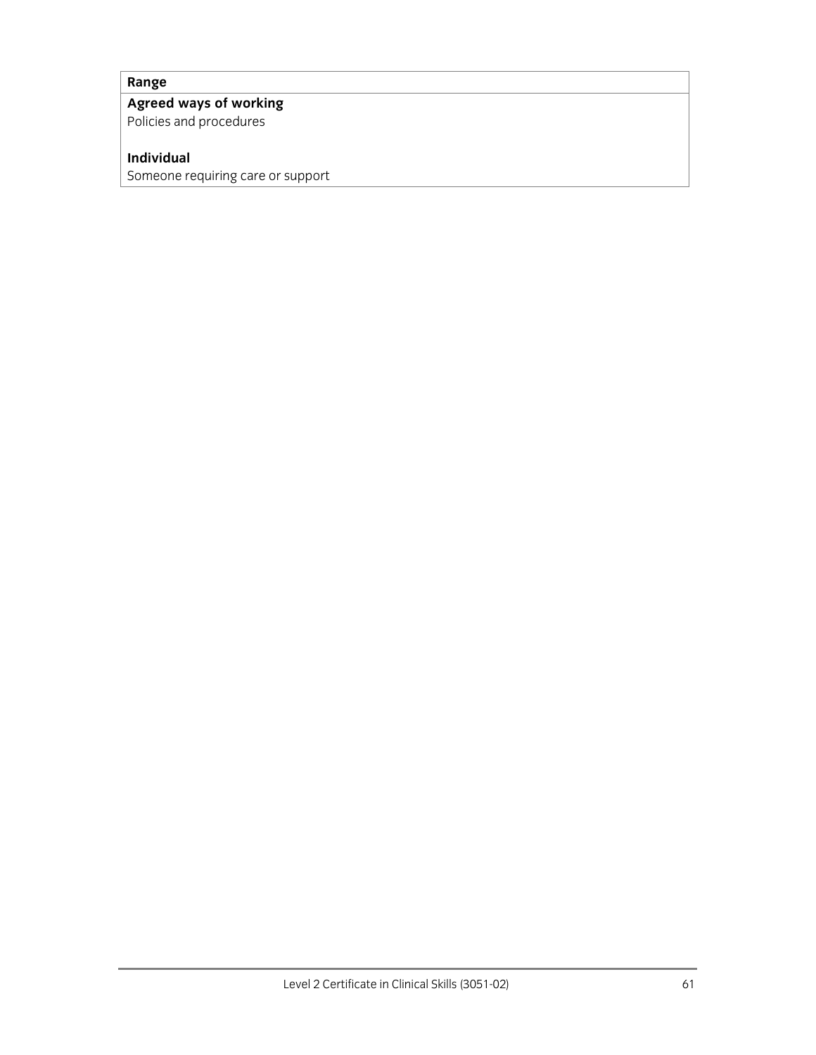| Range |
| --- |
| **Agreed ways of working**<br>Policies and procedures<br><br>**Individual**<br>Someone requiring care or support |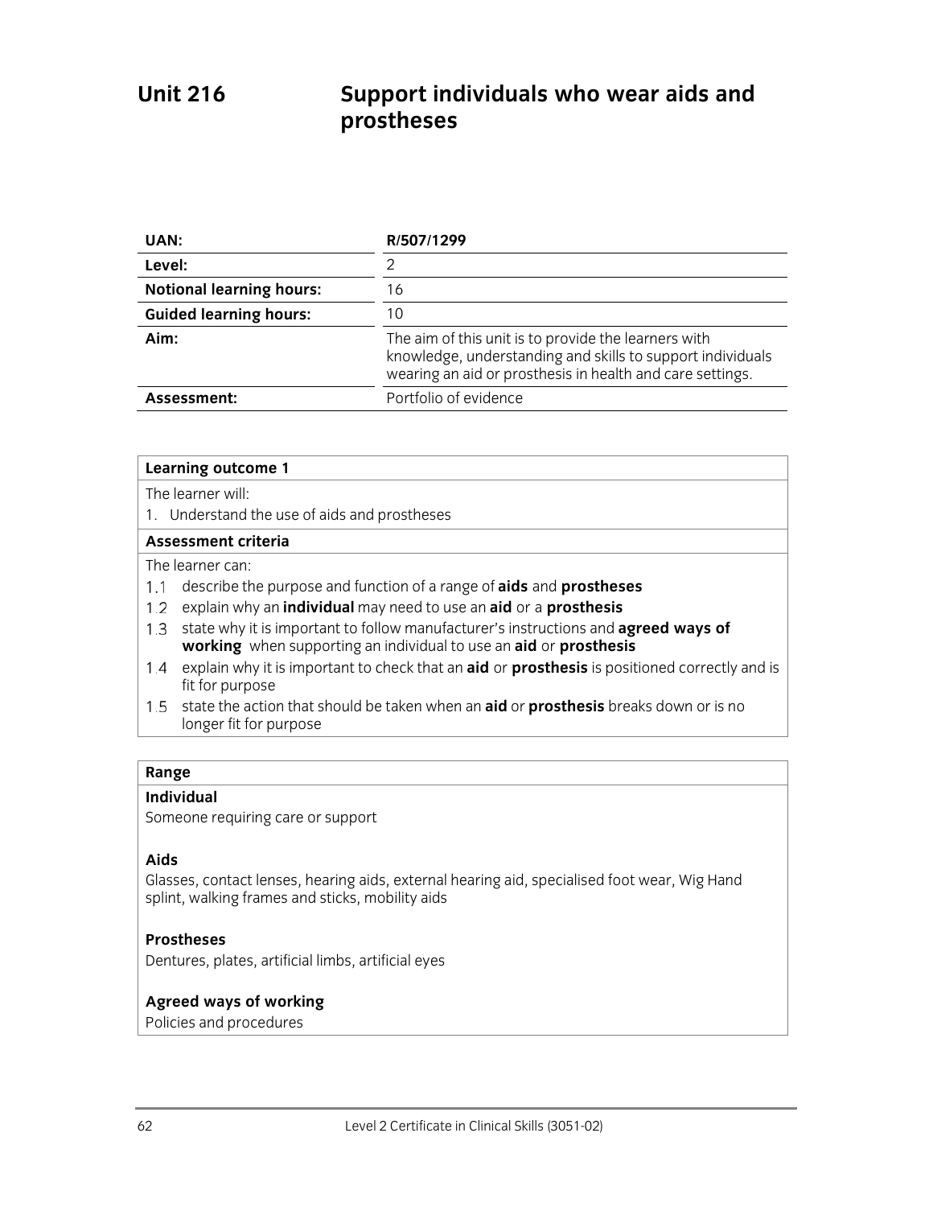# Unit 216 Support individuals who wear aids and prostheses

| | |
|---|---|
| **UAN:** | **R/507/1299** |
| **Level:** | 2 |
| **Notional learning hours:** | 16 |
| **Guided learning hours:** | 10 |
| **Aim:** | The aim of this unit is to provide the learners with knowledge, understanding and skills to support individuals wearing an aid or prosthesis in health and care settings. |
| **Assessment:** | Portfolio of evidence |

**Learning outcome 1**

The learner will:

1. Understand the use of aids and prostheses

**Assessment criteria**

The learner can:

1.1 describe the purpose and function of a range of **aids** and **prostheses**

1.2 explain why an **individual** may need to use an **aid** or a **prosthesis**

1.3 state why it is important to follow manufacturer's instructions and **agreed ways of working** when supporting an individual to use an **aid** or **prosthesis**

1.4 explain why it is important to check that an **aid** or **prosthesis** is positioned correctly and is fit for purpose

1.5 state the action that should be taken when an **aid** or **prosthesis** breaks down or is no longer fit for purpose

**Range**

**Individual**

Someone requiring care or support

**Aids**

Glasses, contact lenses, hearing aids, external hearing aid, specialised foot wear, Wig Hand splint, walking frames and sticks, mobility aids

**Prostheses**

Dentures, plates, artificial limbs, artificial eyes

**Agreed ways of working**

Policies and procedures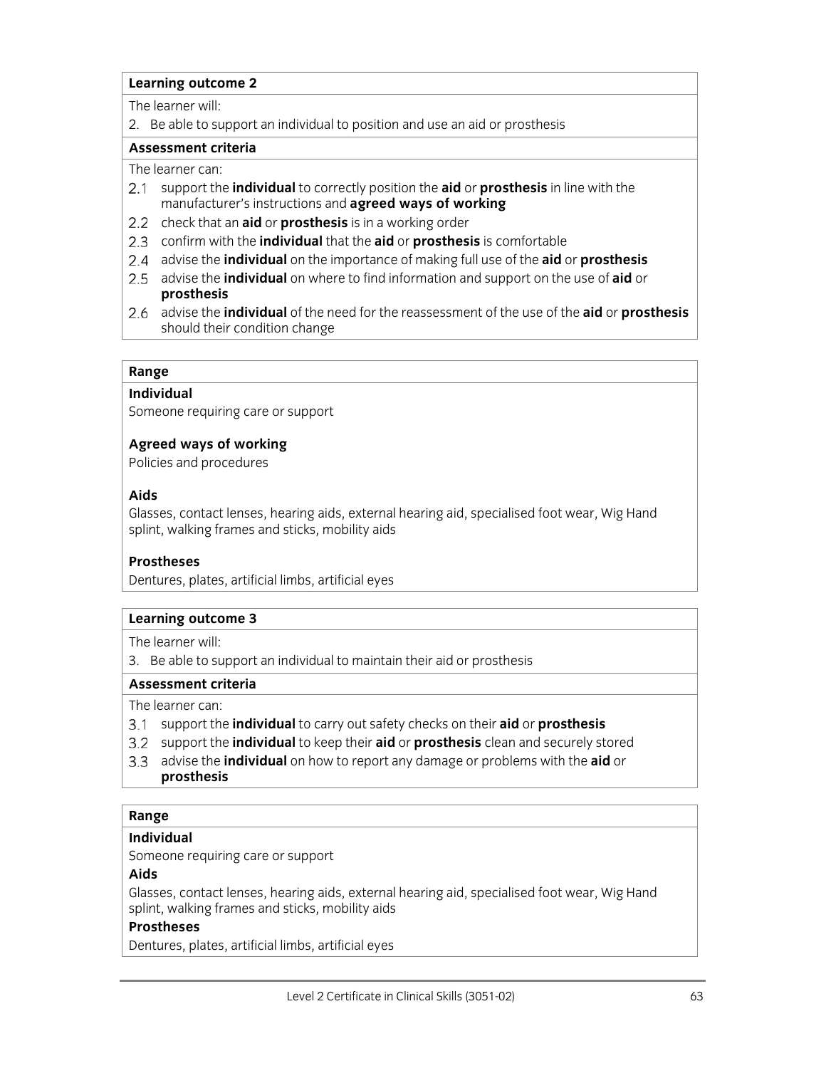### Learning outcome 2

The learner will:

2. Be able to support an individual to position and use an aid or prosthesis

### Assessment criteria

The learner can:

2.1 support the **individual** to correctly position the **aid** or **prosthesis** in line with the manufacturer's instructions and **agreed ways of working**
2.2 check that an **aid** or **prosthesis** is in a working order
2.3 confirm with the **individual** that the **aid** or **prosthesis** is comfortable
2.4 advise the **individual** on the importance of making full use of the **aid** or **prosthesis**
2.5 advise the **individual** on where to find information and support on the use of **aid** or **prosthesis**
2.6 advise the **individual** of the need for the reassessment of the use of the **aid** or **prosthesis** should their condition change

### Range

**Individual**

Someone requiring care or support

**Agreed ways of working**

Policies and procedures

**Aids**

Glasses, contact lenses, hearing aids, external hearing aid, specialised foot wear, Wig Hand splint, walking frames and sticks, mobility aids

**Prostheses**

Dentures, plates, artificial limbs, artificial eyes

### Learning outcome 3

The learner will:

3. Be able to support an individual to maintain their aid or prosthesis

### Assessment criteria

The learner can:

3.1 support the **individual** to carry out safety checks on their **aid** or **prosthesis**
3.2 support the **individual** to keep their **aid** or **prosthesis** clean and securely stored
3.3 advise the **individual** on how to report any damage or problems with the **aid** or **prosthesis**

### Range

**Individual**

Someone requiring care or support

**Aids**

Glasses, contact lenses, hearing aids, external hearing aid, specialised foot wear, Wig Hand splint, walking frames and sticks, mobility aids

**Prostheses**

Dentures, plates, artificial limbs, artificial eyes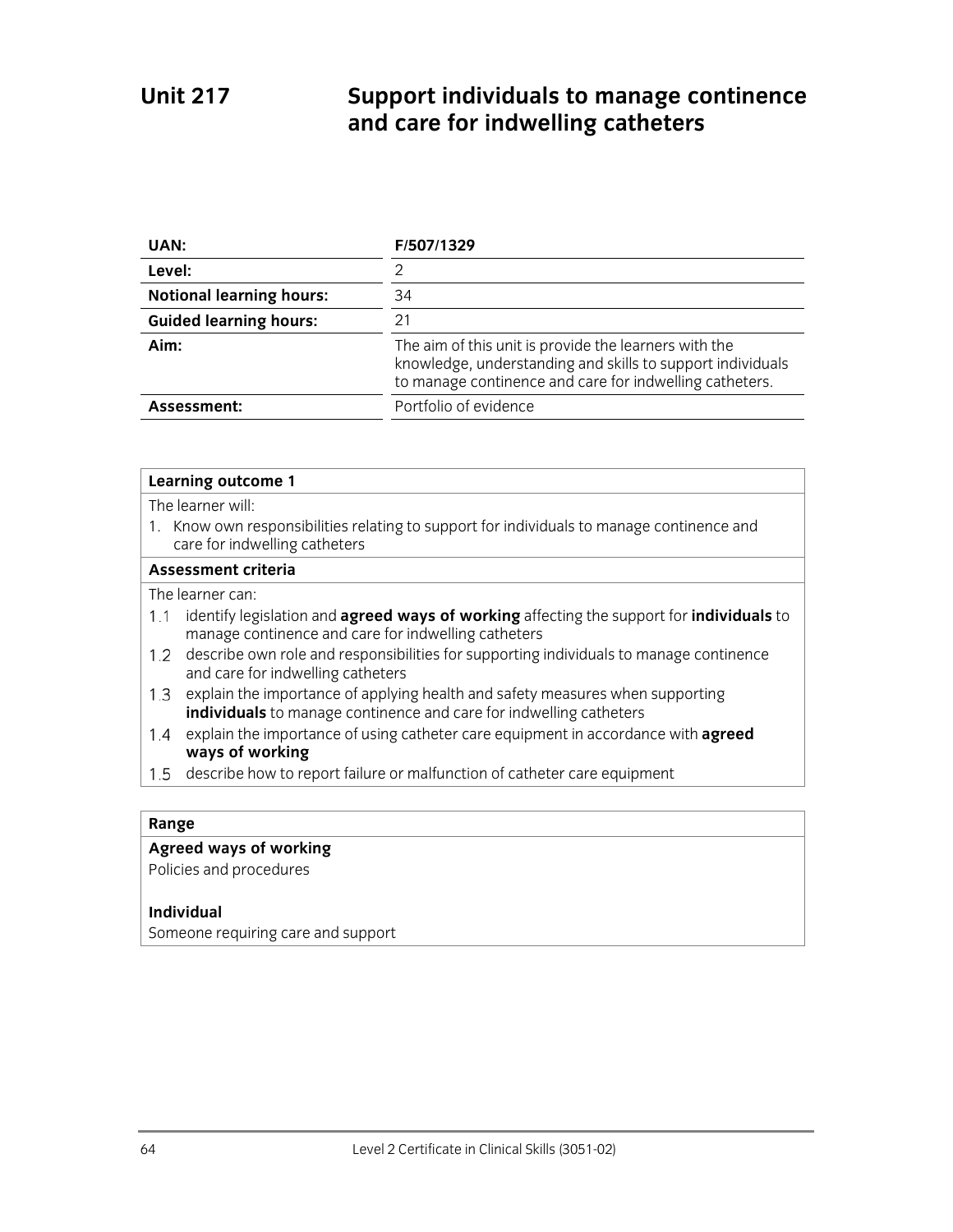# Unit 217 Support individuals to manage continence and care for indwelling catheters

| UAN: | F/507/1329 |
| --- | --- |
| Level: | 2 |
| Notional learning hours: | 34 |
| Guided learning hours: | 21 |
| Aim: | The aim of this unit is provide the learners with the knowledge, understanding and skills to support individuals to manage continence and care for indwelling catheters. |
| Assessment: | Portfolio of evidence |

| Learning outcome 1 |
| --- |
| The learner will:<br>1. Know own responsibilities relating to support for individuals to manage continence and care for indwelling catheters |
| **Assessment criteria** |
| The learner can:<br>1.1 identify legislation and **agreed ways of working** affecting the support for **individuals** to manage continence and care for indwelling catheters<br>1.2 describe own role and responsibilities for supporting individuals to manage continence and care for indwelling catheters<br>1.3 explain the importance of applying health and safety measures when supporting **individuals** to manage continence and care for indwelling catheters<br>1.4 explain the importance of using catheter care equipment in accordance with **agreed ways of working**<br>1.5 describe how to report failure or malfunction of catheter care equipment |

| Range |
| --- |
| **Agreed ways of working**<br>Policies and procedures<br><br>**Individual**<br>Someone requiring care and support |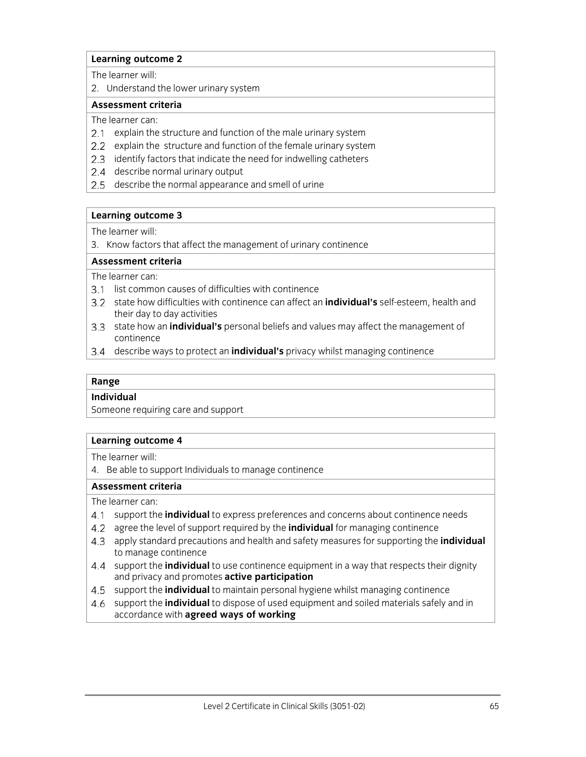**Learning outcome 2**

The learner will:

2. Understand the lower urinary system

**Assessment criteria**

The learner can:

2.1 explain the structure and function of the male urinary system
2.2 explain the structure and function of the female urinary system
2.3 identify factors that indicate the need for indwelling catheters
2.4 describe normal urinary output
2.5 describe the normal appearance and smell of urine

**Learning outcome 3**

The learner will:

3. Know factors that affect the management of urinary continence

**Assessment criteria**

The learner can:

3.1 list common causes of difficulties with continence
3.2 state how difficulties with continence can affect an **individual's** self-esteem, health and their day to day activities
3.3 state how an **individual's** personal beliefs and values may affect the management of continence
3.4 describe ways to protect an **individual's** privacy whilst managing continence

**Range**

**Individual**

Someone requiring care and support

**Learning outcome 4**

The learner will:

4. Be able to support Individuals to manage continence

**Assessment criteria**

The learner can:

4.1 support the **individual** to express preferences and concerns about continence needs
4.2 agree the level of support required by the **individual** for managing continence
4.3 apply standard precautions and health and safety measures for supporting the **individual** to manage continence
4.4 support the **individual** to use continence equipment in a way that respects their dignity and privacy and promotes **active participation**
4.5 support the **individual** to maintain personal hygiene whilst managing continence
4.6 support the **individual** to dispose of used equipment and soiled materials safely and in accordance with **agreed ways of working**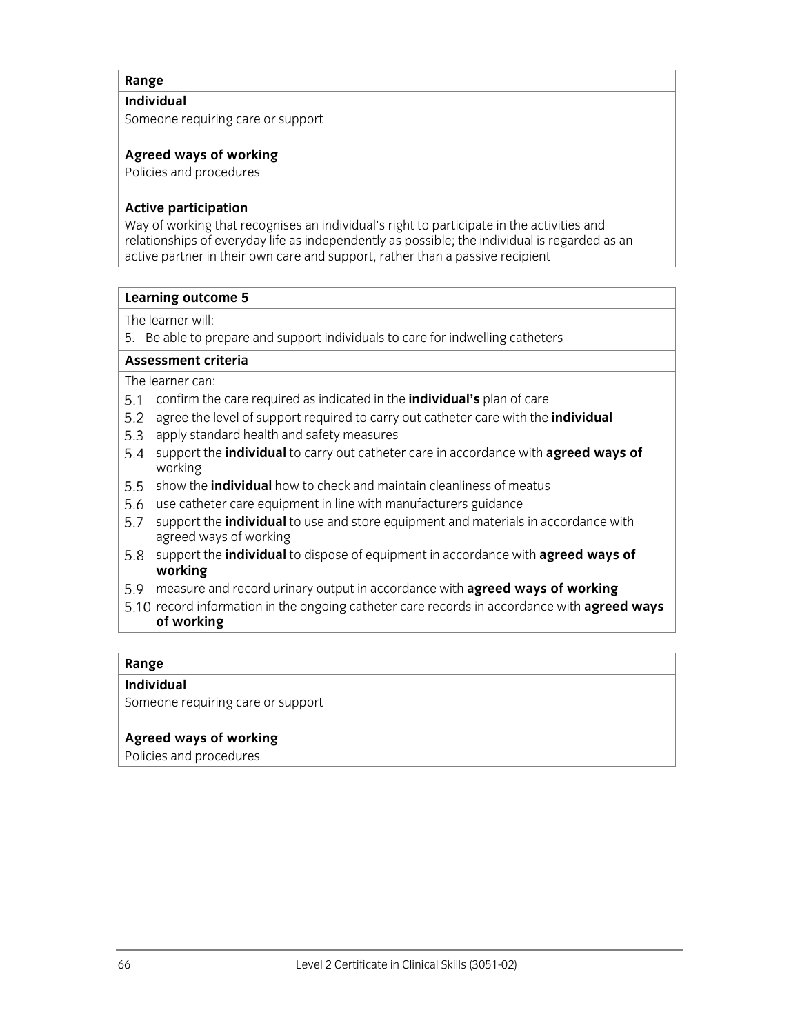**Range**

**Individual**

Someone requiring care or support

**Agreed ways of working**

Policies and procedures

**Active participation**

Way of working that recognises an individual's right to participate in the activities and relationships of everyday life as independently as possible; the individual is regarded as an active partner in their own care and support, rather than a passive recipient

**Learning outcome 5**

The learner will:

5. Be able to prepare and support individuals to care for indwelling catheters

**Assessment criteria**

The learner can:

5.1 confirm the care required as indicated in the **individual's** plan of care
5.2 agree the level of support required to carry out catheter care with the **individual**
5.3 apply standard health and safety measures
5.4 support the **individual** to carry out catheter care in accordance with **agreed ways of** working
5.5 show the **individual** how to check and maintain cleanliness of meatus
5.6 use catheter care equipment in line with manufacturers guidance
5.7 support the **individual** to use and store equipment and materials in accordance with agreed ways of working
5.8 support the **individual** to dispose of equipment in accordance with **agreed ways of working**
5.9 measure and record urinary output in accordance with **agreed ways of working**
5.10 record information in the ongoing catheter care records in accordance with **agreed ways of working**

**Range**

**Individual**

Someone requiring care or support

**Agreed ways of working**

Policies and procedures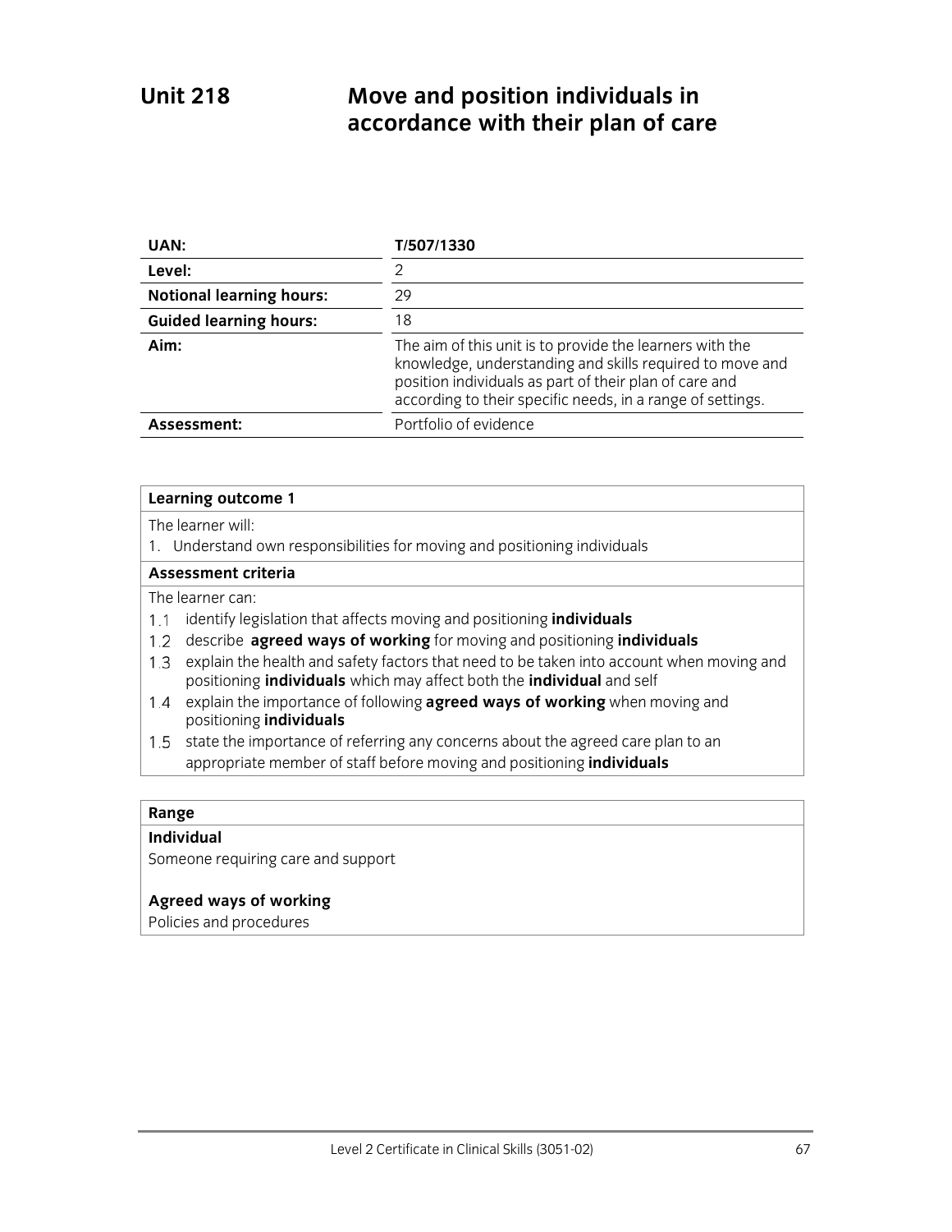# Unit 218 Move and position individuals in accordance with their plan of care

| | |
|---|---|
| **UAN:** | **T/507/1330** |
| **Level:** | 2 |
| **Notional learning hours:** | 29 |
| **Guided learning hours:** | 18 |
| **Aim:** | The aim of this unit is to provide the learners with the knowledge, understanding and skills required to move and position individuals as part of their plan of care and according to their specific needs, in a range of settings. |
| **Assessment:** | Portfolio of evidence |

**Learning outcome 1**

The learner will:

1. Understand own responsibilities for moving and positioning individuals

**Assessment criteria**

The learner can:

1.1 identify legislation that affects moving and positioning **individuals**

1.2 describe **agreed ways of working** for moving and positioning **individuals**

1.3 explain the health and safety factors that need to be taken into account when moving and positioning **individuals** which may affect both the **individual** and self

1.4 explain the importance of following **agreed ways of working** when moving and positioning **individuals**

1.5 state the importance of referring any concerns about the agreed care plan to an appropriate member of staff before moving and positioning **individuals**

**Range**

**Individual**

Someone requiring care and support

**Agreed ways of working**

Policies and procedures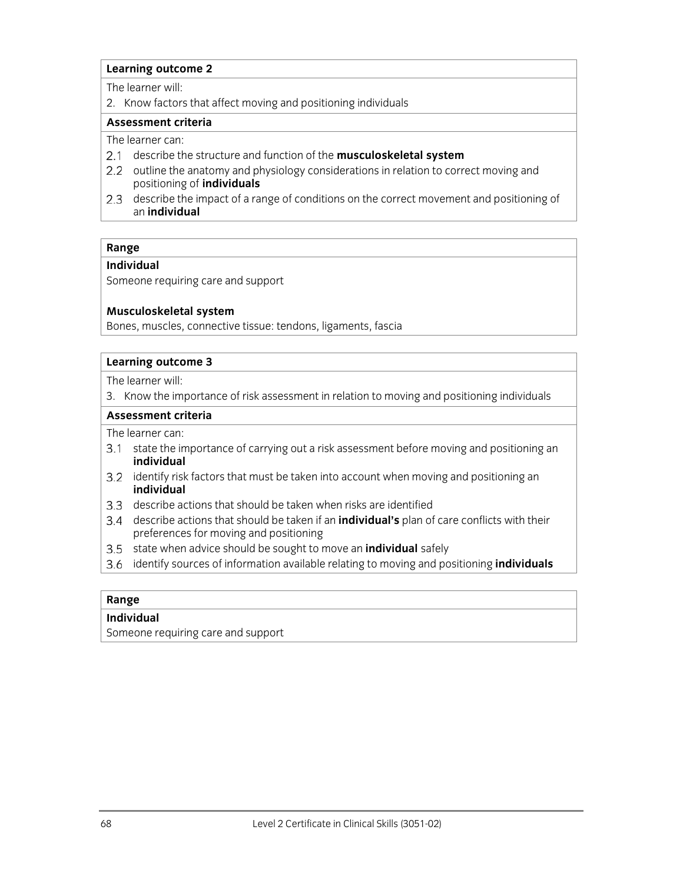**Learning outcome 2**

The learner will:

2. Know factors that affect moving and positioning individuals

**Assessment criteria**

The learner can:

2.1 describe the structure and function of the **musculoskeletal system**

2.2 outline the anatomy and physiology considerations in relation to correct moving and positioning of **individuals**

2.3 describe the impact of a range of conditions on the correct movement and positioning of an **individual**

**Range**

**Individual**

Someone requiring care and support

**Musculoskeletal system**

Bones, muscles, connective tissue: tendons, ligaments, fascia

**Learning outcome 3**

The learner will:

3. Know the importance of risk assessment in relation to moving and positioning individuals

**Assessment criteria**

The learner can:

3.1 state the importance of carrying out a risk assessment before moving and positioning an **individual**

3.2 identify risk factors that must be taken into account when moving and positioning an **individual**

3.3 describe actions that should be taken when risks are identified

3.4 describe actions that should be taken if an **individual's** plan of care conflicts with their preferences for moving and positioning

3.5 state when advice should be sought to move an **individual** safely

3.6 identify sources of information available relating to moving and positioning **individuals**

**Range**

**Individual**

Someone requiring care and support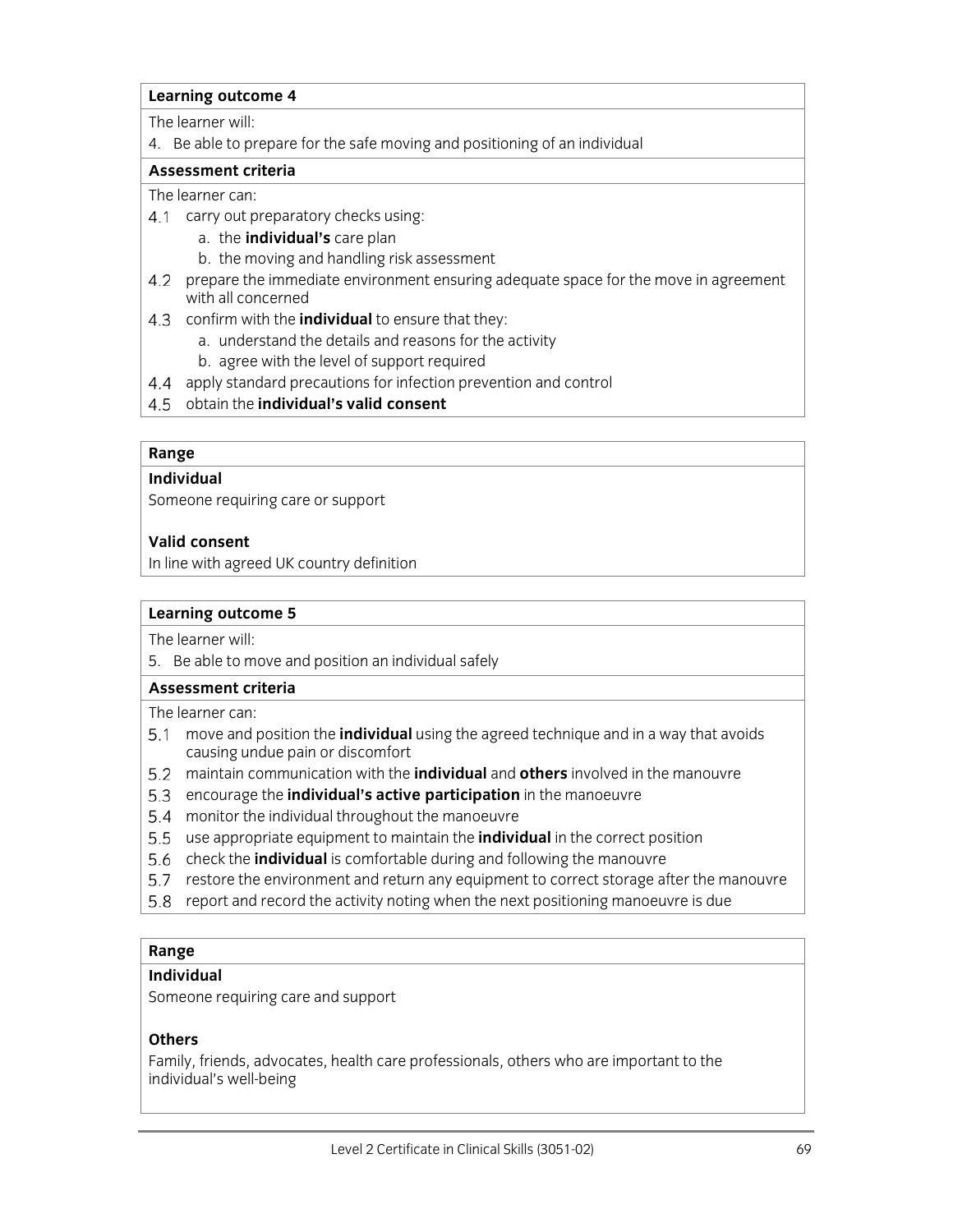**Learning outcome 4**

The learner will:

4. Be able to prepare for the safe moving and positioning of an individual

**Assessment criteria**

The learner can:

4.1 carry out preparatory checks using:
   a. the **individual's** care plan
   b. the moving and handling risk assessment

4.2 prepare the immediate environment ensuring adequate space for the move in agreement with all concerned

4.3 confirm with the **individual** to ensure that they:
   a. understand the details and reasons for the activity
   b. agree with the level of support required

4.4 apply standard precautions for infection prevention and control

4.5 obtain the **individual's valid consent**

**Range**

**Individual**

Someone requiring care or support

**Valid consent**

In line with agreed UK country definition

**Learning outcome 5**

The learner will:

5. Be able to move and position an individual safely

**Assessment criteria**

The learner can:

5.1 move and position the **individual** using the agreed technique and in a way that avoids causing undue pain or discomfort

5.2 maintain communication with the **individual** and **others** involved in the manouvre

5.3 encourage the **individual's active participation** in the manoeuvre

5.4 monitor the individual throughout the manoeuvre

5.5 use appropriate equipment to maintain the **individual** in the correct position

5.6 check the **individual** is comfortable during and following the manouvre

5.7 restore the environment and return any equipment to correct storage after the manouvre

5.8 report and record the activity noting when the next positioning manoeuvre is due

**Range**

**Individual**

Someone requiring care and support

**Others**

Family, friends, advocates, health care professionals, others who are important to the individual's well-being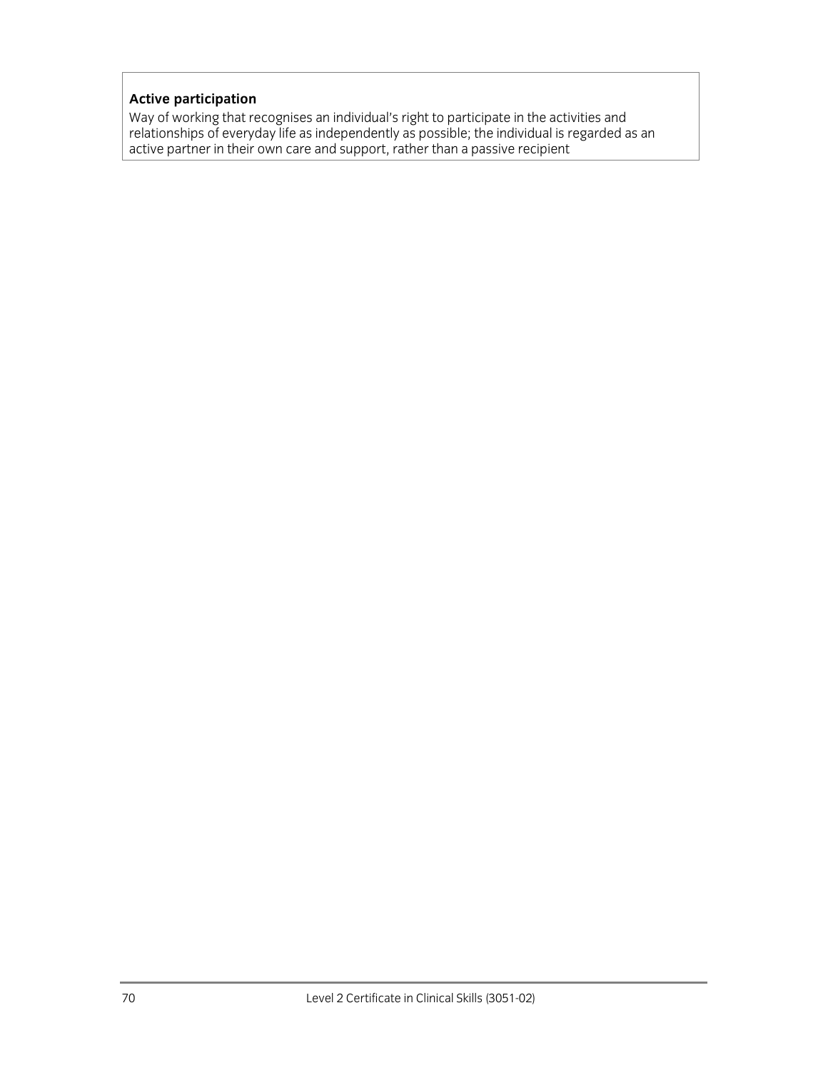**Active participation**

Way of working that recognises an individual's right to participate in the activities and relationships of everyday life as independently as possible; the individual is regarded as an active partner in their own care and support, rather than a passive recipient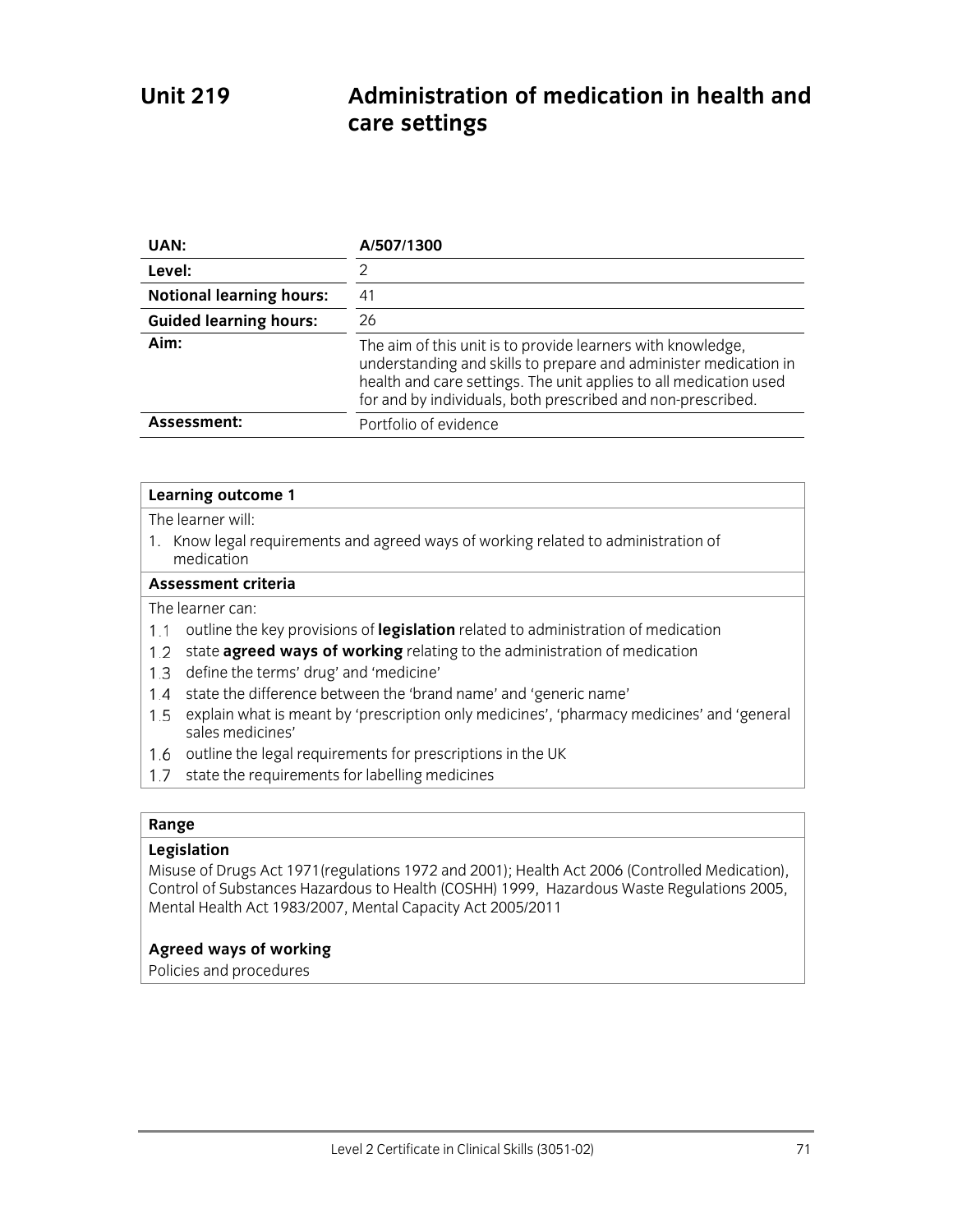# Unit 219 Administration of medication in health and care settings

| | |
|---|---|
| **UAN:** | **A/507/1300** |
| **Level:** | 2 |
| **Notional learning hours:** | 41 |
| **Guided learning hours:** | 26 |
| **Aim:** | The aim of this unit is to provide learners with knowledge, understanding and skills to prepare and administer medication in health and care settings. The unit applies to all medication used for and by individuals, both prescribed and non-prescribed. |
| **Assessment:** | Portfolio of evidence |

**Learning outcome 1**

The learner will:

1. Know legal requirements and agreed ways of working related to administration of medication

**Assessment criteria**

The learner can:

1.1 outline the key provisions of **legislation** related to administration of medication

1.2 state **agreed ways of working** relating to the administration of medication

1.3 define the terms' drug' and 'medicine'

1.4 state the difference between the 'brand name' and 'generic name'

1.5 explain what is meant by 'prescription only medicines', 'pharmacy medicines' and 'general sales medicines'

1.6 outline the legal requirements for prescriptions in the UK

1.7 state the requirements for labelling medicines

**Range**

**Legislation**

Misuse of Drugs Act 1971(regulations 1972 and 2001); Health Act 2006 (Controlled Medication), Control of Substances Hazardous to Health (COSHH) 1999, Hazardous Waste Regulations 2005, Mental Health Act 1983/2007, Mental Capacity Act 2005/2011

**Agreed ways of working**

Policies and procedures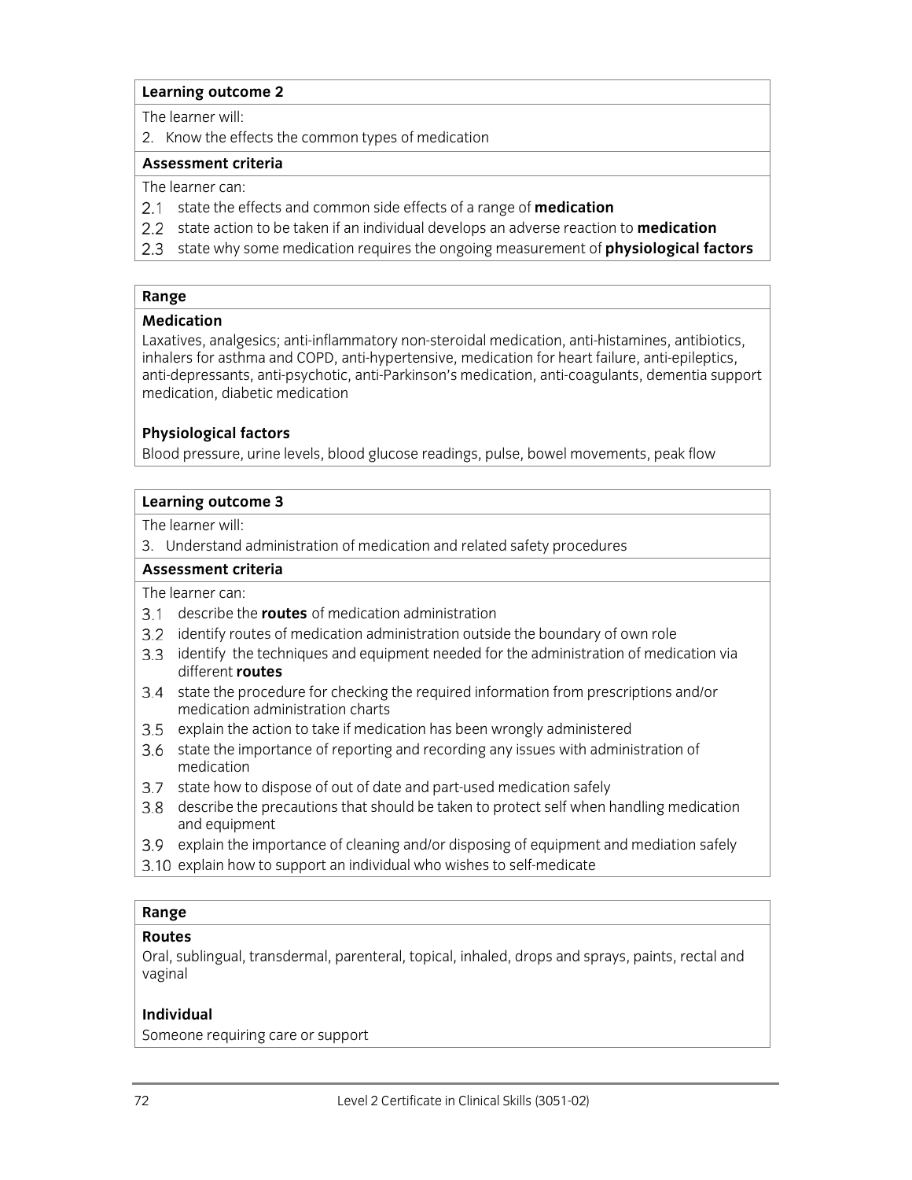**Learning outcome 2**

The learner will:

2. Know the effects the common types of medication

**Assessment criteria**

The learner can:

2.1 state the effects and common side effects of a range of **medication**
2.2 state action to be taken if an individual develops an adverse reaction to **medication**
2.3 state why some medication requires the ongoing measurement of **physiological factors**

**Range**

**Medication**

Laxatives, analgesics; anti-inflammatory non-steroidal medication, anti-histamines, antibiotics, inhalers for asthma and COPD, anti-hypertensive, medication for heart failure, anti-epileptics, anti-depressants, anti-psychotic, anti-Parkinson's medication, anti-coagulants, dementia support medication, diabetic medication

**Physiological factors**

Blood pressure, urine levels, blood glucose readings, pulse, bowel movements, peak flow

**Learning outcome 3**

The learner will:

3. Understand administration of medication and related safety procedures

**Assessment criteria**

The learner can:

3.1 describe the **routes** of medication administration
3.2 identify routes of medication administration outside the boundary of own role
3.3 identify the techniques and equipment needed for the administration of medication via different **routes**
3.4 state the procedure for checking the required information from prescriptions and/or medication administration charts
3.5 explain the action to take if medication has been wrongly administered
3.6 state the importance of reporting and recording any issues with administration of medication
3.7 state how to dispose of out of date and part-used medication safely
3.8 describe the precautions that should be taken to protect self when handling medication and equipment
3.9 explain the importance of cleaning and/or disposing of equipment and mediation safely
3.10 explain how to support an individual who wishes to self-medicate

**Range**

**Routes**

Oral, sublingual, transdermal, parenteral, topical, inhaled, drops and sprays, paints, rectal and vaginal

**Individual**

Someone requiring care or support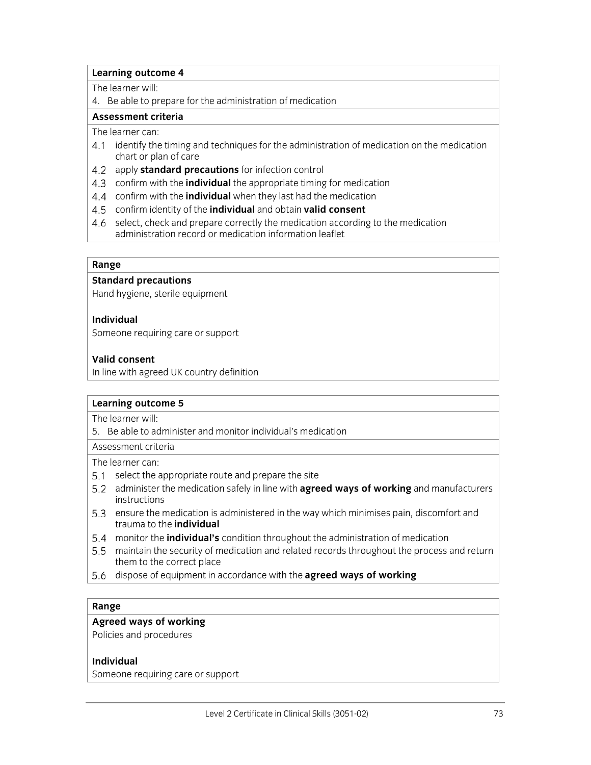**Learning outcome 4**

The learner will:

4. Be able to prepare for the administration of medication

**Assessment criteria**

The learner can:

4.1 identify the timing and techniques for the administration of medication on the medication chart or plan of care

4.2 apply **standard precautions** for infection control

4.3 confirm with the **individual** the appropriate timing for medication

4.4 confirm with the **individual** when they last had the medication

4.5 confirm identity of the **individual** and obtain **valid consent**

4.6 select, check and prepare correctly the medication according to the medication administration record or medication information leaflet

**Range**

**Standard precautions**

Hand hygiene, sterile equipment

**Individual**

Someone requiring care or support

**Valid consent**

In line with agreed UK country definition

**Learning outcome 5**

The learner will:

5. Be able to administer and monitor individual's medication

Assessment criteria

The learner can:

5.1 select the appropriate route and prepare the site

5.2 administer the medication safely in line with **agreed ways of working** and manufacturers instructions

5.3 ensure the medication is administered in the way which minimises pain, discomfort and trauma to the **individual**

5.4 monitor the **individual's** condition throughout the administration of medication

5.5 maintain the security of medication and related records throughout the process and return them to the correct place

5.6 dispose of equipment in accordance with the **agreed ways of working**

**Range**

**Agreed ways of working**

Policies and procedures

**Individual**

Someone requiring care or support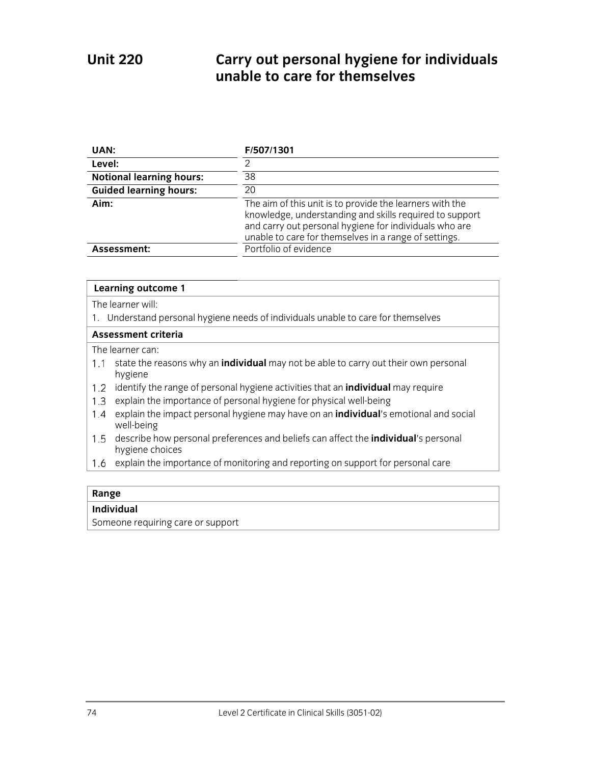# Unit 220 Carry out personal hygiene for individuals unable to care for themselves

| UAN: | F/507/1301 |
|---|---|
| Level: | 2 |
| Notional learning hours: | 38 |
| Guided learning hours: | 20 |
| Aim: | The aim of this unit is to provide the learners with the knowledge, understanding and skills required to support and carry out personal hygiene for individuals who are unable to care for themselves in a range of settings. |
| Assessment: | Portfolio of evidence |

**Learning outcome 1**

The learner will:

1. Understand personal hygiene needs of individuals unable to care for themselves

**Assessment criteria**

The learner can:

1.1 state the reasons why an **individual** may not be able to carry out their own personal hygiene

1.2 identify the range of personal hygiene activities that an **individual** may require

1.3 explain the importance of personal hygiene for physical well-being

1.4 explain the impact personal hygiene may have on an **individual**'s emotional and social well-being

1.5 describe how personal preferences and beliefs can affect the **individual**'s personal hygiene choices

1.6 explain the importance of monitoring and reporting on support for personal care

**Range**

**Individual**

Someone requiring care or support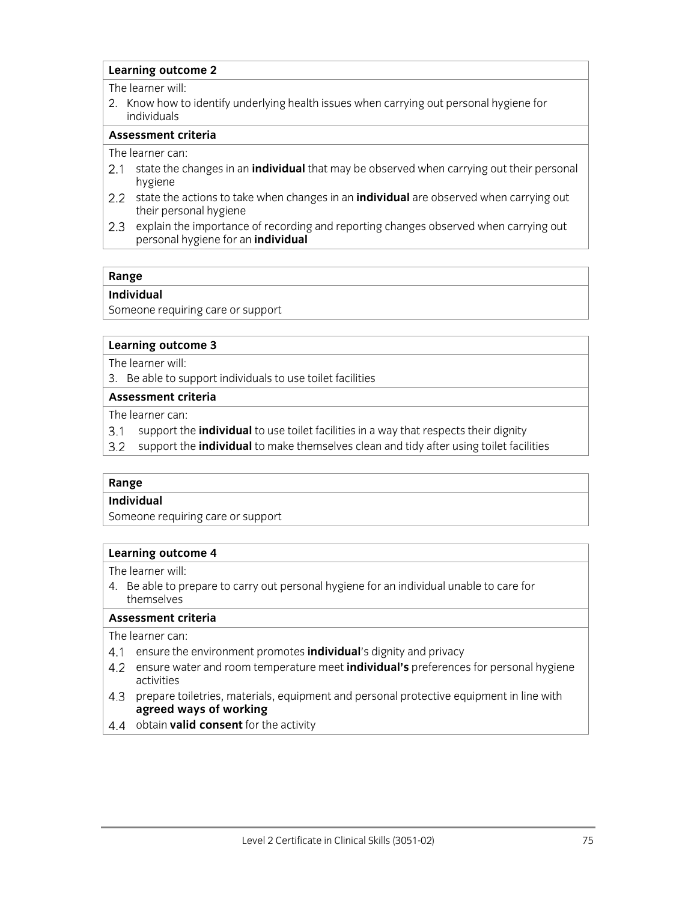**Learning outcome 2**

The learner will:

2. Know how to identify underlying health issues when carrying out personal hygiene for individuals

**Assessment criteria**

The learner can:

2.1 state the changes in an **individual** that may be observed when carrying out their personal hygiene

2.2 state the actions to take when changes in an **individual** are observed when carrying out their personal hygiene

2.3 explain the importance of recording and reporting changes observed when carrying out personal hygiene for an **individual**

**Range**

**Individual**

Someone requiring care or support

**Learning outcome 3**

The learner will:

3. Be able to support individuals to use toilet facilities

**Assessment criteria**

The learner can:

3.1 support the **individual** to use toilet facilities in a way that respects their dignity

3.2 support the **individual** to make themselves clean and tidy after using toilet facilities

**Range**

**Individual**

Someone requiring care or support

**Learning outcome 4**

The learner will:

4. Be able to prepare to carry out personal hygiene for an individual unable to care for themselves

**Assessment criteria**

The learner can:

4.1 ensure the environment promotes **individual**'s dignity and privacy

4.2 ensure water and room temperature meet **individual's** preferences for personal hygiene activities

4.3 prepare toiletries, materials, equipment and personal protective equipment in line with **agreed ways of working**

4.4 obtain **valid consent** for the activity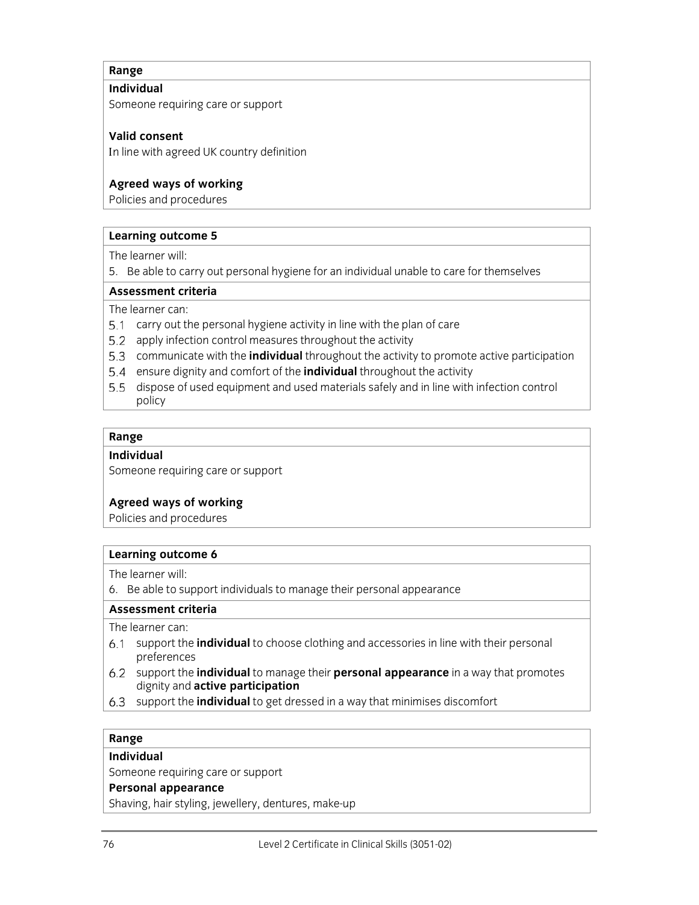**Range**

**Individual**

Someone requiring care or support

**Valid consent**

In line with agreed UK country definition

**Agreed ways of working**

Policies and procedures

**Learning outcome 5**

The learner will:

5. Be able to carry out personal hygiene for an individual unable to care for themselves

**Assessment criteria**

The learner can:

5.1 carry out the personal hygiene activity in line with the plan of care
5.2 apply infection control measures throughout the activity
5.3 communicate with the **individual** throughout the activity to promote active participation
5.4 ensure dignity and comfort of the **individual** throughout the activity
5.5 dispose of used equipment and used materials safely and in line with infection control policy

**Range**

**Individual**

Someone requiring care or support

**Agreed ways of working**

Policies and procedures

**Learning outcome 6**

The learner will:

6. Be able to support individuals to manage their personal appearance

**Assessment criteria**

The learner can:

6.1 support the **individual** to choose clothing and accessories in line with their personal preferences
6.2 support the **individual** to manage their **personal appearance** in a way that promotes dignity and **active participation**
6.3 support the **individual** to get dressed in a way that minimises discomfort

**Range**

**Individual**

Someone requiring care or support

**Personal appearance**

Shaving, hair styling, jewellery, dentures, make-up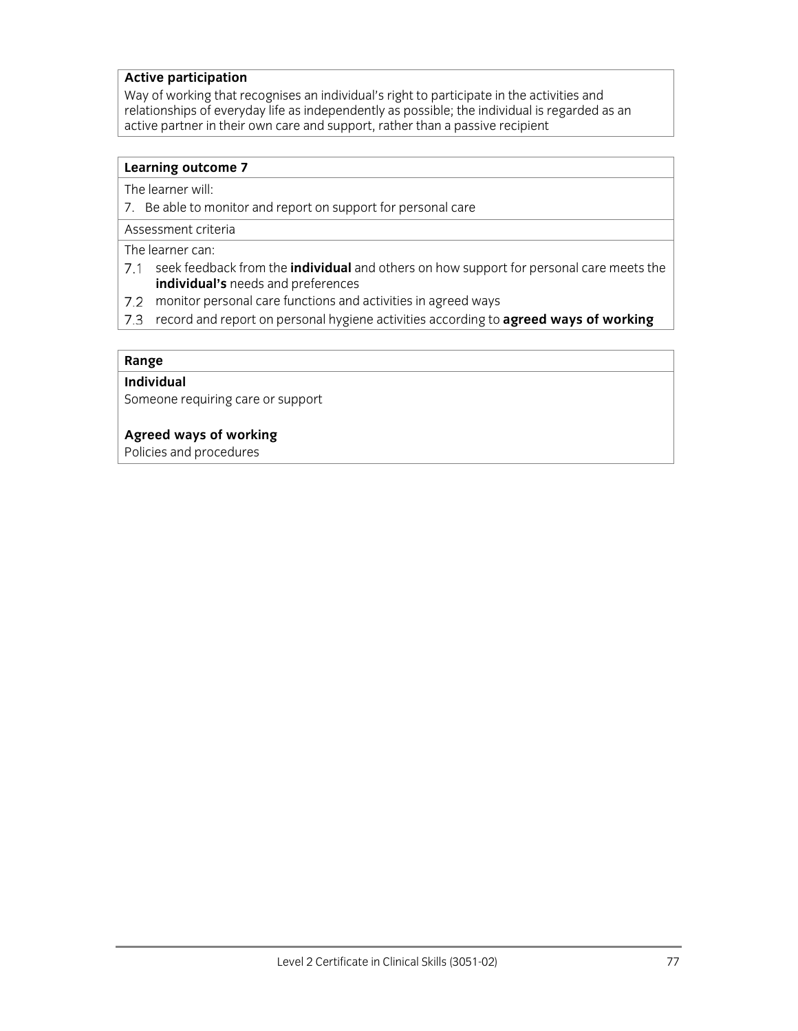**Active participation**
Way of working that recognises an individual's right to participate in the activities and relationships of everyday life as independently as possible; the individual is regarded as an active partner in their own care and support, rather than a passive recipient

**Learning outcome 7**

The learner will:

7. Be able to monitor and report on support for personal care

Assessment criteria

The learner can:

7.1 seek feedback from the **individual** and others on how support for personal care meets the **individual's** needs and preferences
7.2 monitor personal care functions and activities in agreed ways
7.3 record and report on personal hygiene activities according to **agreed ways of working**

**Range**

**Individual**
Someone requiring care or support

**Agreed ways of working**
Policies and procedures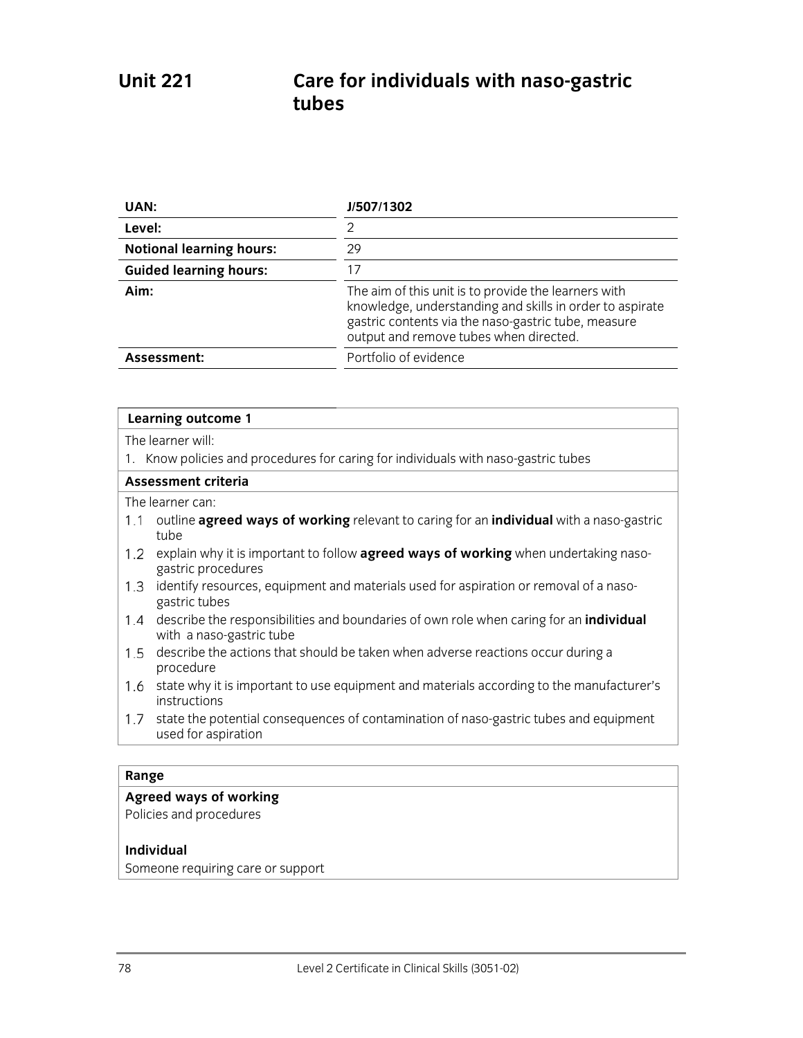# Unit 221 Care for individuals with naso-gastric tubes

| | |
|---|---|
| **UAN:** | **J/507/1302** |
| **Level:** | 2 |
| **Notional learning hours:** | 29 |
| **Guided learning hours:** | 17 |
| **Aim:** | The aim of this unit is to provide the learners with knowledge, understanding and skills in order to aspirate gastric contents via the naso-gastric tube, measure output and remove tubes when directed. |
| **Assessment:** | Portfolio of evidence |

## Learning outcome 1

The learner will:

1. Know policies and procedures for caring for individuals with naso-gastric tubes

### Assessment criteria

The learner can:

1.1 outline **agreed ways of working** relevant to caring for an **individual** with a naso-gastric tube

1.2 explain why it is important to follow **agreed ways of working** when undertaking naso-gastric procedures

1.3 identify resources, equipment and materials used for aspiration or removal of a naso-gastric tubes

1.4 describe the responsibilities and boundaries of own role when caring for an **individual** with a naso-gastric tube

1.5 describe the actions that should be taken when adverse reactions occur during a procedure

1.6 state why it is important to use equipment and materials according to the manufacturer's instructions

1.7 state the potential consequences of contamination of naso-gastric tubes and equipment used for aspiration

### Range

**Agreed ways of working**

Policies and procedures

**Individual**

Someone requiring care or support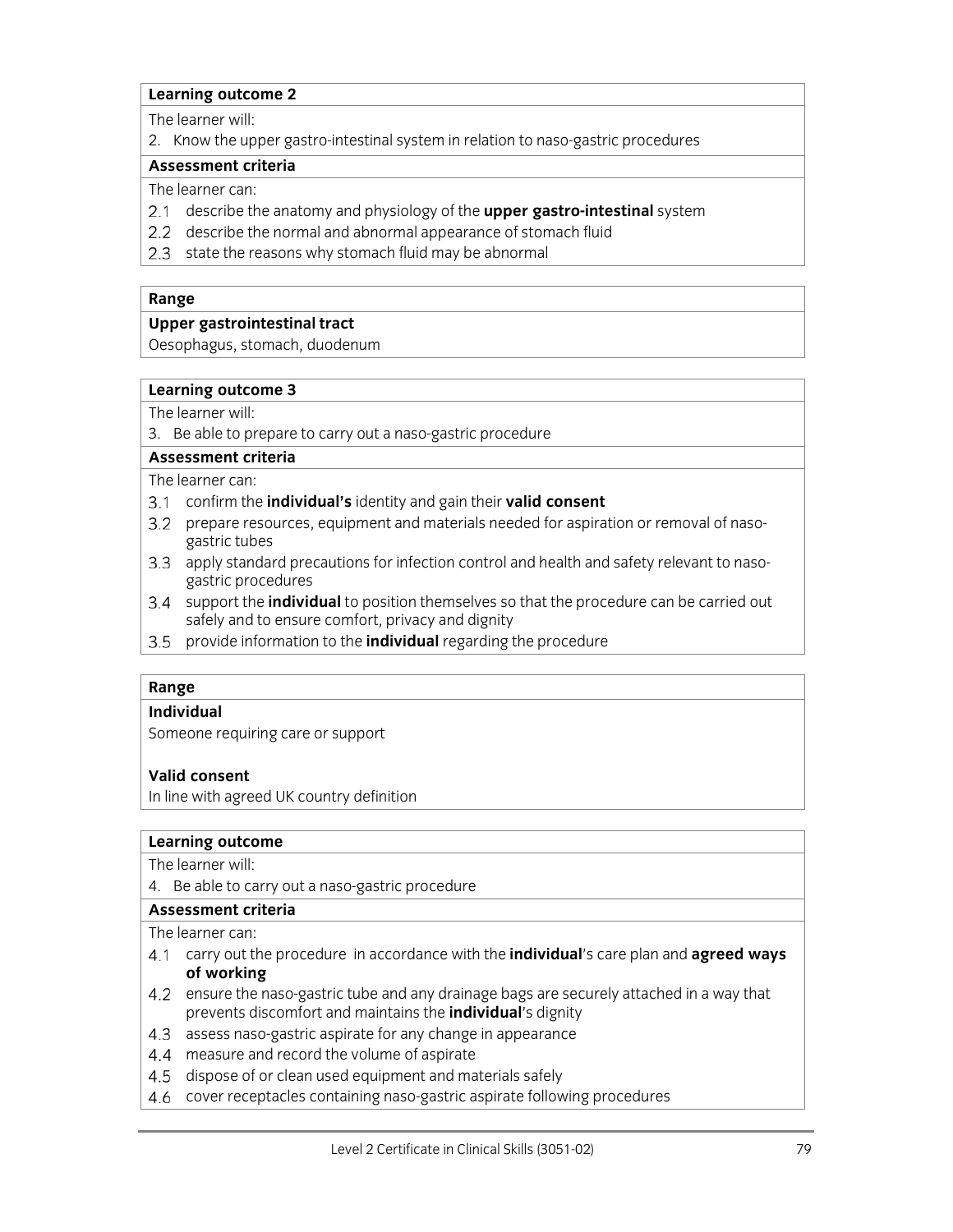**Learning outcome 2**

The learner will:

2. Know the upper gastro-intestinal system in relation to naso-gastric procedures

**Assessment criteria**

The learner can:

2.1 describe the anatomy and physiology of the **upper gastro-intestinal** system

2.2 describe the normal and abnormal appearance of stomach fluid

2.3 state the reasons why stomach fluid may be abnormal

**Range**

**Upper gastrointestinal tract**

Oesophagus, stomach, duodenum

**Learning outcome 3**

The learner will:

3. Be able to prepare to carry out a naso-gastric procedure

**Assessment criteria**

The learner can:

3.1 confirm the **individual's** identity and gain their **valid consent**

3.2 prepare resources, equipment and materials needed for aspiration or removal of naso-gastric tubes

3.3 apply standard precautions for infection control and health and safety relevant to naso-gastric procedures

3.4 support the **individual** to position themselves so that the procedure can be carried out safely and to ensure comfort, privacy and dignity

3.5 provide information to the **individual** regarding the procedure

**Range**

**Individual**

Someone requiring care or support

**Valid consent**

In line with agreed UK country definition

**Learning outcome**

The learner will:

4. Be able to carry out a naso-gastric procedure

**Assessment criteria**

The learner can:

4.1 carry out the procedure in accordance with the **individual**'s care plan and **agreed ways of working**

4.2 ensure the naso-gastric tube and any drainage bags are securely attached in a way that prevents discomfort and maintains the **individual**'s dignity

4.3 assess naso-gastric aspirate for any change in appearance

4.4 measure and record the volume of aspirate

4.5 dispose of or clean used equipment and materials safely

4.6 cover receptacles containing naso-gastric aspirate following procedures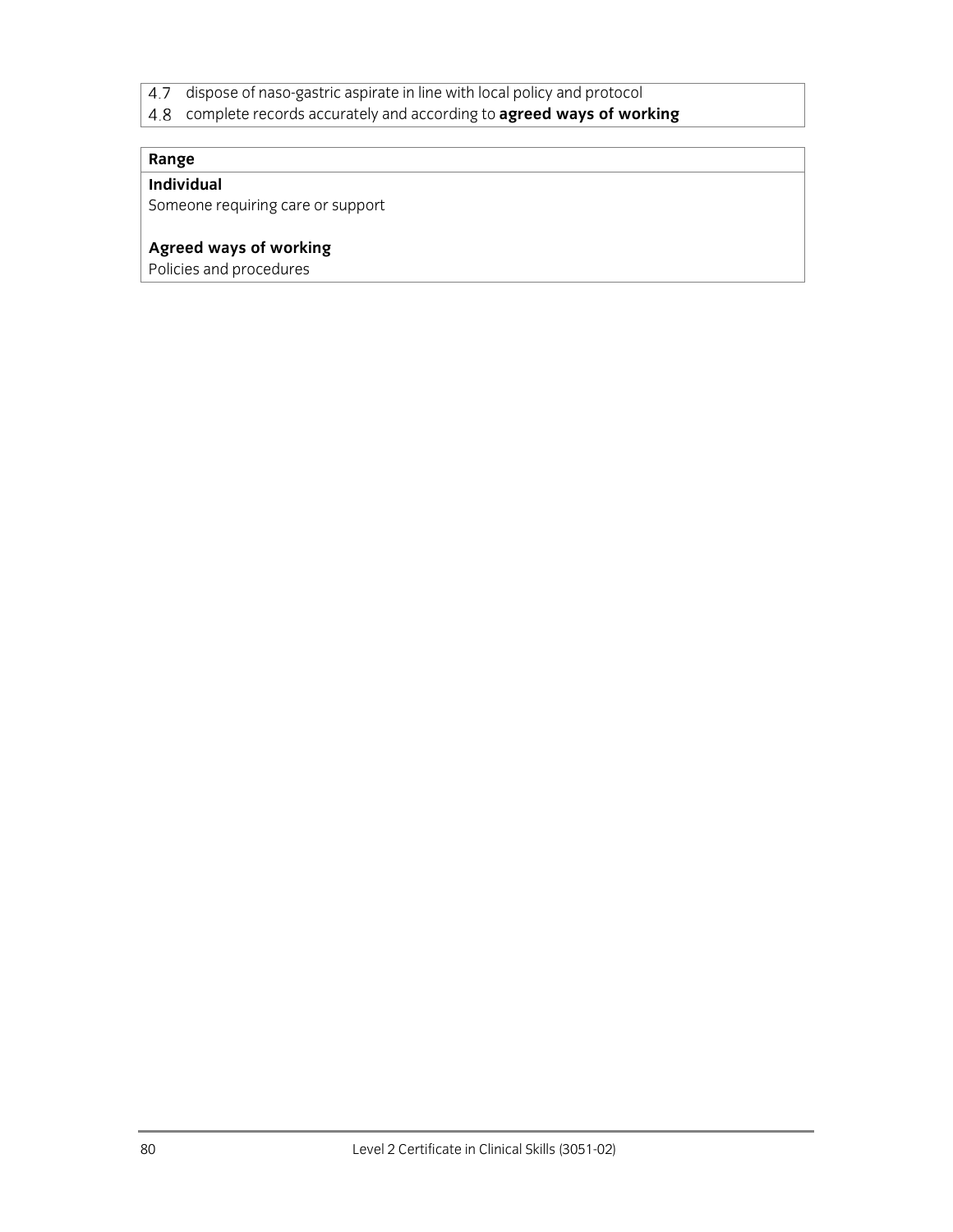| | |
|---|---|
| 4.7 | dispose of naso-gastric aspirate in line with local policy and protocol |
| 4.8 | complete records accurately and according to **agreed ways of working** |

**Range**

**Individual**
Someone requiring care or support

**Agreed ways of working**
Policies and procedures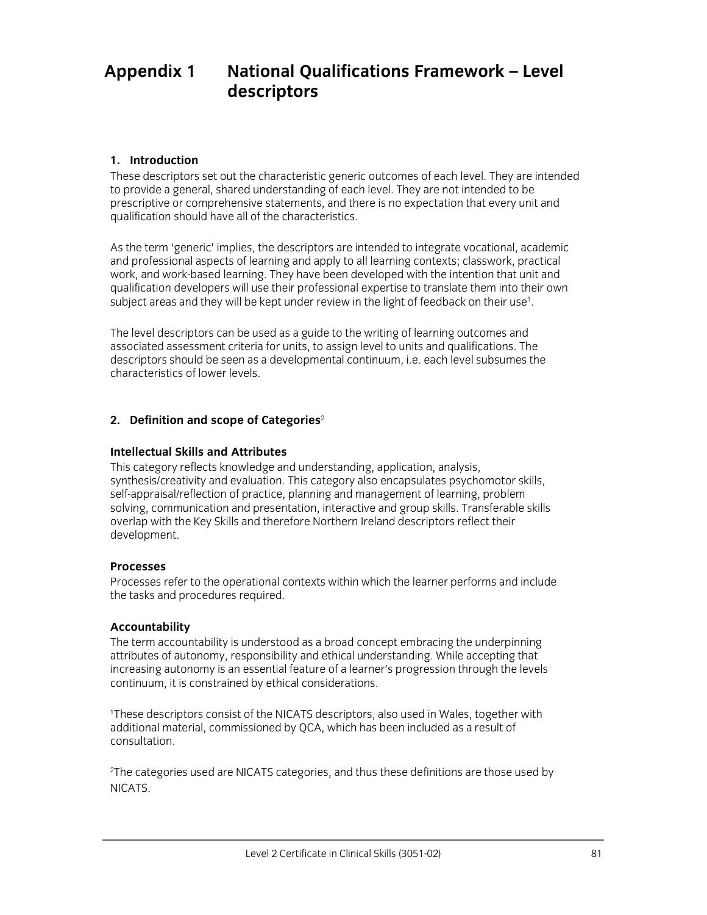# Appendix 1 National Qualifications Framework – Level descriptors

## 1. Introduction

These descriptors set out the characteristic generic outcomes of each level. They are intended to provide a general, shared understanding of each level. They are not intended to be prescriptive or comprehensive statements, and there is no expectation that every unit and qualification should have all of the characteristics.

As the term 'generic' implies, the descriptors are intended to integrate vocational, academic and professional aspects of learning and apply to all learning contexts; classwork, practical work, and work-based learning. They have been developed with the intention that unit and qualification developers will use their professional expertise to translate them into their own subject areas and they will be kept under review in the light of feedback on their use[1].

The level descriptors can be used as a guide to the writing of learning outcomes and associated assessment criteria for units, to assign level to units and qualifications. The descriptors should be seen as a developmental continuum, i.e. each level subsumes the characteristics of lower levels.

## 2. Definition and scope of Categories[2]

### Intellectual Skills and Attributes

This category reflects knowledge and understanding, application, analysis, synthesis/creativity and evaluation. This category also encapsulates psychomotor skills, self-appraisal/reflection of practice, planning and management of learning, problem solving, communication and presentation, interactive and group skills. Transferable skills overlap with the Key Skills and therefore Northern Ireland descriptors reflect their development.

### Processes

Processes refer to the operational contexts within which the learner performs and include the tasks and procedures required.

### Accountability

The term accountability is understood as a broad concept embracing the underpinning attributes of autonomy, responsibility and ethical understanding. While accepting that increasing autonomy is an essential feature of a learner's progression through the levels continuum, it is constrained by ethical considerations.

[1]These descriptors consist of the NICATS descriptors, also used in Wales, together with additional material, commissioned by QCA, which has been included as a result of consultation.

[2]The categories used are NICATS categories, and thus these definitions are those used by NICATS.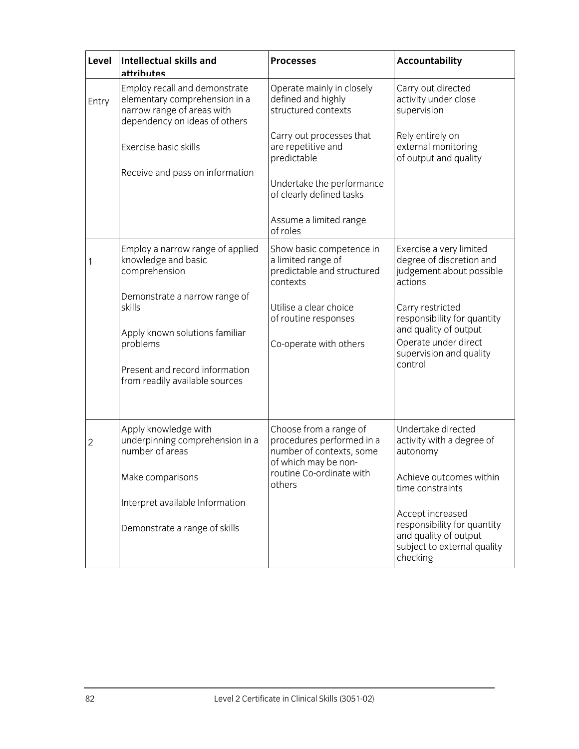| Level | Intellectual skills and attributes | Processes | Accountability |
|---|---|---|---|
| Entry | Employ recall and demonstrate elementary comprehension in a narrow range of areas with dependency on ideas of others<br><br>Exercise basic skills<br><br>Receive and pass on information | Operate mainly in closely defined and highly structured contexts<br><br>Carry out processes that are repetitive and predictable<br><br>Undertake the performance of clearly defined tasks<br><br>Assume a limited range of roles | Carry out directed activity under close supervision<br><br>Rely entirely on external monitoring of output and quality |
| 1 | Employ a narrow range of applied knowledge and basic comprehension<br><br>Demonstrate a narrow range of skills<br><br>Apply known solutions familiar problems<br><br>Present and record information from readily available sources | Show basic competence in a limited range of predictable and structured contexts<br><br>Utilise a clear choice of routine responses<br><br>Co-operate with others | Exercise a very limited degree of discretion and judgement about possible actions<br><br>Carry restricted responsibility for quantity and quality of output<br>Operate under direct supervision and quality control |
| 2 | Apply knowledge with underpinning comprehension in a number of areas<br><br>Make comparisons<br><br>Interpret available Information<br><br>Demonstrate a range of skills | Choose from a range of procedures performed in a number of contexts, some of which may be non-routine Co-ordinate with others | Undertake directed activity with a degree of autonomy<br><br>Achieve outcomes within time constraints<br><br>Accept increased responsibility for quantity and quality of output subject to external quality checking |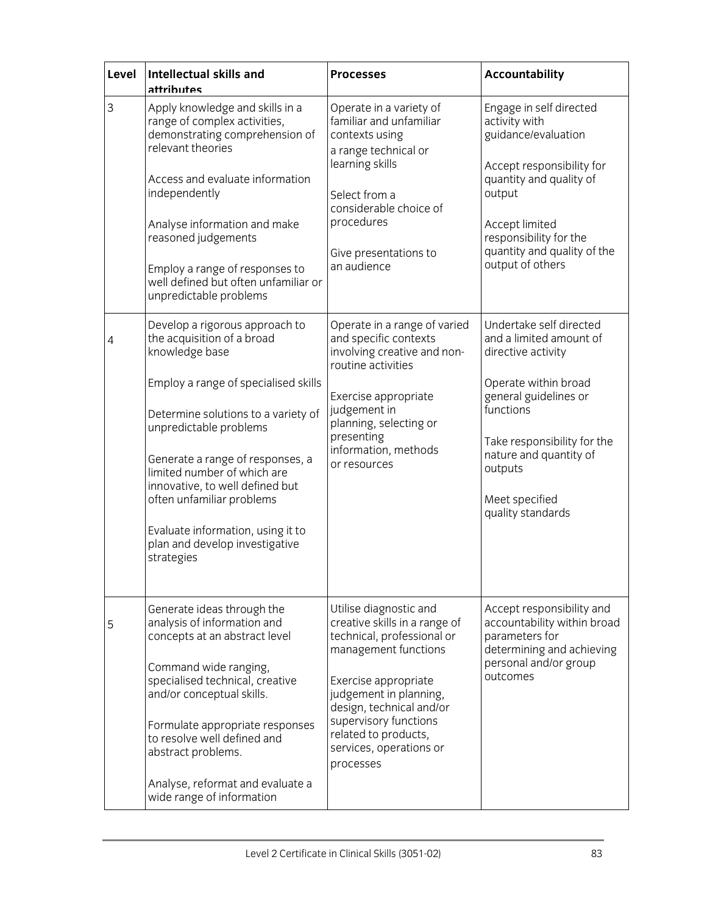| Level | Intellectual skills and attributes | Processes | Accountability |
|---|---|---|---|
| 3 | Apply knowledge and skills in a range of complex activities, demonstrating comprehension of relevant theories<br><br>Access and evaluate information independently<br><br>Analyse information and make reasoned judgements<br><br>Employ a range of responses to well defined but often unfamiliar or unpredictable problems | Operate in a variety of familiar and unfamiliar contexts using a range technical or learning skills<br><br>Select from a considerable choice of procedures<br><br>Give presentations to an audience | Engage in self directed activity with guidance/evaluation<br><br>Accept responsibility for quantity and quality of output<br><br>Accept limited responsibility for the quantity and quality of the output of others |
| 4 | Develop a rigorous approach to the acquisition of a broad knowledge base<br><br>Employ a range of specialised skills<br><br>Determine solutions to a variety of unpredictable problems<br><br>Generate a range of responses, a limited number of which are innovative, to well defined but often unfamiliar problems<br><br>Evaluate information, using it to plan and develop investigative strategies | Operate in a range of varied and specific contexts involving creative and non-routine activities<br><br>Exercise appropriate judgement in planning, selecting or presenting information, methods or resources | Undertake self directed and a limited amount of directive activity<br><br>Operate within broad general guidelines or functions<br><br>Take responsibility for the nature and quantity of outputs<br><br>Meet specified quality standards |
| 5 | Generate ideas through the analysis of information and concepts at an abstract level<br><br>Command wide ranging, specialised technical, creative and/or conceptual skills.<br><br>Formulate appropriate responses to resolve well defined and abstract problems.<br><br>Analyse, reformat and evaluate a wide range of information | Utilise diagnostic and creative skills in a range of technical, professional or management functions<br><br>Exercise appropriate judgement in planning, design, technical and/or supervisory functions related to products, services, operations or processes | Accept responsibility and accountability within broad parameters for determining and achieving personal and/or group outcomes |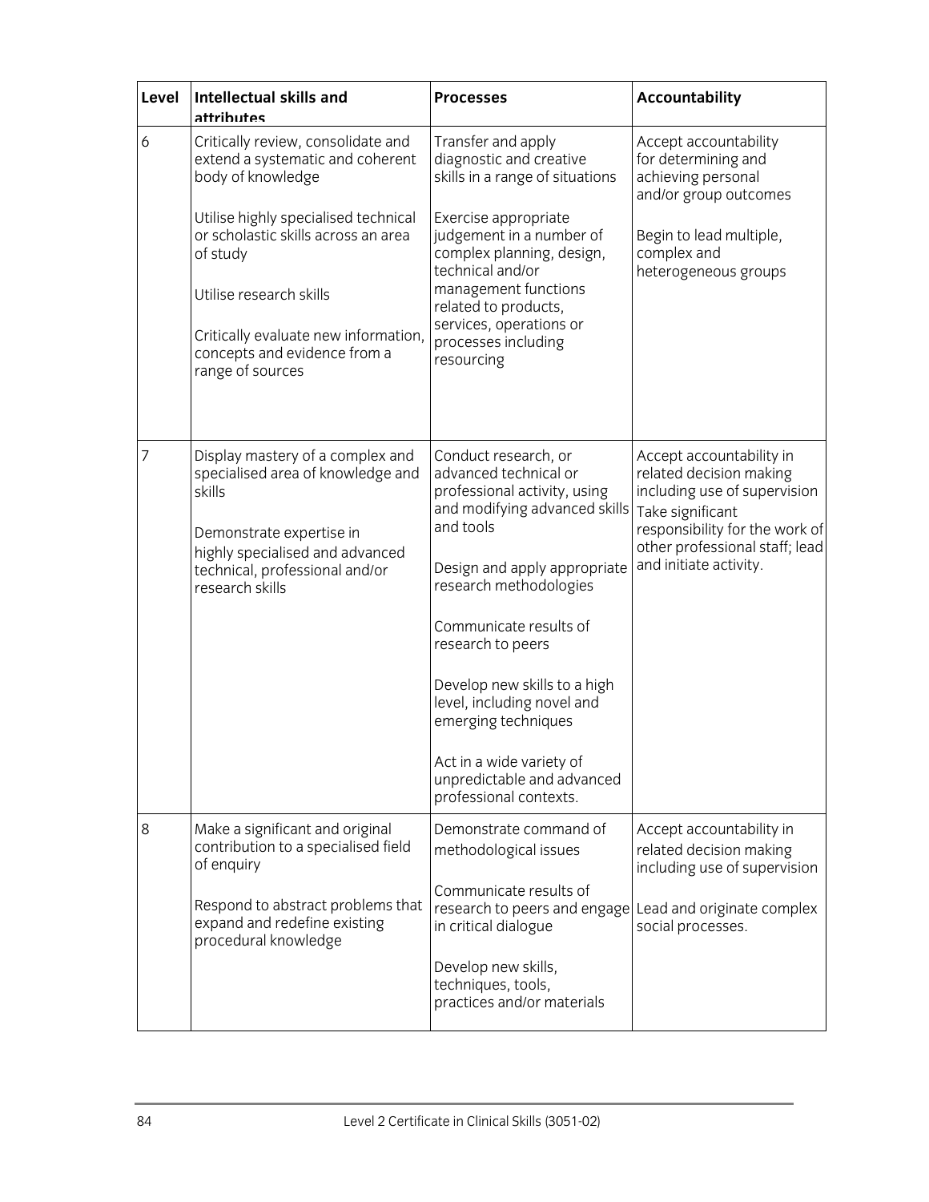| Level | Intellectual skills and attributes | Processes | Accountability |
|---|---|---|---|
| 6 | Critically review, consolidate and extend a systematic and coherent body of knowledge<br><br>Utilise highly specialised technical or scholastic skills across an area of study<br><br>Utilise research skills<br><br>Critically evaluate new information, concepts and evidence from a range of sources | Transfer and apply diagnostic and creative skills in a range of situations<br><br>Exercise appropriate judgement in a number of complex planning, design, technical and/or management functions related to products, services, operations or processes including resourcing | Accept accountability for determining and achieving personal and/or group outcomes<br><br>Begin to lead multiple, complex and heterogeneous groups |
| 7 | Display mastery of a complex and specialised area of knowledge and skills<br><br>Demonstrate expertise in highly specialised and advanced technical, professional and/or research skills | Conduct research, or advanced technical or professional activity, using and modifying advanced skills and tools<br><br>Design and apply appropriate research methodologies<br><br>Communicate results of research to peers<br><br>Develop new skills to a high level, including novel and emerging techniques<br><br>Act in a wide variety of unpredictable and advanced professional contexts. | Accept accountability in related decision making including use of supervision<br>Take significant responsibility for the work of other professional staff; lead and initiate activity. |
| 8 | Make a significant and original contribution to a specialised field of enquiry<br><br>Respond to abstract problems that expand and redefine existing procedural knowledge | Demonstrate command of methodological issues<br><br>Communicate results of research to peers and engage in critical dialogue<br><br>Develop new skills, techniques, tools, practices and/or materials | Accept accountability in related decision making including use of supervision<br><br>Lead and originate complex social processes. |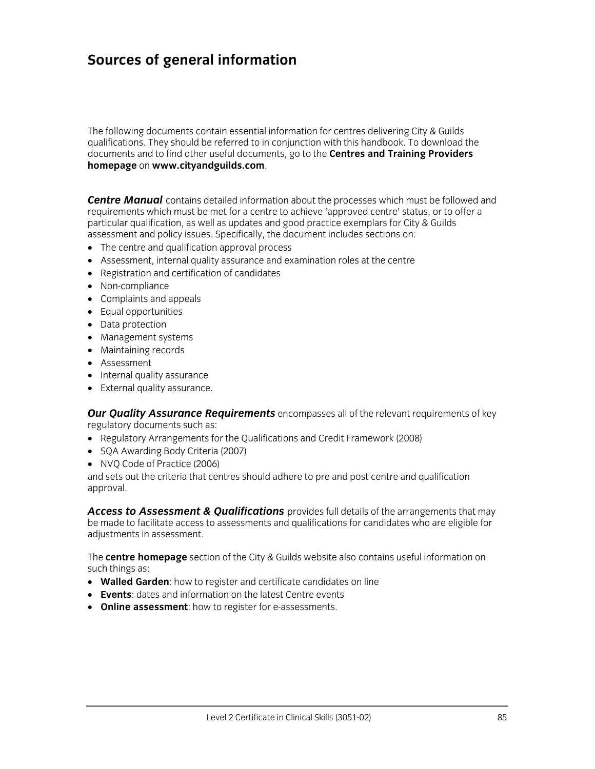# Sources of general information

The following documents contain essential information for centres delivering City & Guilds qualifications. They should be referred to in conjunction with this handbook. To download the documents and to find other useful documents, go to the **Centres and Training Providers homepage** on **www.cityandguilds.com**.

***Centre Manual*** contains detailed information about the processes which must be followed and requirements which must be met for a centre to achieve 'approved centre' status, or to offer a particular qualification, as well as updates and good practice exemplars for City & Guilds assessment and policy issues. Specifically, the document includes sections on:

- The centre and qualification approval process
- Assessment, internal quality assurance and examination roles at the centre
- Registration and certification of candidates
- Non-compliance
- Complaints and appeals
- Equal opportunities
- Data protection
- Management systems
- Maintaining records
- Assessment
- Internal quality assurance
- External quality assurance.

***Our Quality Assurance Requirements*** encompasses all of the relevant requirements of key regulatory documents such as:

- Regulatory Arrangements for the Qualifications and Credit Framework (2008)
- SQA Awarding Body Criteria (2007)
- NVQ Code of Practice (2006)

and sets out the criteria that centres should adhere to pre and post centre and qualification approval.

***Access to Assessment & Qualifications*** provides full details of the arrangements that may be made to facilitate access to assessments and qualifications for candidates who are eligible for adjustments in assessment.

The **centre homepage** section of the City & Guilds website also contains useful information on such things as:

- **Walled Garden**: how to register and certificate candidates on line
- **Events**: dates and information on the latest Centre events
- **Online assessment**: how to register for e-assessments.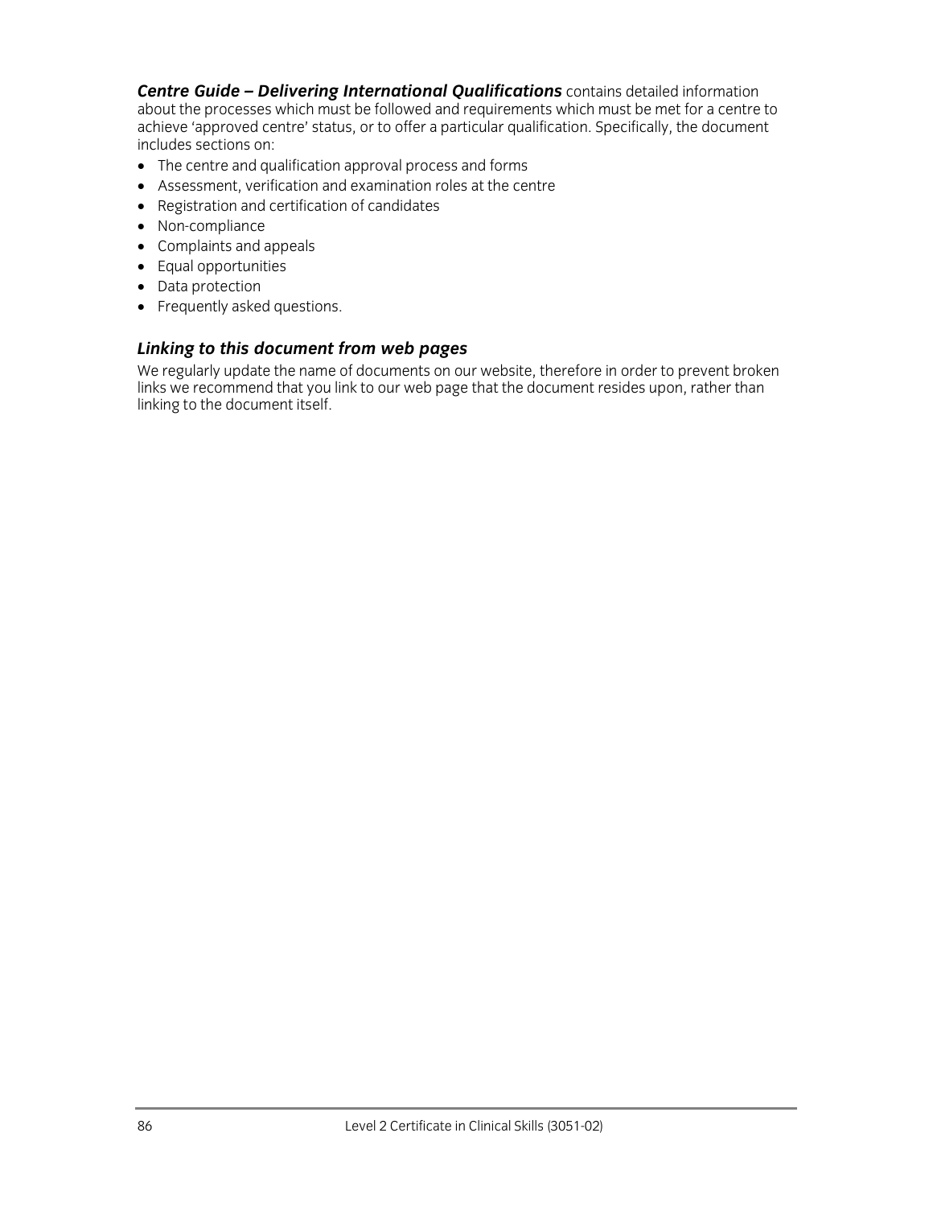***Centre Guide – Delivering International Qualifications*** contains detailed information about the processes which must be followed and requirements which must be met for a centre to achieve 'approved centre' status, or to offer a particular qualification. Specifically, the document includes sections on:

- The centre and qualification approval process and forms
- Assessment, verification and examination roles at the centre
- Registration and certification of candidates
- Non-compliance
- Complaints and appeals
- Equal opportunities
- Data protection
- Frequently asked questions.

### *Linking to this document from web pages*

We regularly update the name of documents on our website, therefore in order to prevent broken links we recommend that you link to our web page that the document resides upon, rather than linking to the document itself.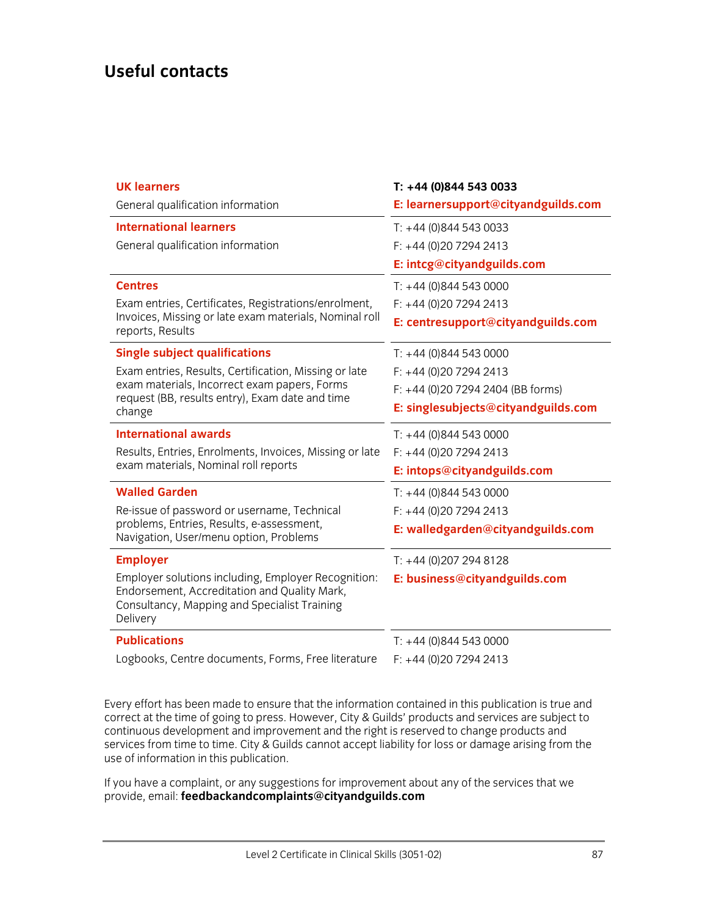# Useful contacts

| | |
|---|---|
| **UK learners**<br>General qualification information | **T: +44 (0)844 543 0033**<br>**E: learnersupport@cityandguilds.com** |
| **International learners**<br>General qualification information | T: +44 (0)844 543 0033<br>F: +44 (0)20 7294 2413<br>**E: intcg@cityandguilds.com** |
| **Centres**<br>Exam entries, Certificates, Registrations/enrolment, Invoices, Missing or late exam materials, Nominal roll reports, Results | T: +44 (0)844 543 0000<br>F: +44 (0)20 7294 2413<br>**E: centresupport@cityandguilds.com** |
| **Single subject qualifications**<br>Exam entries, Results, Certification, Missing or late exam materials, Incorrect exam papers, Forms request (BB, results entry), Exam date and time change | T: +44 (0)844 543 0000<br>F: +44 (0)20 7294 2413<br>F: +44 (0)20 7294 2404 (BB forms)<br>**E: singlesubjects@cityandguilds.com** |
| **International awards**<br>Results, Entries, Enrolments, Invoices, Missing or late exam materials, Nominal roll reports | T: +44 (0)844 543 0000<br>F: +44 (0)20 7294 2413<br>**E: intops@cityandguilds.com** |
| **Walled Garden**<br>Re-issue of password or username, Technical problems, Entries, Results, e-assessment, Navigation, User/menu option, Problems | T: +44 (0)844 543 0000<br>F: +44 (0)20 7294 2413<br>**E: walledgarden@cityandguilds.com** |
| **Employer**<br>Employer solutions including, Employer Recognition: Endorsement, Accreditation and Quality Mark, Consultancy, Mapping and Specialist Training Delivery | T: +44 (0)207 294 8128<br>**E: business@cityandguilds.com** |
| **Publications**<br>Logbooks, Centre documents, Forms, Free literature | T: +44 (0)844 543 0000<br>F: +44 (0)20 7294 2413 |

Every effort has been made to ensure that the information contained in this publication is true and correct at the time of going to press. However, City & Guilds' products and services are subject to continuous development and improvement and the right is reserved to change products and services from time to time. City & Guilds cannot accept liability for loss or damage arising from the use of information in this publication.

If you have a complaint, or any suggestions for improvement about any of the services that we provide, email: **feedbackandcomplaints@cityandguilds.com**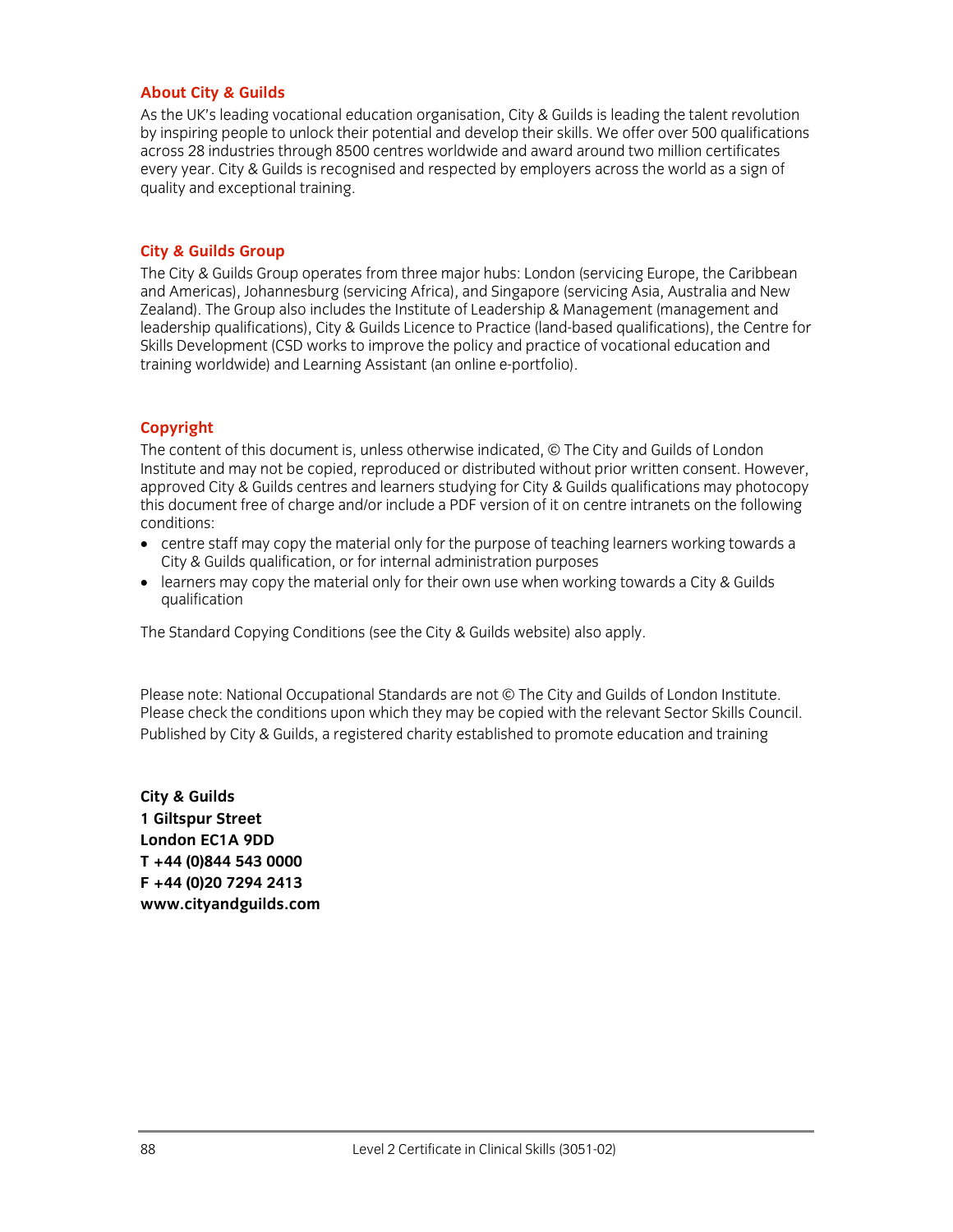## About City & Guilds

As the UK's leading vocational education organisation, City & Guilds is leading the talent revolution by inspiring people to unlock their potential and develop their skills. We offer over 500 qualifications across 28 industries through 8500 centres worldwide and award around two million certificates every year. City & Guilds is recognised and respected by employers across the world as a sign of quality and exceptional training.

## City & Guilds Group

The City & Guilds Group operates from three major hubs: London (servicing Europe, the Caribbean and Americas), Johannesburg (servicing Africa), and Singapore (servicing Asia, Australia and New Zealand). The Group also includes the Institute of Leadership & Management (management and leadership qualifications), City & Guilds Licence to Practice (land-based qualifications), the Centre for Skills Development (CSD works to improve the policy and practice of vocational education and training worldwide) and Learning Assistant (an online e-portfolio).

## Copyright

The content of this document is, unless otherwise indicated, © The City and Guilds of London Institute and may not be copied, reproduced or distributed without prior written consent. However, approved City & Guilds centres and learners studying for City & Guilds qualifications may photocopy this document free of charge and/or include a PDF version of it on centre intranets on the following conditions:

- centre staff may copy the material only for the purpose of teaching learners working towards a City & Guilds qualification, or for internal administration purposes
- learners may copy the material only for their own use when working towards a City & Guilds qualification

The Standard Copying Conditions (see the City & Guilds website) also apply.

Please note: National Occupational Standards are not © The City and Guilds of London Institute. Please check the conditions upon which they may be copied with the relevant Sector Skills Council.
Published by City & Guilds, a registered charity established to promote education and training

**City & Guilds**
**1 Giltspur Street**
**London EC1A 9DD**
**T +44 (0)844 543 0000**
**F +44 (0)20 7294 2413**
**www.cityandguilds.com**